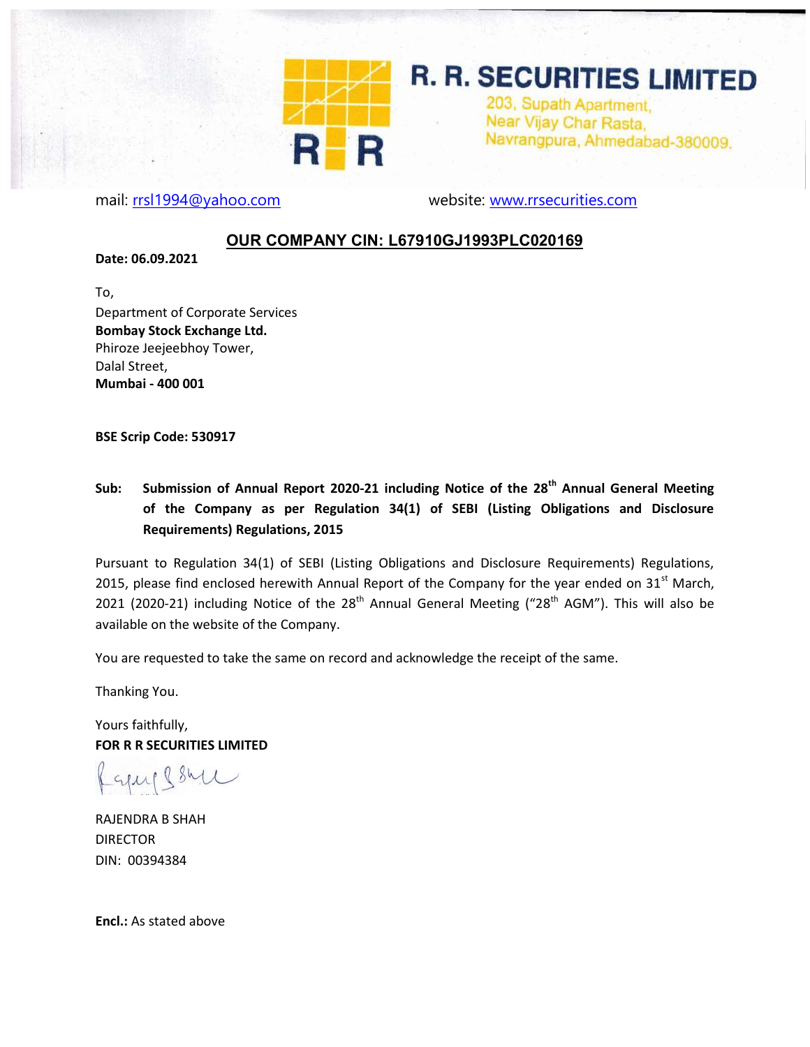# R. R. SECURITIES LIMITED

203, Supath Apartment,
Near Vijay Char Rasta,
Navrangpura, Ahmedabad-380009.

mail: rrsl1994@yahoo.com website: www.rrsecurities.com

**OUR COMPANY CIN: L67910GJ1993PLC020169**

**Date: 06.09.2021**

To,
Department of Corporate Services
**Bombay Stock Exchange Ltd.**
Phiroze Jeejeebhoy Tower,
Dalal Street,
**Mumbai - 400 001**

**BSE Scrip Code: 530917**

**Sub: Submission of Annual Report 2020-21 including Notice of the 28th Annual General Meeting of the Company as per Regulation 34(1) of SEBI (Listing Obligations and Disclosure Requirements) Regulations, 2015**

Pursuant to Regulation 34(1) of SEBI (Listing Obligations and Disclosure Requirements) Regulations, 2015, please find enclosed herewith Annual Report of the Company for the year ended on 31st March, 2021 (2020-21) including Notice of the 28th Annual General Meeting ("28th AGM"). This will also be available on the website of the Company.

You are requested to take the same on record and acknowledge the receipt of the same.

Thanking You.

Yours faithfully,
**FOR R R SECURITIES LIMITED**

RAJENDRA B SHAH
DIRECTOR
DIN: 00394384

**Encl.:** As stated above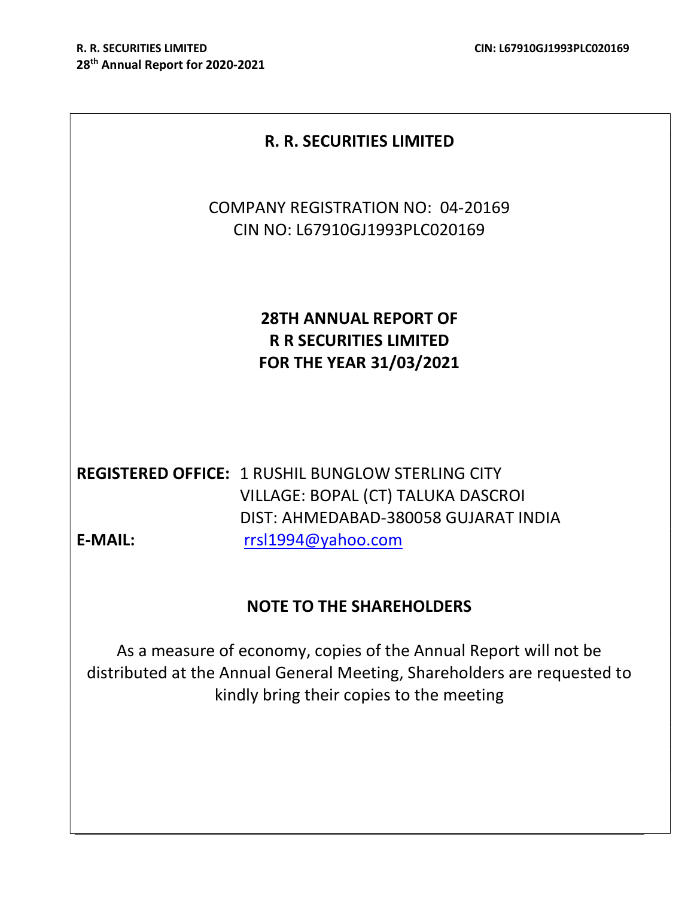# R. R. SECURITIES LIMITED

COMPANY REGISTRATION NO: 04-20169
CIN NO: L67910GJ1993PLC020169

## 28TH ANNUAL REPORT OF R R SECURITIES LIMITED FOR THE YEAR 31/03/2021

**REGISTERED OFFICE:** 1 RUSHIL BUNGLOW STERLING CITY
VILLAGE: BOPAL (CT) TALUKA DASCROI
DIST: AHMEDABAD-380058 GUJARAT INDIA

**E-MAIL:** rrsl1994@yahoo.com

## NOTE TO THE SHAREHOLDERS

As a measure of economy, copies of the Annual Report will not be distributed at the Annual General Meeting, Shareholders are requested to kindly bring their copies to the meeting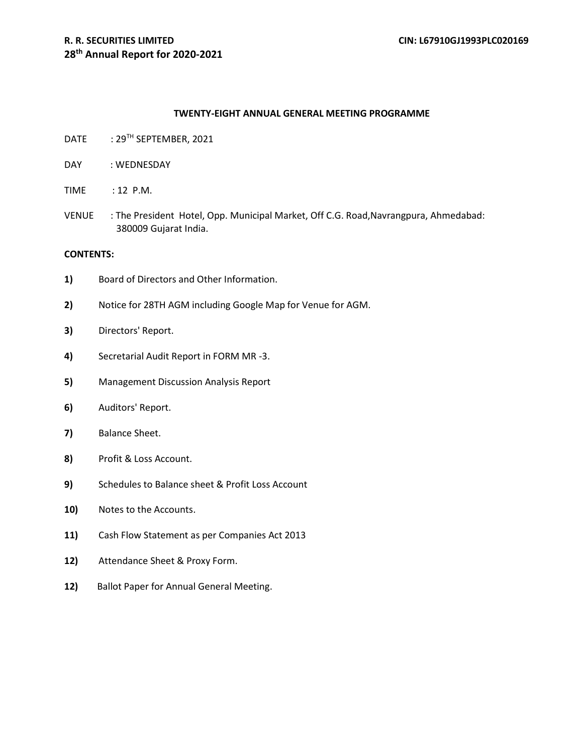### TWENTY-EIGHT ANNUAL GENERAL MEETING PROGRAMME

DATE : 29TH SEPTEMBER, 2021

DAY : WEDNESDAY

TIME : 12 P.M.

VENUE : The President Hotel, Opp. Municipal Market, Off C.G. Road,Navrangpura, Ahmedabad: 380009 Gujarat India.

**CONTENTS:**

**1)** Board of Directors and Other Information.

**2)** Notice for 28TH AGM including Google Map for Venue for AGM.

**3)** Directors' Report.

**4)** Secretarial Audit Report in FORM MR -3.

**5)** Management Discussion Analysis Report

**6)** Auditors' Report.

**7)** Balance Sheet.

**8)** Profit & Loss Account.

**9)** Schedules to Balance sheet & Profit Loss Account

**10)** Notes to the Accounts.

**11)** Cash Flow Statement as per Companies Act 2013

**12)** Attendance Sheet & Proxy Form.

**12)** Ballot Paper for Annual General Meeting.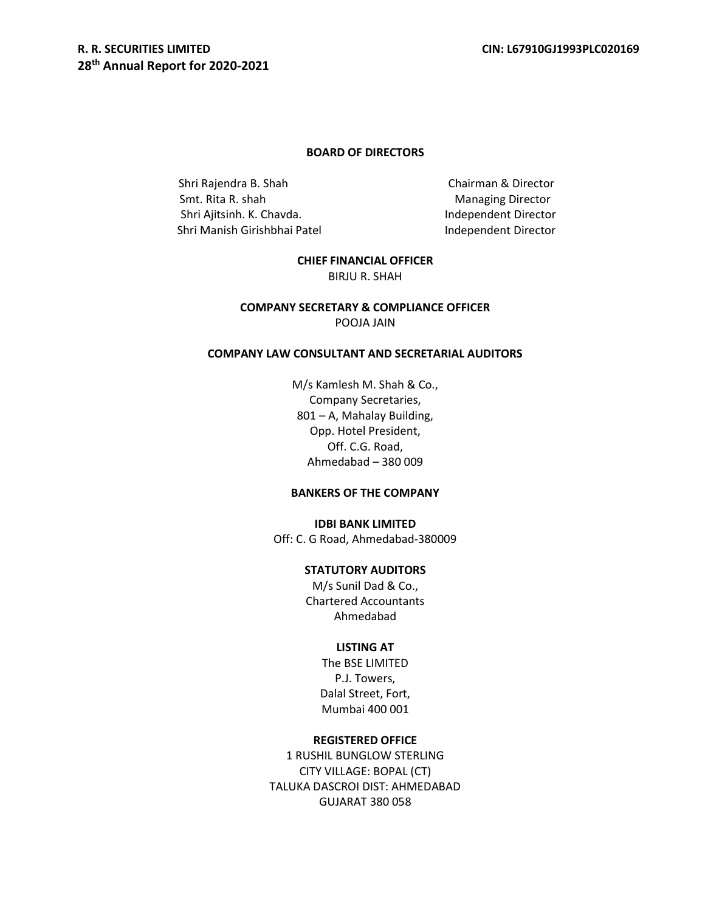## BOARD OF DIRECTORS

| | |
|---|---|
| Shri Rajendra B. Shah | Chairman & Director |
| Smt. Rita R. shah | Managing Director |
| Shri Ajitsinh. K. Chavda. | Independent Director |
| Shri Manish Girishbhai Patel | Independent Director |

**CHIEF FINANCIAL OFFICER**

BIRJU R. SHAH

**COMPANY SECRETARY & COMPLIANCE OFFICER**

POOJA JAIN

**COMPANY LAW CONSULTANT AND SECRETARIAL AUDITORS**

M/s Kamlesh M. Shah & Co.,
Company Secretaries,
801 – A, Mahalay Building,
Opp. Hotel President,
Off. C.G. Road,
Ahmedabad – 380 009

**BANKERS OF THE COMPANY**

**IDBI BANK LIMITED**

Off: C. G Road, Ahmedabad-380009

**STATUTORY AUDITORS**

M/s Sunil Dad & Co.,
Chartered Accountants
Ahmedabad

**LISTING AT**

The BSE LIMITED
P.J. Towers,
Dalal Street, Fort,
Mumbai 400 001

**REGISTERED OFFICE**

1 RUSHIL BUNGLOW STERLING
CITY VILLAGE: BOPAL (CT)
TALUKA DASCROI DIST: AHMEDABAD
GUJARAT 380 058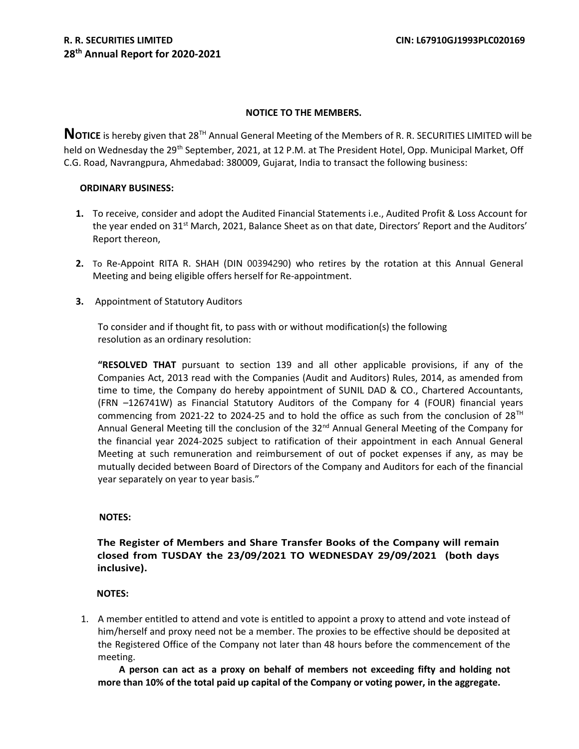### NOTICE TO THE MEMBERS.

**NOTICE** is hereby given that 28TH Annual General Meeting of the Members of R. R. SECURITIES LIMITED will be held on Wednesday the 29th September, 2021, at 12 P.M. at The President Hotel, Opp. Municipal Market, Off C.G. Road, Navrangpura, Ahmedabad: 380009, Gujarat, India to transact the following business:

**ORDINARY BUSINESS:**

1. To receive, consider and adopt the Audited Financial Statements i.e., Audited Profit & Loss Account for the year ended on 31st March, 2021, Balance Sheet as on that date, Directors' Report and the Auditors' Report thereon,

2. To Re-Appoint RITA R. SHAH (DIN 00394290) who retires by the rotation at this Annual General Meeting and being eligible offers herself for Re-appointment.

3. Appointment of Statutory Auditors

   To consider and if thought fit, to pass with or without modification(s) the following resolution as an ordinary resolution:

   **"RESOLVED THAT** pursuant to section 139 and all other applicable provisions, if any of the Companies Act, 2013 read with the Companies (Audit and Auditors) Rules, 2014, as amended from time to time, the Company do hereby appointment of SUNIL DAD & CO., Chartered Accountants, (FRN –126741W) as Financial Statutory Auditors of the Company for 4 (FOUR) financial years commencing from 2021-22 to 2024-25 and to hold the office as such from the conclusion of 28TH Annual General Meeting till the conclusion of the 32nd Annual General Meeting of the Company for the financial year 2024-2025 subject to ratification of their appointment in each Annual General Meeting at such remuneration and reimbursement of out of pocket expenses if any, as may be mutually decided between Board of Directors of the Company and Auditors for each of the financial year separately on year to year basis."

**NOTES:**

**The Register of Members and Share Transfer Books of the Company will remain closed from TUSDAY the 23/09/2021 TO WEDNESDAY 29/09/2021 (both days inclusive).**

**NOTES:**

1. A member entitled to attend and vote is entitled to appoint a proxy to attend and vote instead of him/herself and proxy need not be a member. The proxies to be effective should be deposited at the Registered Office of the Company not later than 48 hours before the commencement of the meeting.

   **A person can act as a proxy on behalf of members not exceeding fifty and holding not more than 10% of the total paid up capital of the Company or voting power, in the aggregate.**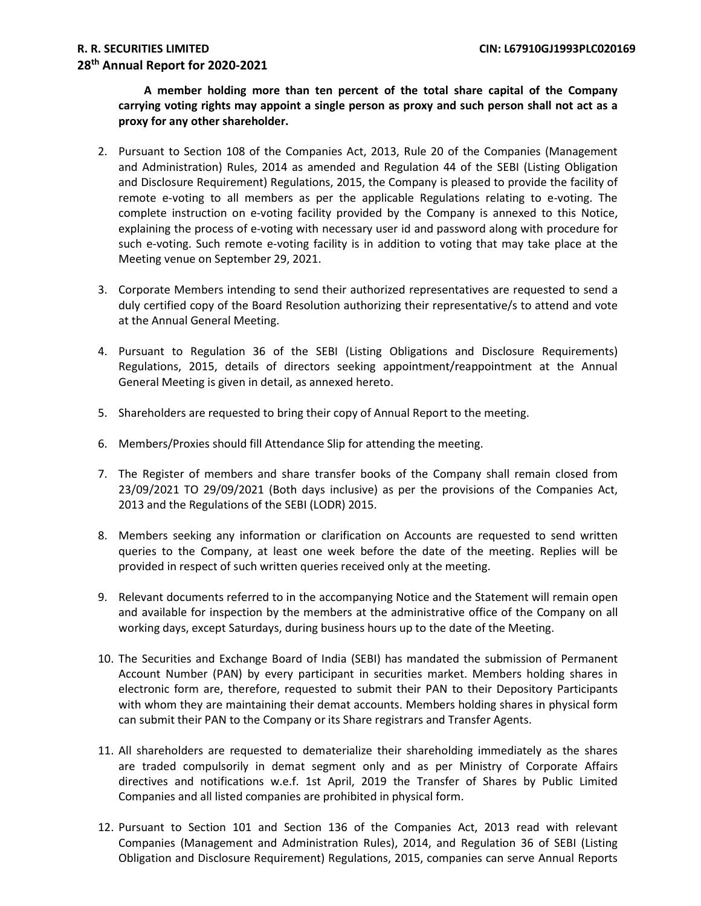**A member holding more than ten percent of the total share capital of the Company carrying voting rights may appoint a single person as proxy and such person shall not act as a proxy for any other shareholder.**

2. Pursuant to Section 108 of the Companies Act, 2013, Rule 20 of the Companies (Management and Administration) Rules, 2014 as amended and Regulation 44 of the SEBI (Listing Obligation and Disclosure Requirement) Regulations, 2015, the Company is pleased to provide the facility of remote e-voting to all members as per the applicable Regulations relating to e-voting. The complete instruction on e-voting facility provided by the Company is annexed to this Notice, explaining the process of e-voting with necessary user id and password along with procedure for such e-voting. Such remote e-voting facility is in addition to voting that may take place at the Meeting venue on September 29, 2021.

3. Corporate Members intending to send their authorized representatives are requested to send a duly certified copy of the Board Resolution authorizing their representative/s to attend and vote at the Annual General Meeting.

4. Pursuant to Regulation 36 of the SEBI (Listing Obligations and Disclosure Requirements) Regulations, 2015, details of directors seeking appointment/reappointment at the Annual General Meeting is given in detail, as annexed hereto.

5. Shareholders are requested to bring their copy of Annual Report to the meeting.

6. Members/Proxies should fill Attendance Slip for attending the meeting.

7. The Register of members and share transfer books of the Company shall remain closed from 23/09/2021 TO 29/09/2021 (Both days inclusive) as per the provisions of the Companies Act, 2013 and the Regulations of the SEBI (LODR) 2015.

8. Members seeking any information or clarification on Accounts are requested to send written queries to the Company, at least one week before the date of the meeting. Replies will be provided in respect of such written queries received only at the meeting.

9. Relevant documents referred to in the accompanying Notice and the Statement will remain open and available for inspection by the members at the administrative office of the Company on all working days, except Saturdays, during business hours up to the date of the Meeting.

10. The Securities and Exchange Board of India (SEBI) has mandated the submission of Permanent Account Number (PAN) by every participant in securities market. Members holding shares in electronic form are, therefore, requested to submit their PAN to their Depository Participants with whom they are maintaining their demat accounts. Members holding shares in physical form can submit their PAN to the Company or its Share registrars and Transfer Agents.

11. All shareholders are requested to dematerialize their shareholding immediately as the shares are traded compulsorily in demat segment only and as per Ministry of Corporate Affairs directives and notifications w.e.f. 1st April, 2019 the Transfer of Shares by Public Limited Companies and all listed companies are prohibited in physical form.

12. Pursuant to Section 101 and Section 136 of the Companies Act, 2013 read with relevant Companies (Management and Administration Rules), 2014, and Regulation 36 of SEBI (Listing Obligation and Disclosure Requirement) Regulations, 2015, companies can serve Annual Reports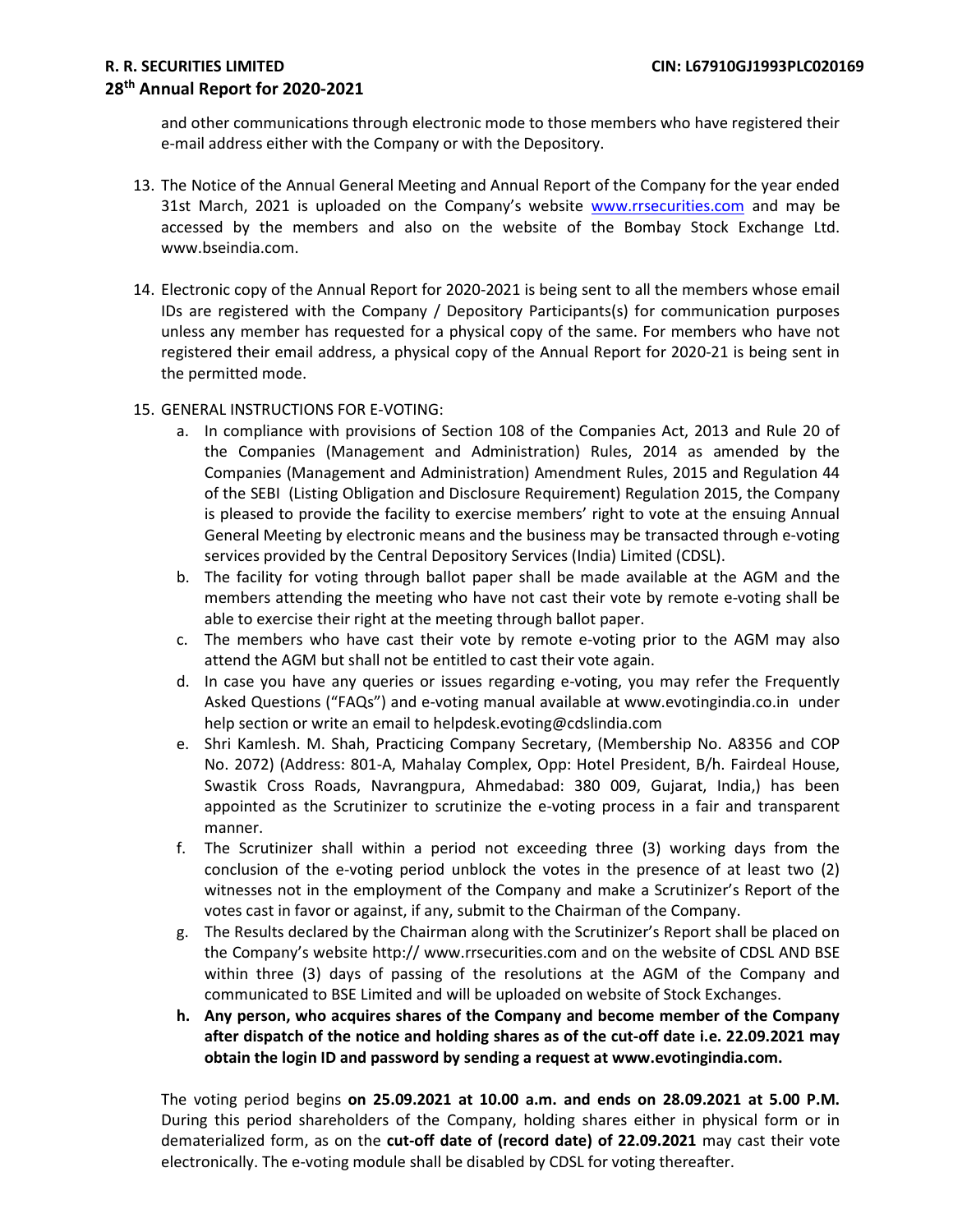and other communications through electronic mode to those members who have registered their e-mail address either with the Company or with the Depository.

13. The Notice of the Annual General Meeting and Annual Report of the Company for the year ended 31st March, 2021 is uploaded on the Company's website www.rrsecurities.com and may be accessed by the members and also on the website of the Bombay Stock Exchange Ltd. www.bseindia.com.

14. Electronic copy of the Annual Report for 2020-2021 is being sent to all the members whose email IDs are registered with the Company / Depository Participants(s) for communication purposes unless any member has requested for a physical copy of the same. For members who have not registered their email address, a physical copy of the Annual Report for 2020-21 is being sent in the permitted mode.

15. GENERAL INSTRUCTIONS FOR E-VOTING:
    a. In compliance with provisions of Section 108 of the Companies Act, 2013 and Rule 20 of the Companies (Management and Administration) Rules, 2014 as amended by the Companies (Management and Administration) Amendment Rules, 2015 and Regulation 44 of the SEBI (Listing Obligation and Disclosure Requirement) Regulation 2015, the Company is pleased to provide the facility to exercise members' right to vote at the ensuing Annual General Meeting by electronic means and the business may be transacted through e-voting services provided by the Central Depository Services (India) Limited (CDSL).
    b. The facility for voting through ballot paper shall be made available at the AGM and the members attending the meeting who have not cast their vote by remote e-voting shall be able to exercise their right at the meeting through ballot paper.
    c. The members who have cast their vote by remote e-voting prior to the AGM may also attend the AGM but shall not be entitled to cast their vote again.
    d. In case you have any queries or issues regarding e-voting, you may refer the Frequently Asked Questions ("FAQs") and e-voting manual available at www.evotingindia.co.in under help section or write an email to helpdesk.evoting@cdslindia.com
    e. Shri Kamlesh. M. Shah, Practicing Company Secretary, (Membership No. A8356 and COP No. 2072) (Address: 801-A, Mahalay Complex, Opp: Hotel President, B/h. Fairdeal House, Swastik Cross Roads, Navrangpura, Ahmedabad: 380 009, Gujarat, India,) has been appointed as the Scrutinizer to scrutinize the e-voting process in a fair and transparent manner.
    f. The Scrutinizer shall within a period not exceeding three (3) working days from the conclusion of the e-voting period unblock the votes in the presence of at least two (2) witnesses not in the employment of the Company and make a Scrutinizer's Report of the votes cast in favor or against, if any, submit to the Chairman of the Company.
    g. The Results declared by the Chairman along with the Scrutinizer's Report shall be placed on the Company's website http:// www.rrsecurities.com and on the website of CDSL AND BSE within three (3) days of passing of the resolutions at the AGM of the Company and communicated to BSE Limited and will be uploaded on website of Stock Exchanges.
    **h. Any person, who acquires shares of the Company and become member of the Company after dispatch of the notice and holding shares as of the cut-off date i.e. 22.09.2021 may obtain the login ID and password by sending a request at www.evotingindia.com.**

The voting period begins **on 25.09.2021 at 10.00 a.m. and ends on 28.09.2021 at 5.00 P.M.** During this period shareholders of the Company, holding shares either in physical form or in dematerialized form, as on the **cut-off date of (record date) of 22.09.2021** may cast their vote electronically. The e-voting module shall be disabled by CDSL for voting thereafter.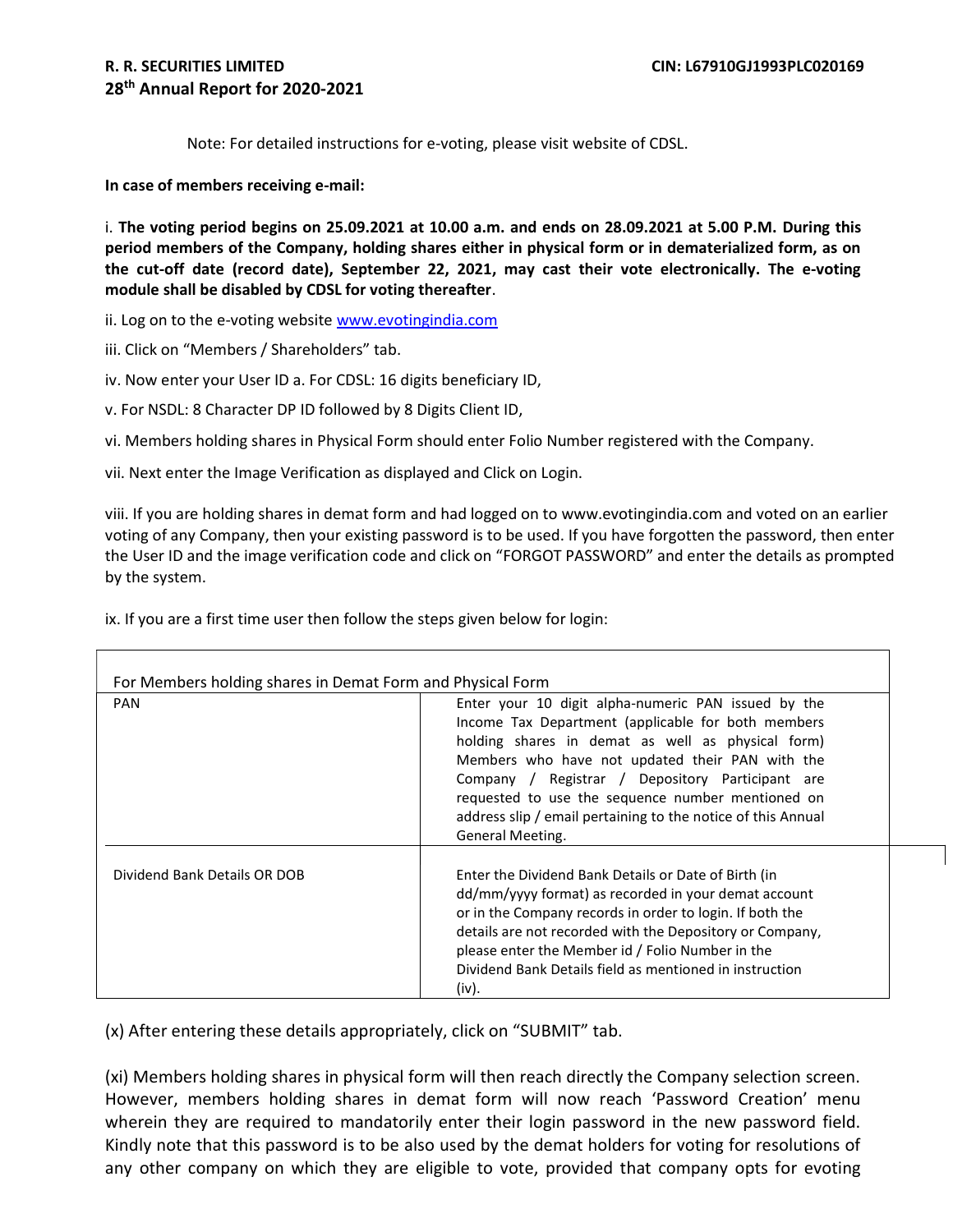Note: For detailed instructions for e-voting, please visit website of CDSL.

**In case of members receiving e-mail:**

i. **The voting period begins on 25.09.2021 at 10.00 a.m. and ends on 28.09.2021 at 5.00 P.M. During this period members of the Company, holding shares either in physical form or in dematerialized form, as on the cut-off date (record date), September 22, 2021, may cast their vote electronically. The e-voting module shall be disabled by CDSL for voting thereafter**.

ii. Log on to the e-voting website www.evotingindia.com

iii. Click on "Members / Shareholders" tab.

iv. Now enter your User ID a. For CDSL: 16 digits beneficiary ID,

v. For NSDL: 8 Character DP ID followed by 8 Digits Client ID,

vi. Members holding shares in Physical Form should enter Folio Number registered with the Company.

vii. Next enter the Image Verification as displayed and Click on Login.

viii. If you are holding shares in demat form and had logged on to www.evotingindia.com and voted on an earlier voting of any Company, then your existing password is to be used. If you have forgotten the password, then enter the User ID and the image verification code and click on "FORGOT PASSWORD" and enter the details as prompted by the system.

ix. If you are a first time user then follow the steps given below for login:

| For Members holding shares in Demat Form and Physical Form | |
|---|---|
| PAN | Enter your 10 digit alpha-numeric PAN issued by the Income Tax Department (applicable for both members holding shares in demat as well as physical form) Members who have not updated their PAN with the Company / Registrar / Depository Participant are requested to use the sequence number mentioned on address slip / email pertaining to the notice of this Annual General Meeting. |
| Dividend Bank Details OR DOB | Enter the Dividend Bank Details or Date of Birth (in dd/mm/yyyy format) as recorded in your demat account or in the Company records in order to login. If both the details are not recorded with the Depository or Company, please enter the Member id / Folio Number in the Dividend Bank Details field as mentioned in instruction (iv). |

(x) After entering these details appropriately, click on "SUBMIT" tab.

(xi) Members holding shares in physical form will then reach directly the Company selection screen. However, members holding shares in demat form will now reach 'Password Creation' menu wherein they are required to mandatorily enter their login password in the new password field. Kindly note that this password is to be also used by the demat holders for voting for resolutions of any other company on which they are eligible to vote, provided that company opts for evoting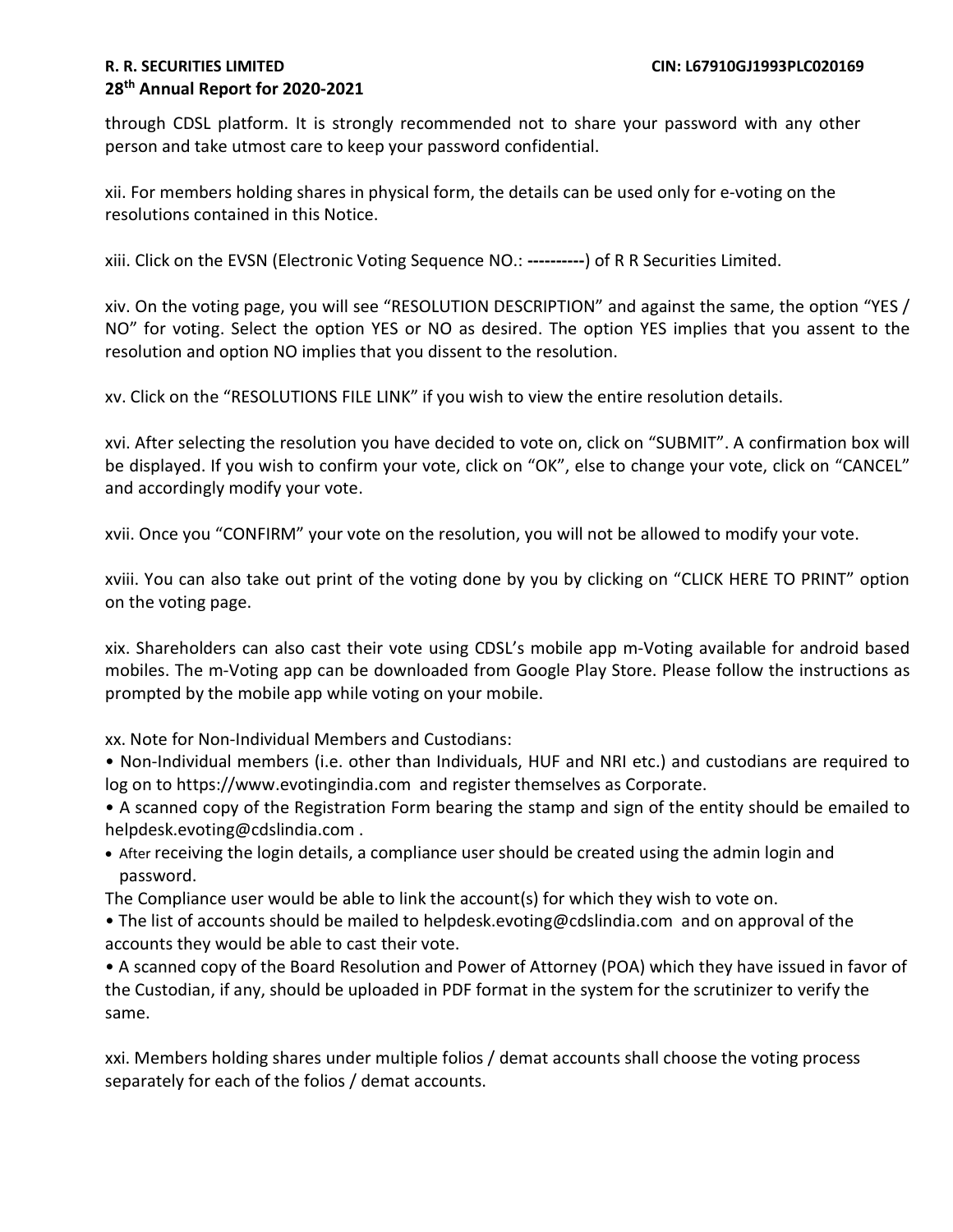through CDSL platform. It is strongly recommended not to share your password with any other person and take utmost care to keep your password confidential.

xii. For members holding shares in physical form, the details can be used only for e-voting on the resolutions contained in this Notice.

xiii. Click on the EVSN (Electronic Voting Sequence NO.: **----------**) of R R Securities Limited.

xiv. On the voting page, you will see "RESOLUTION DESCRIPTION" and against the same, the option "YES / NO" for voting. Select the option YES or NO as desired. The option YES implies that you assent to the resolution and option NO implies that you dissent to the resolution.

xv. Click on the "RESOLUTIONS FILE LINK" if you wish to view the entire resolution details.

xvi. After selecting the resolution you have decided to vote on, click on "SUBMIT". A confirmation box will be displayed. If you wish to confirm your vote, click on "OK", else to change your vote, click on "CANCEL" and accordingly modify your vote.

xvii. Once you "CONFIRM" your vote on the resolution, you will not be allowed to modify your vote.

xviii. You can also take out print of the voting done by you by clicking on "CLICK HERE TO PRINT" option on the voting page.

xix. Shareholders can also cast their vote using CDSL's mobile app m-Voting available for android based mobiles. The m-Voting app can be downloaded from Google Play Store. Please follow the instructions as prompted by the mobile app while voting on your mobile.

xx. Note for Non-Individual Members and Custodians:

- Non-Individual members (i.e. other than Individuals, HUF and NRI etc.) and custodians are required to log on to https://www.evotingindia.com and register themselves as Corporate.
- A scanned copy of the Registration Form bearing the stamp and sign of the entity should be emailed to helpdesk.evoting@cdslindia.com .
- After receiving the login details, a compliance user should be created using the admin login and password.

The Compliance user would be able to link the account(s) for which they wish to vote on.

- The list of accounts should be mailed to helpdesk.evoting@cdslindia.com and on approval of the accounts they would be able to cast their vote.
- A scanned copy of the Board Resolution and Power of Attorney (POA) which they have issued in favor of the Custodian, if any, should be uploaded in PDF format in the system for the scrutinizer to verify the same.

xxi. Members holding shares under multiple folios / demat accounts shall choose the voting process separately for each of the folios / demat accounts.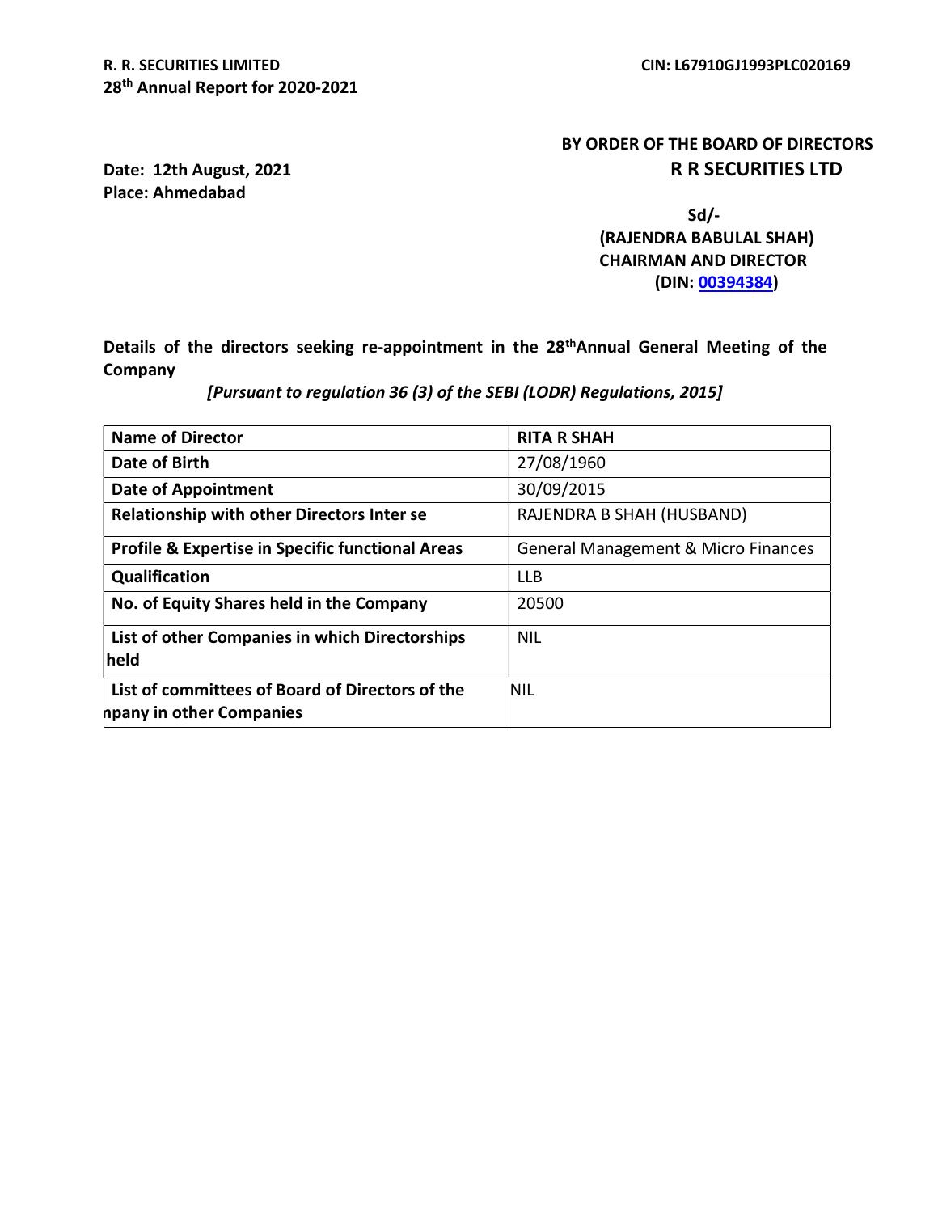**BY ORDER OF THE BOARD OF DIRECTORS**
**R R SECURITIES LTD**

**Date: 12th August, 2021**
**Place: Ahmedabad**

**Sd/-**
**(RAJENDRA BABULAL SHAH)**
**CHAIRMAN AND DIRECTOR**
**(DIN: 00394384)**

**Details of the directors seeking re-appointment in the 28th Annual General Meeting of the Company**

*[Pursuant to regulation 36 (3) of the SEBI (LODR) Regulations, 2015]*

| **Name of Director** | **RITA R SHAH** |
|---|---|
| **Date of Birth** | 27/08/1960 |
| **Date of Appointment** | 30/09/2015 |
| **Relationship with other Directors Inter se** | RAJENDRA B SHAH (HUSBAND) |
| **Profile & Expertise in Specific functional Areas** | General Management & Micro Finances |
| **Qualification** | LLB |
| **No. of Equity Shares held in the Company** | 20500 |
| **List of other Companies in which Directorships held** | NIL |
| **List of committees of Board of Directors of the npany in other Companies** | NIL |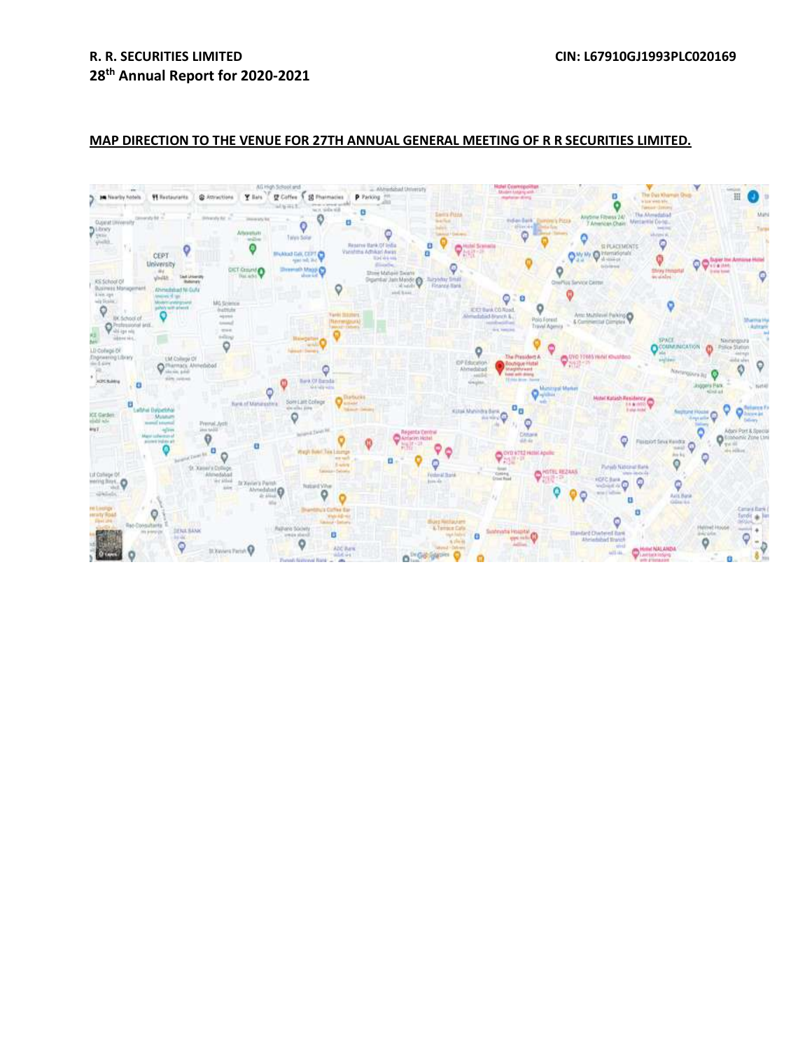**MAP DIRECTION TO THE VENUE FOR 27TH ANNUAL GENERAL MEETING OF R R SECURITIES LIMITED.**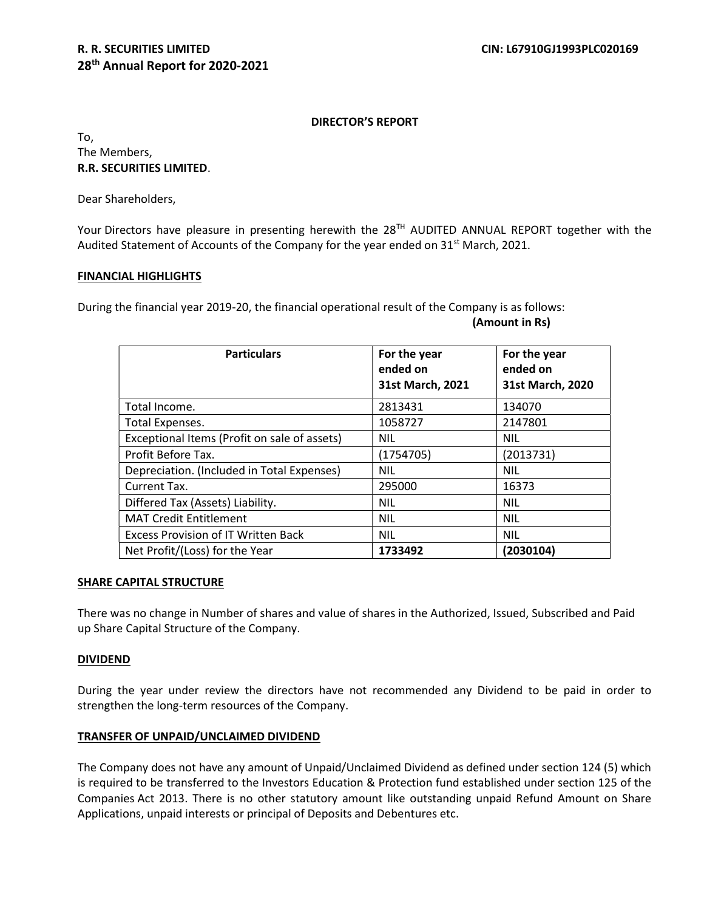**R. R. SECURITIES LIMITED** **CIN: L67910GJ1993PLC020169**

**28th Annual Report for 2020-2021**

## DIRECTOR'S REPORT

To,
The Members,
**R.R. SECURITIES LIMITED**.

Dear Shareholders,

Your Directors have pleasure in presenting herewith the 28TH AUDITED ANNUAL REPORT together with the Audited Statement of Accounts of the Company for the year ended on 31st March, 2021.

### FINANCIAL HIGHLIGHTS

During the financial year 2019-20, the financial operational result of the Company is as follows:

**(Amount in Rs)**

| Particulars | For the year ended on 31st March, 2021 | For the year ended on 31st March, 2020 |
|---|---|---|
| Total Income. | 2813431 | 134070 |
| Total Expenses. | 1058727 | 2147801 |
| Exceptional Items (Profit on sale of assets) | NIL | NIL |
| Profit Before Tax. | (1754705) | (2013731) |
| Depreciation. (Included in Total Expenses) | NIL | NIL |
| Current Tax. | 295000 | 16373 |
| Differed Tax (Assets) Liability. | NIL | NIL |
| MAT Credit Entitlement | NIL | NIL |
| Excess Provision of IT Written Back | NIL | NIL |
| Net Profit/(Loss) for the Year | **1733492** | **(2030104)** |

### SHARE CAPITAL STRUCTURE

There was no change in Number of shares and value of shares in the Authorized, Issued, Subscribed and Paid up Share Capital Structure of the Company.

### DIVIDEND

During the year under review the directors have not recommended any Dividend to be paid in order to strengthen the long-term resources of the Company.

### TRANSFER OF UNPAID/UNCLAIMED DIVIDEND

The Company does not have any amount of Unpaid/Unclaimed Dividend as defined under section 124 (5) which is required to be transferred to the Investors Education & Protection fund established under section 125 of the Companies Act 2013. There is no other statutory amount like outstanding unpaid Refund Amount on Share Applications, unpaid interests or principal of Deposits and Debentures etc.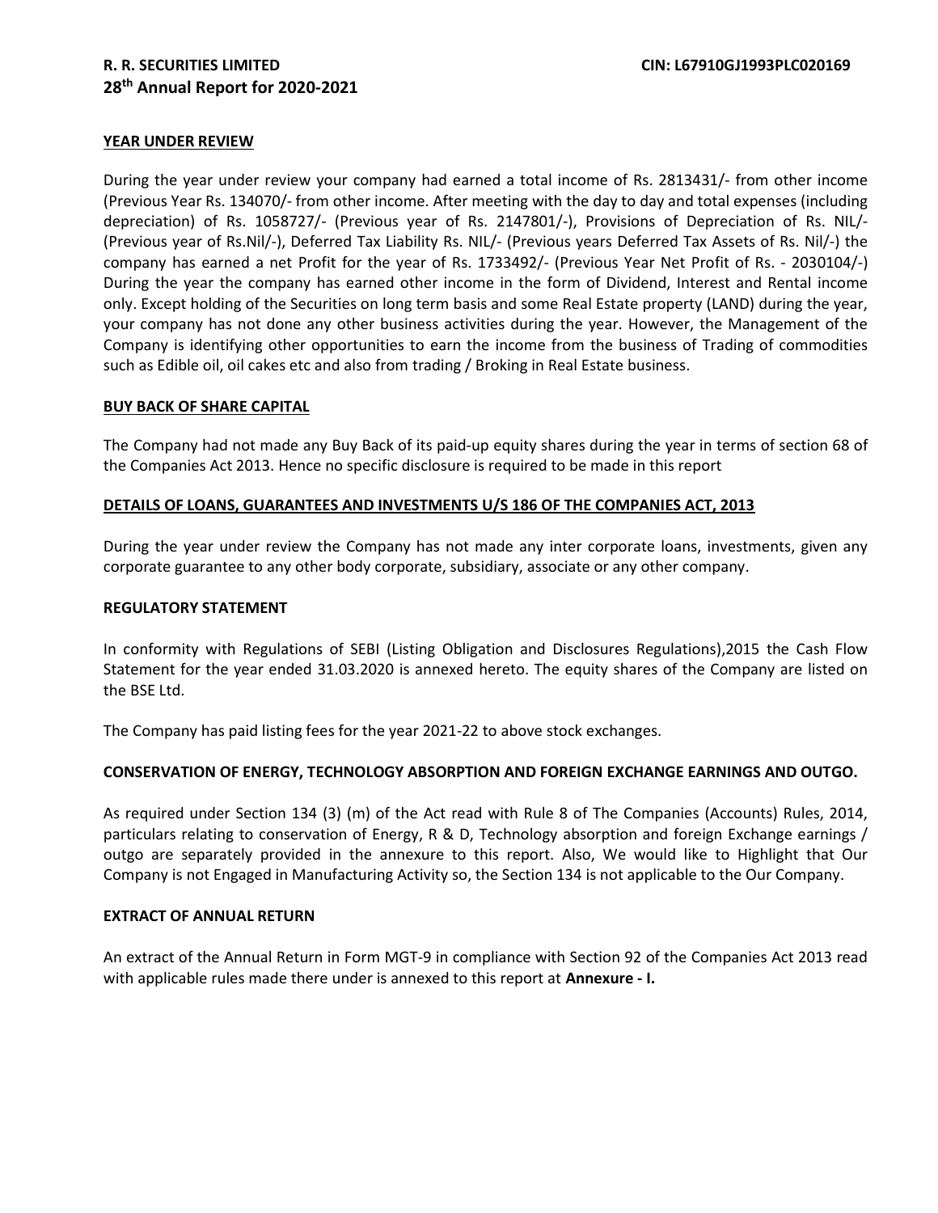#### YEAR UNDER REVIEW

During the year under review your company had earned a total income of Rs. 2813431/- from other income (Previous Year Rs. 134070/- from other income. After meeting with the day to day and total expenses (including depreciation) of Rs. 1058727/- (Previous year of Rs. 2147801/-), Provisions of Depreciation of Rs. NIL/- (Previous year of Rs.Nil/-), Deferred Tax Liability Rs. NIL/- (Previous years Deferred Tax Assets of Rs. Nil/-) the company has earned a net Profit for the year of Rs. 1733492/- (Previous Year Net Profit of Rs. - 2030104/-) During the year the company has earned other income in the form of Dividend, Interest and Rental income only. Except holding of the Securities on long term basis and some Real Estate property (LAND) during the year, your company has not done any other business activities during the year. However, the Management of the Company is identifying other opportunities to earn the income from the business of Trading of commodities such as Edible oil, oil cakes etc and also from trading / Broking in Real Estate business.

#### BUY BACK OF SHARE CAPITAL

The Company had not made any Buy Back of its paid-up equity shares during the year in terms of section 68 of the Companies Act 2013. Hence no specific disclosure is required to be made in this report

#### DETAILS OF LOANS, GUARANTEES AND INVESTMENTS U/S 186 OF THE COMPANIES ACT, 2013

During the year under review the Company has not made any inter corporate loans, investments, given any corporate guarantee to any other body corporate, subsidiary, associate or any other company.

#### REGULATORY STATEMENT

In conformity with Regulations of SEBI (Listing Obligation and Disclosures Regulations),2015 the Cash Flow Statement for the year ended 31.03.2020 is annexed hereto. The equity shares of the Company are listed on the BSE Ltd.

The Company has paid listing fees for the year 2021-22 to above stock exchanges.

#### CONSERVATION OF ENERGY, TECHNOLOGY ABSORPTION AND FOREIGN EXCHANGE EARNINGS AND OUTGO.

As required under Section 134 (3) (m) of the Act read with Rule 8 of The Companies (Accounts) Rules, 2014, particulars relating to conservation of Energy, R & D, Technology absorption and foreign Exchange earnings / outgo are separately provided in the annexure to this report. Also, We would like to Highlight that Our Company is not Engaged in Manufacturing Activity so, the Section 134 is not applicable to the Our Company.

#### EXTRACT OF ANNUAL RETURN

An extract of the Annual Return in Form MGT-9 in compliance with Section 92 of the Companies Act 2013 read with applicable rules made there under is annexed to this report at **Annexure - I.**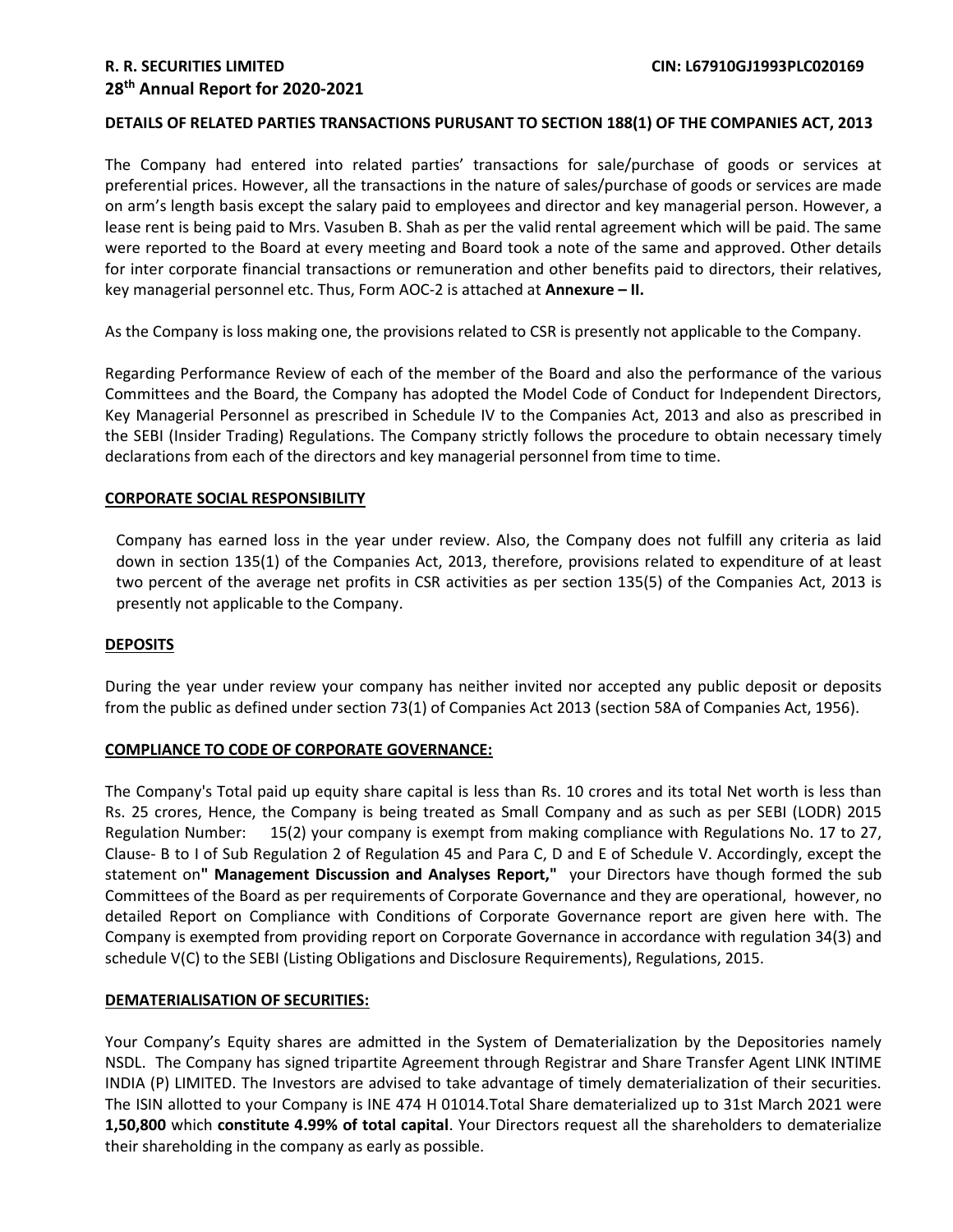**DETAILS OF RELATED PARTIES TRANSACTIONS PURUSANT TO SECTION 188(1) OF THE COMPANIES ACT, 2013**

The Company had entered into related parties' transactions for sale/purchase of goods or services at preferential prices. However, all the transactions in the nature of sales/purchase of goods or services are made on arm's length basis except the salary paid to employees and director and key managerial person. However, a lease rent is being paid to Mrs. Vasuben B. Shah as per the valid rental agreement which will be paid. The same were reported to the Board at every meeting and Board took a note of the same and approved. Other details for inter corporate financial transactions or remuneration and other benefits paid to directors, their relatives, key managerial personnel etc. Thus, Form AOC-2 is attached at **Annexure – II.**

As the Company is loss making one, the provisions related to CSR is presently not applicable to the Company.

Regarding Performance Review of each of the member of the Board and also the performance of the various Committees and the Board, the Company has adopted the Model Code of Conduct for Independent Directors, Key Managerial Personnel as prescribed in Schedule IV to the Companies Act, 2013 and also as prescribed in the SEBI (Insider Trading) Regulations. The Company strictly follows the procedure to obtain necessary timely declarations from each of the directors and key managerial personnel from time to time.

**CORPORATE SOCIAL RESPONSIBILITY**

Company has earned loss in the year under review. Also, the Company does not fulfill any criteria as laid down in section 135(1) of the Companies Act, 2013, therefore, provisions related to expenditure of at least two percent of the average net profits in CSR activities as per section 135(5) of the Companies Act, 2013 is presently not applicable to the Company.

**DEPOSITS**

During the year under review your company has neither invited nor accepted any public deposit or deposits from the public as defined under section 73(1) of Companies Act 2013 (section 58A of Companies Act, 1956).

**COMPLIANCE TO CODE OF CORPORATE GOVERNANCE:**

The Company's Total paid up equity share capital is less than Rs. 10 crores and its total Net worth is less than Rs. 25 crores, Hence, the Company is being treated as Small Company and as such as per SEBI (LODR) 2015 Regulation Number: 15(2) your company is exempt from making compliance with Regulations No. 17 to 27, Clause- B to I of Sub Regulation 2 of Regulation 45 and Para C, D and E of Schedule V. Accordingly, except the statement on **" Management Discussion and Analyses Report,"** your Directors have though formed the sub Committees of the Board as per requirements of Corporate Governance and they are operational, however, no detailed Report on Compliance with Conditions of Corporate Governance report are given here with. The Company is exempted from providing report on Corporate Governance in accordance with regulation 34(3) and schedule V(C) to the SEBI (Listing Obligations and Disclosure Requirements), Regulations, 2015.

**DEMATERIALISATION OF SECURITIES:**

Your Company's Equity shares are admitted in the System of Dematerialization by the Depositories namely NSDL. The Company has signed tripartite Agreement through Registrar and Share Transfer Agent LINK INTIME INDIA (P) LIMITED. The Investors are advised to take advantage of timely dematerialization of their securities. The ISIN allotted to your Company is INE 474 H 01014.Total Share dematerialized up to 31st March 2021 were **1,50,800** which **constitute 4.99% of total capital**. Your Directors request all the shareholders to dematerialize their shareholding in the company as early as possible.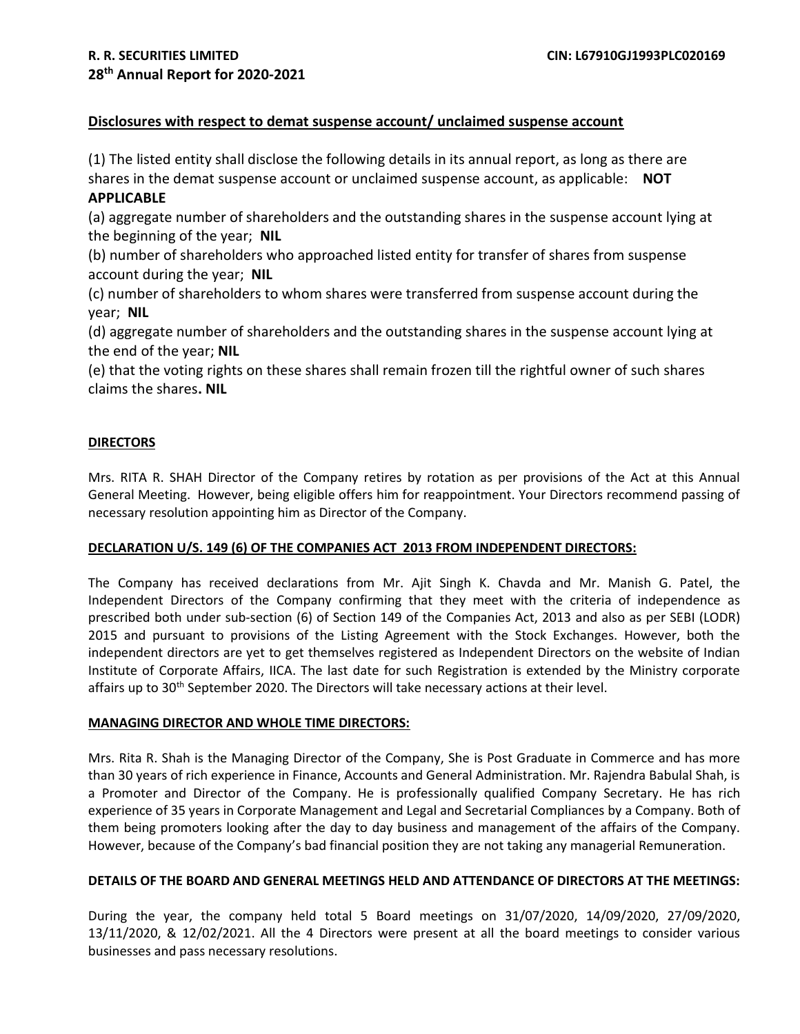## Disclosures with respect to demat suspense account/ unclaimed suspense account

(1) The listed entity shall disclose the following details in its annual report, as long as there are shares in the demat suspense account or unclaimed suspense account, as applicable: **NOT APPLICABLE**

(a) aggregate number of shareholders and the outstanding shares in the suspense account lying at the beginning of the year; **NIL**

(b) number of shareholders who approached listed entity for transfer of shares from suspense account during the year; **NIL**

(c) number of shareholders to whom shares were transferred from suspense account during the year; **NIL**

(d) aggregate number of shareholders and the outstanding shares in the suspense account lying at the end of the year; **NIL**

(e) that the voting rights on these shares shall remain frozen till the rightful owner of such shares claims the shares**. NIL**

## DIRECTORS

Mrs. RITA R. SHAH Director of the Company retires by rotation as per provisions of the Act at this Annual General Meeting. However, being eligible offers him for reappointment. Your Directors recommend passing of necessary resolution appointing him as Director of the Company.

## DECLARATION U/S. 149 (6) OF THE COMPANIES ACT 2013 FROM INDEPENDENT DIRECTORS:

The Company has received declarations from Mr. Ajit Singh K. Chavda and Mr. Manish G. Patel, the Independent Directors of the Company confirming that they meet with the criteria of independence as prescribed both under sub-section (6) of Section 149 of the Companies Act, 2013 and also as per SEBI (LODR) 2015 and pursuant to provisions of the Listing Agreement with the Stock Exchanges. However, both the independent directors are yet to get themselves registered as Independent Directors on the website of Indian Institute of Corporate Affairs, IICA. The last date for such Registration is extended by the Ministry corporate affairs up to 30th September 2020. The Directors will take necessary actions at their level.

## MANAGING DIRECTOR AND WHOLE TIME DIRECTORS:

Mrs. Rita R. Shah is the Managing Director of the Company, She is Post Graduate in Commerce and has more than 30 years of rich experience in Finance, Accounts and General Administration. Mr. Rajendra Babulal Shah, is a Promoter and Director of the Company. He is professionally qualified Company Secretary. He has rich experience of 35 years in Corporate Management and Legal and Secretarial Compliances by a Company. Both of them being promoters looking after the day to day business and management of the affairs of the Company. However, because of the Company's bad financial position they are not taking any managerial Remuneration.

## DETAILS OF THE BOARD AND GENERAL MEETINGS HELD AND ATTENDANCE OF DIRECTORS AT THE MEETINGS:

During the year, the company held total 5 Board meetings on 31/07/2020, 14/09/2020, 27/09/2020, 13/11/2020, & 12/02/2021. All the 4 Directors were present at all the board meetings to consider various businesses and pass necessary resolutions.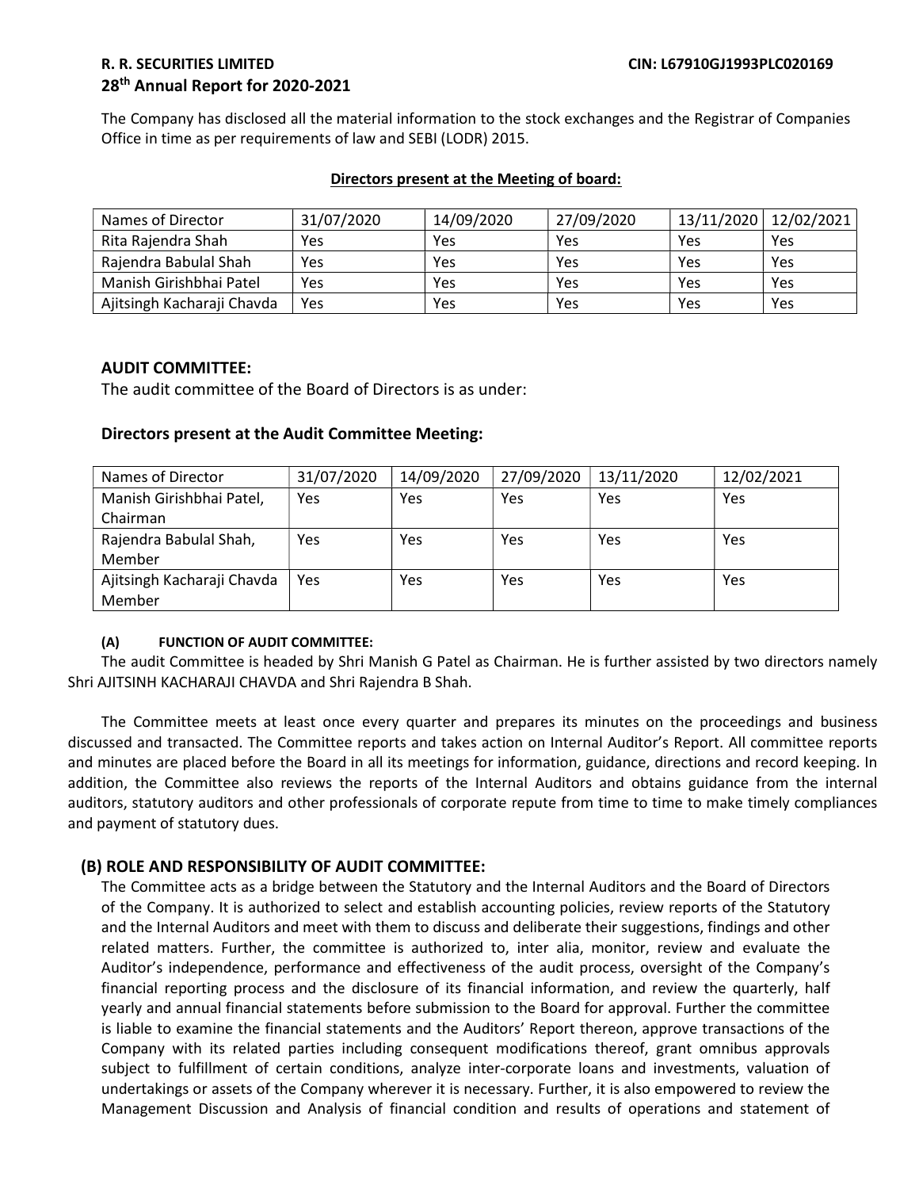The Company has disclosed all the material information to the stock exchanges and the Registrar of Companies Office in time as per requirements of law and SEBI (LODR) 2015.

**Directors present at the Meeting of board:**

| Names of Director | 31/07/2020 | 14/09/2020 | 27/09/2020 | 13/11/2020 | 12/02/2021 |
|---|---|---|---|---|---|
| Rita Rajendra Shah | Yes | Yes | Yes | Yes | Yes |
| Rajendra Babulal Shah | Yes | Yes | Yes | Yes | Yes |
| Manish Girishbhai Patel | Yes | Yes | Yes | Yes | Yes |
| Ajitsingh Kacharaji Chavda | Yes | Yes | Yes | Yes | Yes |

### AUDIT COMMITTEE:

The audit committee of the Board of Directors is as under:

### Directors present at the Audit Committee Meeting:

| Names of Director | 31/07/2020 | 14/09/2020 | 27/09/2020 | 13/11/2020 | 12/02/2021 |
|---|---|---|---|---|---|
| Manish Girishbhai Patel, Chairman | Yes | Yes | Yes | Yes | Yes |
| Rajendra Babulal Shah, Member | Yes | Yes | Yes | Yes | Yes |
| Ajitsingh Kacharaji Chavda Member | Yes | Yes | Yes | Yes | Yes |

**(A) FUNCTION OF AUDIT COMMITTEE:**

The audit Committee is headed by Shri Manish G Patel as Chairman. He is further assisted by two directors namely Shri AJITSINH KACHARAJI CHAVDA and Shri Rajendra B Shah.

The Committee meets at least once every quarter and prepares its minutes on the proceedings and business discussed and transacted. The Committee reports and takes action on Internal Auditor's Report. All committee reports and minutes are placed before the Board in all its meetings for information, guidance, directions and record keeping. In addition, the Committee also reviews the reports of the Internal Auditors and obtains guidance from the internal auditors, statutory auditors and other professionals of corporate repute from time to time to make timely compliances and payment of statutory dues.

### (B) ROLE AND RESPONSIBILITY OF AUDIT COMMITTEE:

The Committee acts as a bridge between the Statutory and the Internal Auditors and the Board of Directors of the Company. It is authorized to select and establish accounting policies, review reports of the Statutory and the Internal Auditors and meet with them to discuss and deliberate their suggestions, findings and other related matters. Further, the committee is authorized to, inter alia, monitor, review and evaluate the Auditor's independence, performance and effectiveness of the audit process, oversight of the Company's financial reporting process and the disclosure of its financial information, and review the quarterly, half yearly and annual financial statements before submission to the Board for approval. Further the committee is liable to examine the financial statements and the Auditors' Report thereon, approve transactions of the Company with its related parties including consequent modifications thereof, grant omnibus approvals subject to fulfillment of certain conditions, analyze inter-corporate loans and investments, valuation of undertakings or assets of the Company wherever it is necessary. Further, it is also empowered to review the Management Discussion and Analysis of financial condition and results of operations and statement of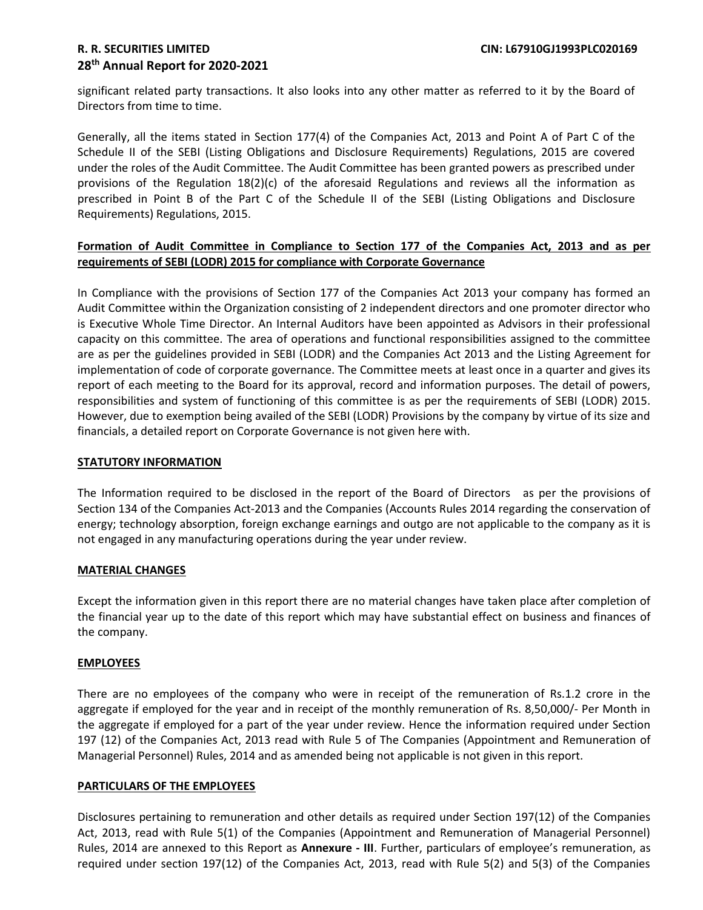significant related party transactions. It also looks into any other matter as referred to it by the Board of Directors from time to time.

Generally, all the items stated in Section 177(4) of the Companies Act, 2013 and Point A of Part C of the Schedule II of the SEBI (Listing Obligations and Disclosure Requirements) Regulations, 2015 are covered under the roles of the Audit Committee. The Audit Committee has been granted powers as prescribed under provisions of the Regulation 18(2)(c) of the aforesaid Regulations and reviews all the information as prescribed in Point B of the Part C of the Schedule II of the SEBI (Listing Obligations and Disclosure Requirements) Regulations, 2015.

**Formation of Audit Committee in Compliance to Section 177 of the Companies Act, 2013 and as per requirements of SEBI (LODR) 2015 for compliance with Corporate Governance**

In Compliance with the provisions of Section 177 of the Companies Act 2013 your company has formed an Audit Committee within the Organization consisting of 2 independent directors and one promoter director who is Executive Whole Time Director. An Internal Auditors have been appointed as Advisors in their professional capacity on this committee. The area of operations and functional responsibilities assigned to the committee are as per the guidelines provided in SEBI (LODR) and the Companies Act 2013 and the Listing Agreement for implementation of code of corporate governance. The Committee meets at least once in a quarter and gives its report of each meeting to the Board for its approval, record and information purposes. The detail of powers, responsibilities and system of functioning of this committee is as per the requirements of SEBI (LODR) 2015. However, due to exemption being availed of the SEBI (LODR) Provisions by the company by virtue of its size and financials, a detailed report on Corporate Governance is not given here with.

**STATUTORY INFORMATION**

The Information required to be disclosed in the report of the Board of Directors as per the provisions of Section 134 of the Companies Act-2013 and the Companies (Accounts Rules 2014 regarding the conservation of energy; technology absorption, foreign exchange earnings and outgo are not applicable to the company as it is not engaged in any manufacturing operations during the year under review.

**MATERIAL CHANGES**

Except the information given in this report there are no material changes have taken place after completion of the financial year up to the date of this report which may have substantial effect on business and finances of the company.

**EMPLOYEES**

There are no employees of the company who were in receipt of the remuneration of Rs.1.2 crore in the aggregate if employed for the year and in receipt of the monthly remuneration of Rs. 8,50,000/- Per Month in the aggregate if employed for a part of the year under review. Hence the information required under Section 197 (12) of the Companies Act, 2013 read with Rule 5 of The Companies (Appointment and Remuneration of Managerial Personnel) Rules, 2014 and as amended being not applicable is not given in this report.

**PARTICULARS OF THE EMPLOYEES**

Disclosures pertaining to remuneration and other details as required under Section 197(12) of the Companies Act, 2013, read with Rule 5(1) of the Companies (Appointment and Remuneration of Managerial Personnel) Rules, 2014 are annexed to this Report as **Annexure - III**. Further, particulars of employee's remuneration, as required under section 197(12) of the Companies Act, 2013, read with Rule 5(2) and 5(3) of the Companies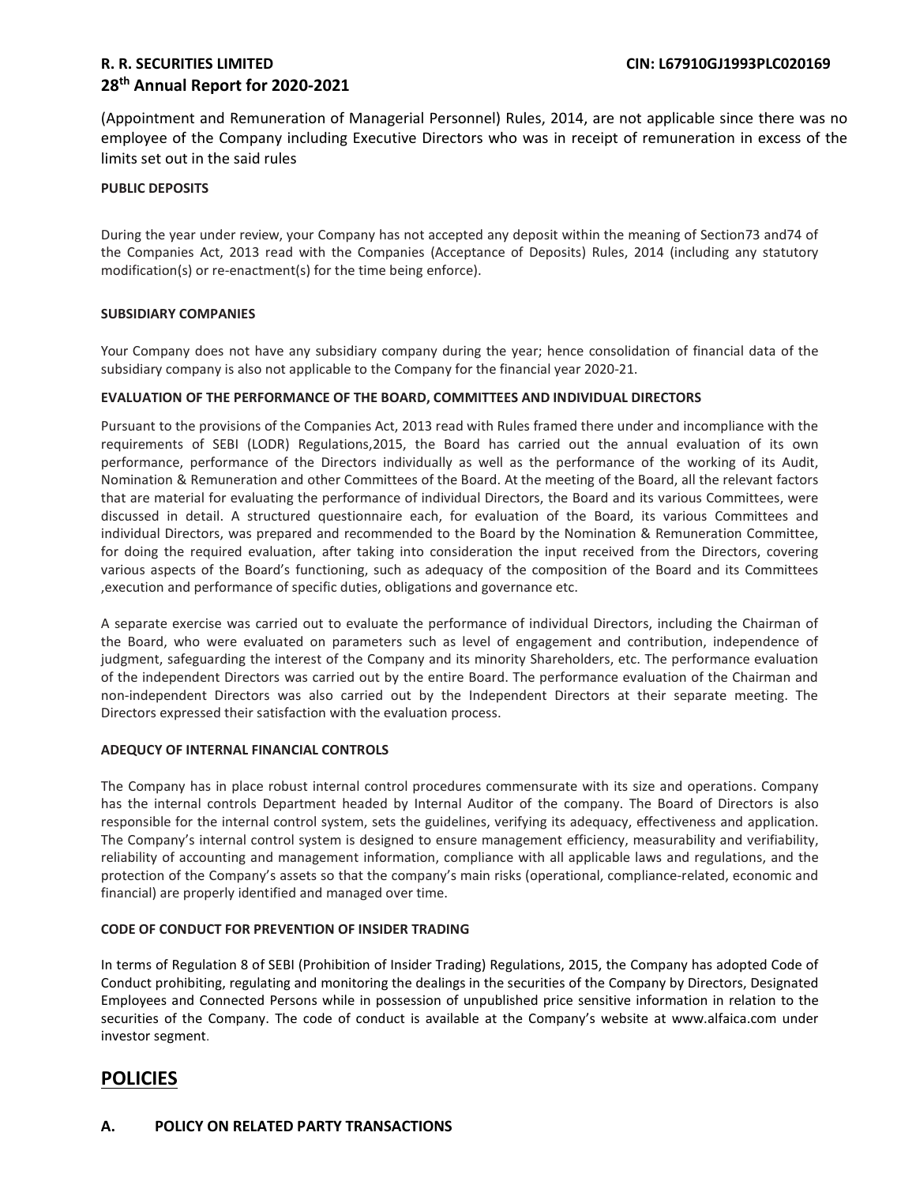(Appointment and Remuneration of Managerial Personnel) Rules, 2014, are not applicable since there was no employee of the Company including Executive Directors who was in receipt of remuneration in excess of the limits set out in the said rules

**PUBLIC DEPOSITS**

During the year under review, your Company has not accepted any deposit within the meaning of Section73 and74 of the Companies Act, 2013 read with the Companies (Acceptance of Deposits) Rules, 2014 (including any statutory modification(s) or re-enactment(s) for the time being enforce).

**SUBSIDIARY COMPANIES**

Your Company does not have any subsidiary company during the year; hence consolidation of financial data of the subsidiary company is also not applicable to the Company for the financial year 2020-21.

**EVALUATION OF THE PERFORMANCE OF THE BOARD, COMMITTEES AND INDIVIDUAL DIRECTORS**

Pursuant to the provisions of the Companies Act, 2013 read with Rules framed there under and incompliance with the requirements of SEBI (LODR) Regulations,2015, the Board has carried out the annual evaluation of its own performance, performance of the Directors individually as well as the performance of the working of its Audit, Nomination & Remuneration and other Committees of the Board. At the meeting of the Board, all the relevant factors that are material for evaluating the performance of individual Directors, the Board and its various Committees, were discussed in detail. A structured questionnaire each, for evaluation of the Board, its various Committees and individual Directors, was prepared and recommended to the Board by the Nomination & Remuneration Committee, for doing the required evaluation, after taking into consideration the input received from the Directors, covering various aspects of the Board's functioning, such as adequacy of the composition of the Board and its Committees ,execution and performance of specific duties, obligations and governance etc.

A separate exercise was carried out to evaluate the performance of individual Directors, including the Chairman of the Board, who were evaluated on parameters such as level of engagement and contribution, independence of judgment, safeguarding the interest of the Company and its minority Shareholders, etc. The performance evaluation of the independent Directors was carried out by the entire Board. The performance evaluation of the Chairman and non-independent Directors was also carried out by the Independent Directors at their separate meeting. The Directors expressed their satisfaction with the evaluation process.

**ADEQUCY OF INTERNAL FINANCIAL CONTROLS**

The Company has in place robust internal control procedures commensurate with its size and operations. Company has the internal controls Department headed by Internal Auditor of the company. The Board of Directors is also responsible for the internal control system, sets the guidelines, verifying its adequacy, effectiveness and application. The Company's internal control system is designed to ensure management efficiency, measurability and verifiability, reliability of accounting and management information, compliance with all applicable laws and regulations, and the protection of the Company's assets so that the company's main risks (operational, compliance-related, economic and financial) are properly identified and managed over time.

**CODE OF CONDUCT FOR PREVENTION OF INSIDER TRADING**

In terms of Regulation 8 of SEBI (Prohibition of Insider Trading) Regulations, 2015, the Company has adopted Code of Conduct prohibiting, regulating and monitoring the dealings in the securities of the Company by Directors, Designated Employees and Connected Persons while in possession of unpublished price sensitive information in relation to the securities of the Company. The code of conduct is available at the Company's website at www.alfaica.com under investor segment.

## POLICIES

### A. POLICY ON RELATED PARTY TRANSACTIONS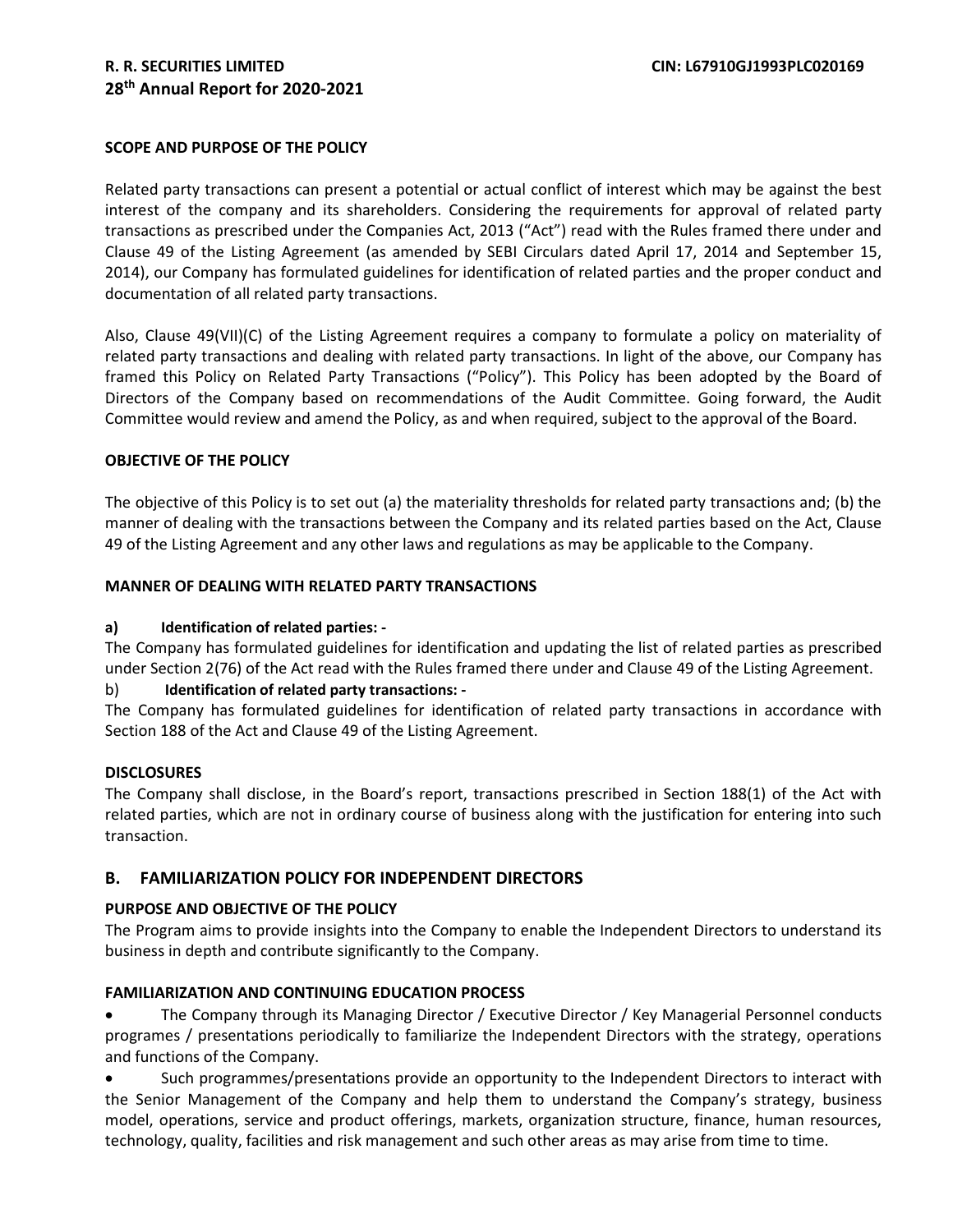**SCOPE AND PURPOSE OF THE POLICY**

Related party transactions can present a potential or actual conflict of interest which may be against the best interest of the company and its shareholders. Considering the requirements for approval of related party transactions as prescribed under the Companies Act, 2013 ("Act") read with the Rules framed there under and Clause 49 of the Listing Agreement (as amended by SEBI Circulars dated April 17, 2014 and September 15, 2014), our Company has formulated guidelines for identification of related parties and the proper conduct and documentation of all related party transactions.

Also, Clause 49(VII)(C) of the Listing Agreement requires a company to formulate a policy on materiality of related party transactions and dealing with related party transactions. In light of the above, our Company has framed this Policy on Related Party Transactions ("Policy"). This Policy has been adopted by the Board of Directors of the Company based on recommendations of the Audit Committee. Going forward, the Audit Committee would review and amend the Policy, as and when required, subject to the approval of the Board.

**OBJECTIVE OF THE POLICY**

The objective of this Policy is to set out (a) the materiality thresholds for related party transactions and; (b) the manner of dealing with the transactions between the Company and its related parties based on the Act, Clause 49 of the Listing Agreement and any other laws and regulations as may be applicable to the Company.

**MANNER OF DEALING WITH RELATED PARTY TRANSACTIONS**

**a) Identification of related parties: -**

The Company has formulated guidelines for identification and updating the list of related parties as prescribed under Section 2(76) of the Act read with the Rules framed there under and Clause 49 of the Listing Agreement.

b) **Identification of related party transactions: -**

The Company has formulated guidelines for identification of related party transactions in accordance with Section 188 of the Act and Clause 49 of the Listing Agreement.

**DISCLOSURES**

The Company shall disclose, in the Board's report, transactions prescribed in Section 188(1) of the Act with related parties, which are not in ordinary course of business along with the justification for entering into such transaction.

## B. FAMILIARIZATION POLICY FOR INDEPENDENT DIRECTORS

**PURPOSE AND OBJECTIVE OF THE POLICY**

The Program aims to provide insights into the Company to enable the Independent Directors to understand its business in depth and contribute significantly to the Company.

**FAMILIARIZATION AND CONTINUING EDUCATION PROCESS**

- The Company through its Managing Director / Executive Director / Key Managerial Personnel conducts programes / presentations periodically to familiarize the Independent Directors with the strategy, operations and functions of the Company.
- Such programmes/presentations provide an opportunity to the Independent Directors to interact with the Senior Management of the Company and help them to understand the Company's strategy, business model, operations, service and product offerings, markets, organization structure, finance, human resources, technology, quality, facilities and risk management and such other areas as may arise from time to time.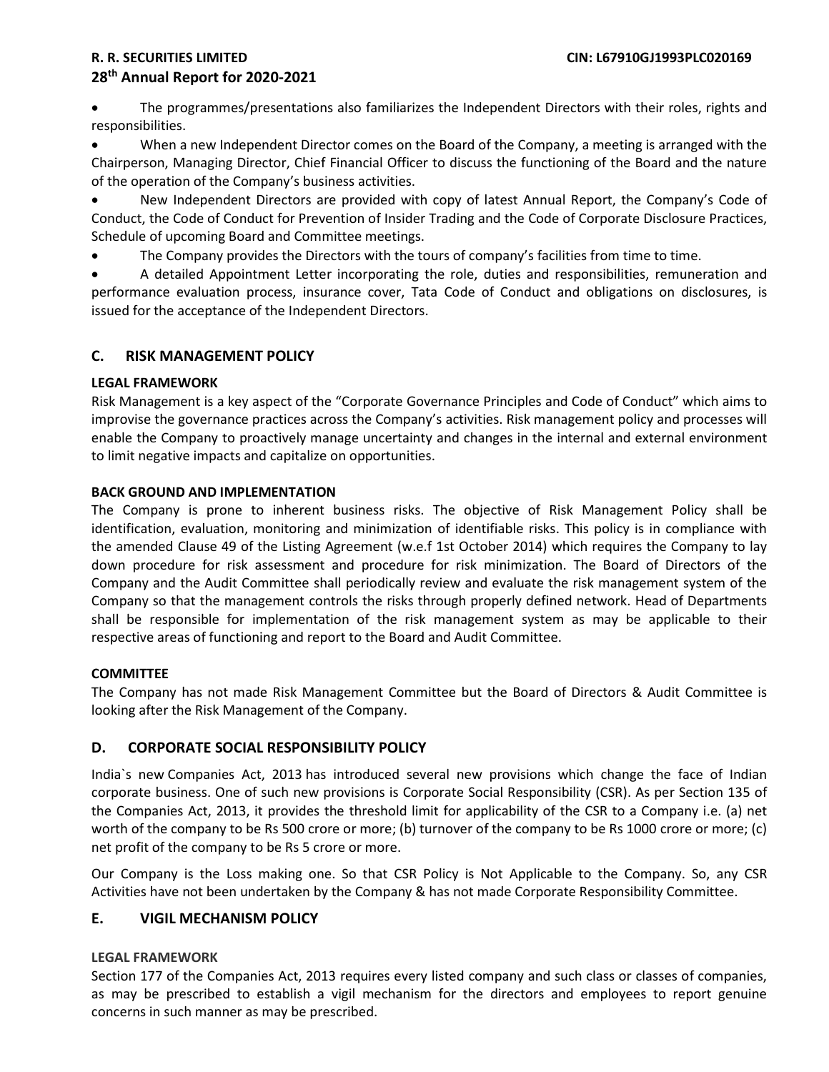- The programmes/presentations also familiarizes the Independent Directors with their roles, rights and responsibilities.
- When a new Independent Director comes on the Board of the Company, a meeting is arranged with the Chairperson, Managing Director, Chief Financial Officer to discuss the functioning of the Board and the nature of the operation of the Company's business activities.
- New Independent Directors are provided with copy of latest Annual Report, the Company's Code of Conduct, the Code of Conduct for Prevention of Insider Trading and the Code of Corporate Disclosure Practices, Schedule of upcoming Board and Committee meetings.
- The Company provides the Directors with the tours of company's facilities from time to time.
- A detailed Appointment Letter incorporating the role, duties and responsibilities, remuneration and performance evaluation process, insurance cover, Tata Code of Conduct and obligations on disclosures, is issued for the acceptance of the Independent Directors.

## C. RISK MANAGEMENT POLICY

**LEGAL FRAMEWORK**

Risk Management is a key aspect of the "Corporate Governance Principles and Code of Conduct" which aims to improvise the governance practices across the Company's activities. Risk management policy and processes will enable the Company to proactively manage uncertainty and changes in the internal and external environment to limit negative impacts and capitalize on opportunities.

**BACK GROUND AND IMPLEMENTATION**

The Company is prone to inherent business risks. The objective of Risk Management Policy shall be identification, evaluation, monitoring and minimization of identifiable risks. This policy is in compliance with the amended Clause 49 of the Listing Agreement (w.e.f 1st October 2014) which requires the Company to lay down procedure for risk assessment and procedure for risk minimization. The Board of Directors of the Company and the Audit Committee shall periodically review and evaluate the risk management system of the Company so that the management controls the risks through properly defined network. Head of Departments shall be responsible for implementation of the risk management system as may be applicable to their respective areas of functioning and report to the Board and Audit Committee.

**COMMITTEE**

The Company has not made Risk Management Committee but the Board of Directors & Audit Committee is looking after the Risk Management of the Company.

## D. CORPORATE SOCIAL RESPONSIBILITY POLICY

India`s new Companies Act, 2013 has introduced several new provisions which change the face of Indian corporate business. One of such new provisions is Corporate Social Responsibility (CSR). As per Section 135 of the Companies Act, 2013, it provides the threshold limit for applicability of the CSR to a Company i.e. (a) net worth of the company to be Rs 500 crore or more; (b) turnover of the company to be Rs 1000 crore or more; (c) net profit of the company to be Rs 5 crore or more.

Our Company is the Loss making one. So that CSR Policy is Not Applicable to the Company. So, any CSR Activities have not been undertaken by the Company & has not made Corporate Responsibility Committee.

## E. VIGIL MECHANISM POLICY

**LEGAL FRAMEWORK**

Section 177 of the Companies Act, 2013 requires every listed company and such class or classes of companies, as may be prescribed to establish a vigil mechanism for the directors and employees to report genuine concerns in such manner as may be prescribed.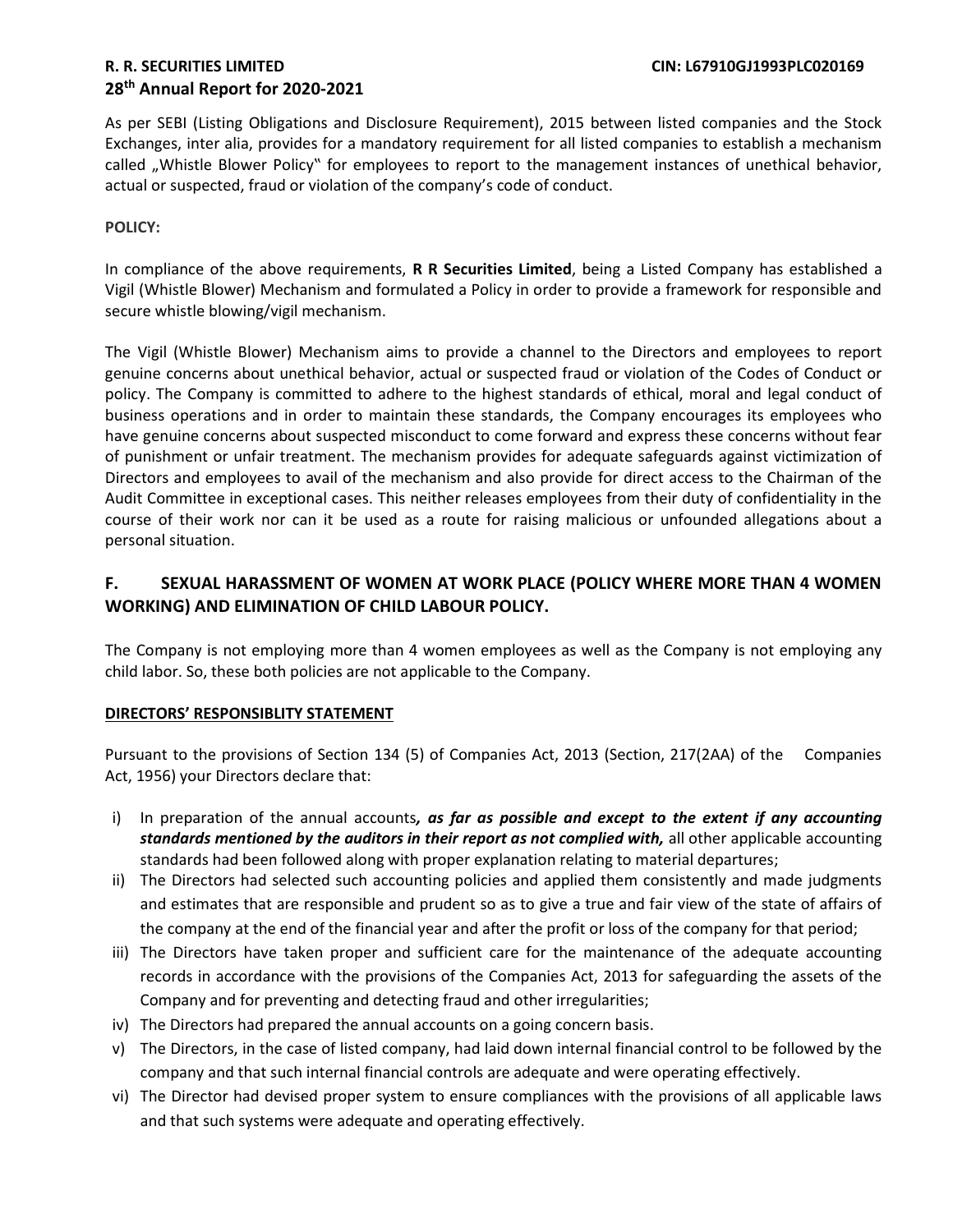As per SEBI (Listing Obligations and Disclosure Requirement), 2015 between listed companies and the Stock Exchanges, inter alia, provides for a mandatory requirement for all listed companies to establish a mechanism called „Whistle Blower Policy" for employees to report to the management instances of unethical behavior, actual or suspected, fraud or violation of the company's code of conduct.

**POLICY:**

In compliance of the above requirements, **R R Securities Limited**, being a Listed Company has established a Vigil (Whistle Blower) Mechanism and formulated a Policy in order to provide a framework for responsible and secure whistle blowing/vigil mechanism.

The Vigil (Whistle Blower) Mechanism aims to provide a channel to the Directors and employees to report genuine concerns about unethical behavior, actual or suspected fraud or violation of the Codes of Conduct or policy. The Company is committed to adhere to the highest standards of ethical, moral and legal conduct of business operations and in order to maintain these standards, the Company encourages its employees who have genuine concerns about suspected misconduct to come forward and express these concerns without fear of punishment or unfair treatment. The mechanism provides for adequate safeguards against victimization of Directors and employees to avail of the mechanism and also provide for direct access to the Chairman of the Audit Committee in exceptional cases. This neither releases employees from their duty of confidentiality in the course of their work nor can it be used as a route for raising malicious or unfounded allegations about a personal situation.

## F. SEXUAL HARASSMENT OF WOMEN AT WORK PLACE (POLICY WHERE MORE THAN 4 WOMEN WORKING) AND ELIMINATION OF CHILD LABOUR POLICY.

The Company is not employing more than 4 women employees as well as the Company is not employing any child labor. So, these both policies are not applicable to the Company.

**DIRECTORS' RESPONSIBLITY STATEMENT**

Pursuant to the provisions of Section 134 (5) of Companies Act, 2013 (Section, 217(2AA) of the Companies Act, 1956) your Directors declare that:

i) In preparation of the annual accounts***, as far as possible and except to the extent if any accounting standards mentioned by the auditors in their report as not complied with,*** all other applicable accounting standards had been followed along with proper explanation relating to material departures;
ii) The Directors had selected such accounting policies and applied them consistently and made judgments and estimates that are responsible and prudent so as to give a true and fair view of the state of affairs of the company at the end of the financial year and after the profit or loss of the company for that period;
iii) The Directors have taken proper and sufficient care for the maintenance of the adequate accounting records in accordance with the provisions of the Companies Act, 2013 for safeguarding the assets of the Company and for preventing and detecting fraud and other irregularities;
iv) The Directors had prepared the annual accounts on a going concern basis.
v) The Directors, in the case of listed company, had laid down internal financial control to be followed by the company and that such internal financial controls are adequate and were operating effectively.
vi) The Director had devised proper system to ensure compliances with the provisions of all applicable laws and that such systems were adequate and operating effectively.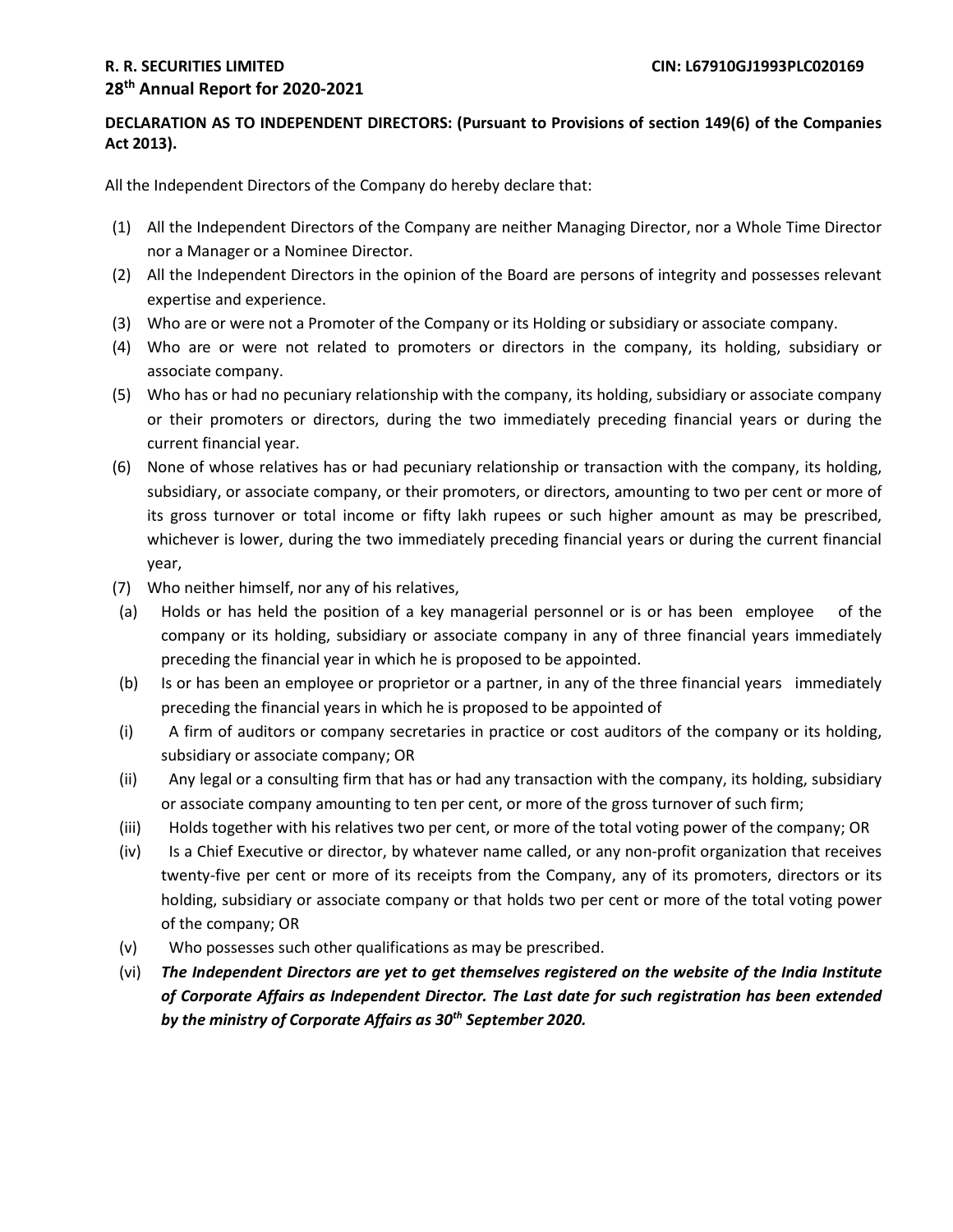**DECLARATION AS TO INDEPENDENT DIRECTORS: (Pursuant to Provisions of section 149(6) of the Companies Act 2013).**

All the Independent Directors of the Company do hereby declare that:

(1) All the Independent Directors of the Company are neither Managing Director, nor a Whole Time Director nor a Manager or a Nominee Director.

(2) All the Independent Directors in the opinion of the Board are persons of integrity and possesses relevant expertise and experience.

(3) Who are or were not a Promoter of the Company or its Holding or subsidiary or associate company.

(4) Who are or were not related to promoters or directors in the company, its holding, subsidiary or associate company.

(5) Who has or had no pecuniary relationship with the company, its holding, subsidiary or associate company or their promoters or directors, during the two immediately preceding financial years or during the current financial year.

(6) None of whose relatives has or had pecuniary relationship or transaction with the company, its holding, subsidiary, or associate company, or their promoters, or directors, amounting to two per cent or more of its gross turnover or total income or fifty lakh rupees or such higher amount as may be prescribed, whichever is lower, during the two immediately preceding financial years or during the current financial year,

(7) Who neither himself, nor any of his relatives,

(a) Holds or has held the position of a key managerial personnel or is or has been employee of the company or its holding, subsidiary or associate company in any of three financial years immediately preceding the financial year in which he is proposed to be appointed.

(b) Is or has been an employee or proprietor or a partner, in any of the three financial years immediately preceding the financial years in which he is proposed to be appointed of

(i) A firm of auditors or company secretaries in practice or cost auditors of the company or its holding, subsidiary or associate company; OR

(ii) Any legal or a consulting firm that has or had any transaction with the company, its holding, subsidiary or associate company amounting to ten per cent, or more of the gross turnover of such firm;

(iii) Holds together with his relatives two per cent, or more of the total voting power of the company; OR

(iv) Is a Chief Executive or director, by whatever name called, or any non-profit organization that receives twenty-five per cent or more of its receipts from the Company, any of its promoters, directors or its holding, subsidiary or associate company or that holds two per cent or more of the total voting power of the company; OR

(v) Who possesses such other qualifications as may be prescribed.

(vi) ***The Independent Directors are yet to get themselves registered on the website of the India Institute of Corporate Affairs as Independent Director. The Last date for such registration has been extended by the ministry of Corporate Affairs as 30th September 2020.***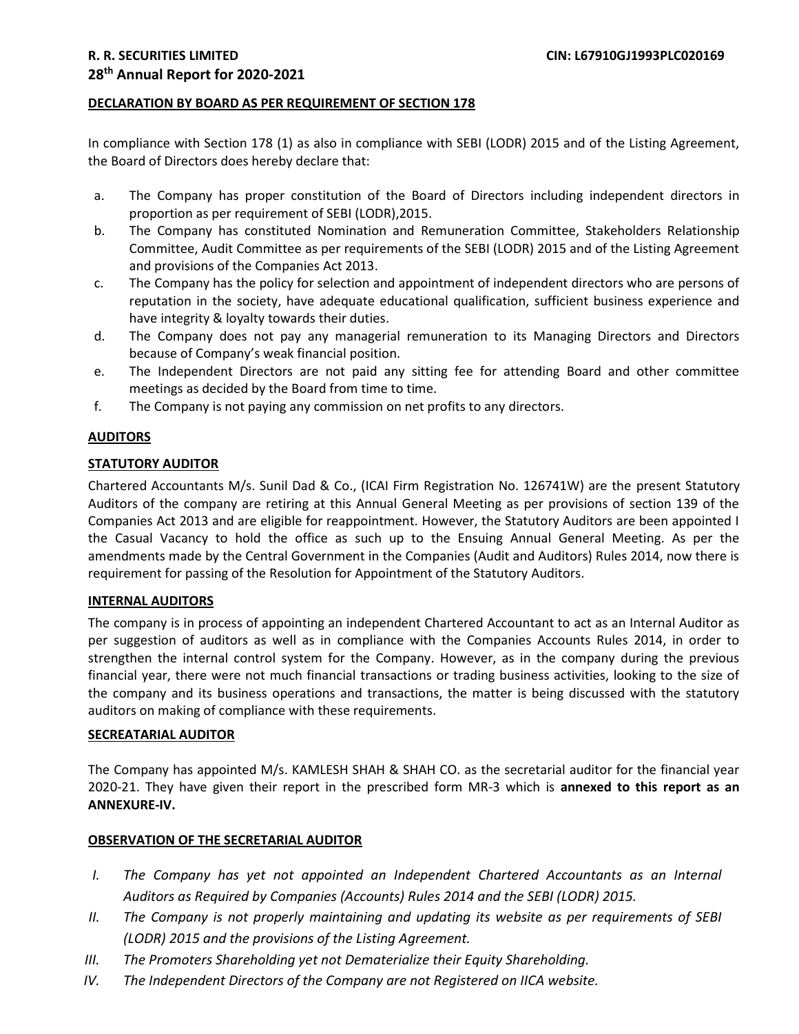#### DECLARATION BY BOARD AS PER REQUIREMENT OF SECTION 178

In compliance with Section 178 (1) as also in compliance with SEBI (LODR) 2015 and of the Listing Agreement, the Board of Directors does hereby declare that:

a. The Company has proper constitution of the Board of Directors including independent directors in proportion as per requirement of SEBI (LODR),2015.
b. The Company has constituted Nomination and Remuneration Committee, Stakeholders Relationship Committee, Audit Committee as per requirements of the SEBI (LODR) 2015 and of the Listing Agreement and provisions of the Companies Act 2013.
c. The Company has the policy for selection and appointment of independent directors who are persons of reputation in the society, have adequate educational qualification, sufficient business experience and have integrity & loyalty towards their duties.
d. The Company does not pay any managerial remuneration to its Managing Directors and Directors because of Company's weak financial position.
e. The Independent Directors are not paid any sitting fee for attending Board and other committee meetings as decided by the Board from time to time.
f. The Company is not paying any commission on net profits to any directors.

#### AUDITORS

#### STATUTORY AUDITOR

Chartered Accountants M/s. Sunil Dad & Co., (ICAI Firm Registration No. 126741W) are the present Statutory Auditors of the company are retiring at this Annual General Meeting as per provisions of section 139 of the Companies Act 2013 and are eligible for reappointment. However, the Statutory Auditors are been appointed I the Casual Vacancy to hold the office as such up to the Ensuing Annual General Meeting. As per the amendments made by the Central Government in the Companies (Audit and Auditors) Rules 2014, now there is requirement for passing of the Resolution for Appointment of the Statutory Auditors.

#### INTERNAL AUDITORS

The company is in process of appointing an independent Chartered Accountant to act as an Internal Auditor as per suggestion of auditors as well as in compliance with the Companies Accounts Rules 2014, in order to strengthen the internal control system for the Company. However, as in the company during the previous financial year, there were not much financial transactions or trading business activities, looking to the size of the company and its business operations and transactions, the matter is being discussed with the statutory auditors on making of compliance with these requirements.

#### SECREATARIAL AUDITOR

The Company has appointed M/s. KAMLESH SHAH & SHAH CO. as the secretarial auditor for the financial year 2020-21. They have given their report in the prescribed form MR-3 which is **annexed to this report as an ANNEXURE-IV.**

#### OBSERVATION OF THE SECRETARIAL AUDITOR

I. *The Company has yet not appointed an Independent Chartered Accountants as an Internal Auditors as Required by Companies (Accounts) Rules 2014 and the SEBI (LODR) 2015.*
II. *The Company is not properly maintaining and updating its website as per requirements of SEBI (LODR) 2015 and the provisions of the Listing Agreement.*
III. *The Promoters Shareholding yet not Dematerialize their Equity Shareholding.*
IV. *The Independent Directors of the Company are not Registered on IICA website.*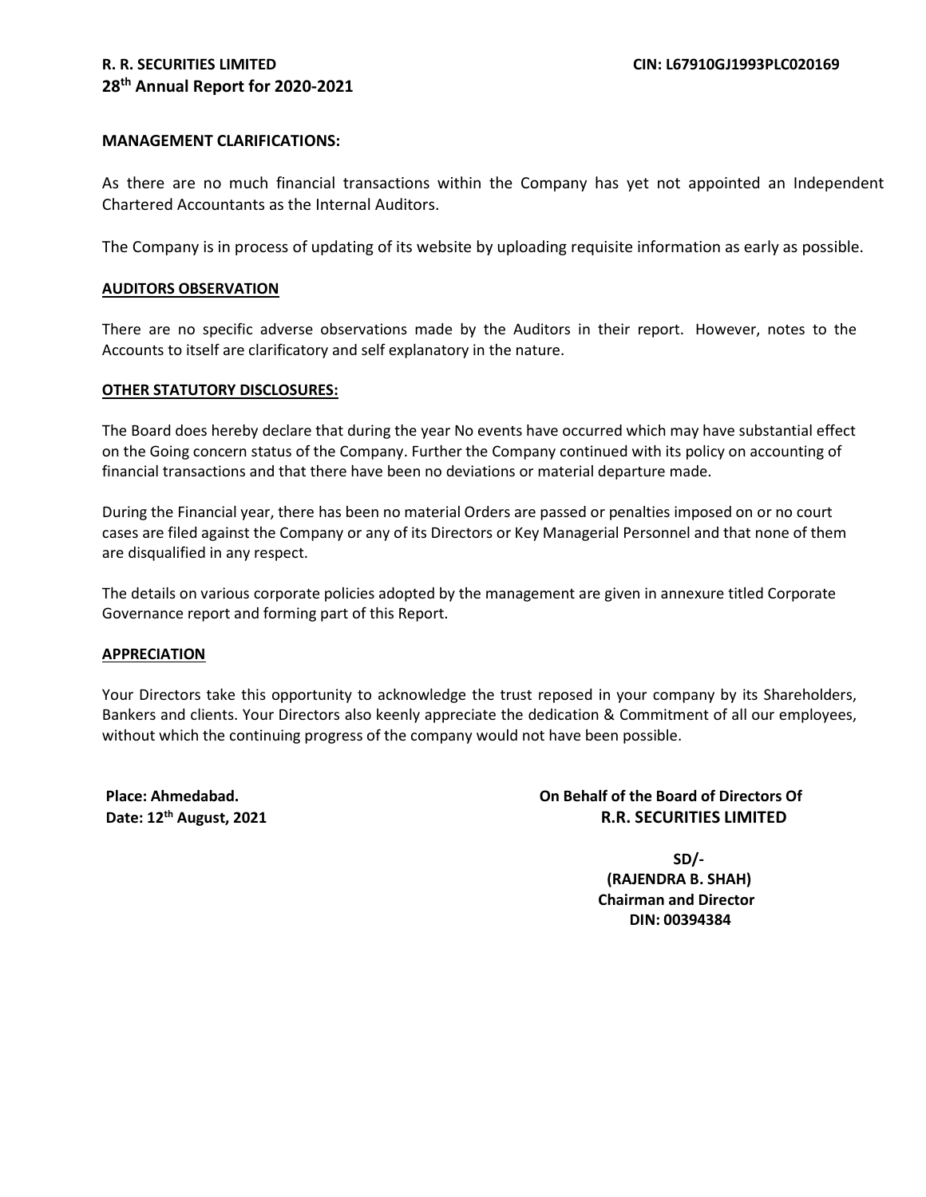### MANAGEMENT CLARIFICATIONS:

As there are no much financial transactions within the Company has yet not appointed an Independent Chartered Accountants as the Internal Auditors.

The Company is in process of updating of its website by uploading requisite information as early as possible.

### AUDITORS OBSERVATION

There are no specific adverse observations made by the Auditors in their report. However, notes to the Accounts to itself are clarificatory and self explanatory in the nature.

### OTHER STATUTORY DISCLOSURES:

The Board does hereby declare that during the year No events have occurred which may have substantial effect on the Going concern status of the Company. Further the Company continued with its policy on accounting of financial transactions and that there have been no deviations or material departure made.

During the Financial year, there has been no material Orders are passed or penalties imposed on or no court cases are filed against the Company or any of its Directors or Key Managerial Personnel and that none of them are disqualified in any respect.

The details on various corporate policies adopted by the management are given in annexure titled Corporate Governance report and forming part of this Report.

### APPRECIATION

Your Directors take this opportunity to acknowledge the trust reposed in your company by its Shareholders, Bankers and clients. Your Directors also keenly appreciate the dedication & Commitment of all our employees, without which the continuing progress of the company would not have been possible.

**Place: Ahmedabad.**
**Date: 12th August, 2021**

**On Behalf of the Board of Directors Of**
**R.R. SECURITIES LIMITED**

**SD/-**
**(RAJENDRA B. SHAH)**
**Chairman and Director**
**DIN: 00394384**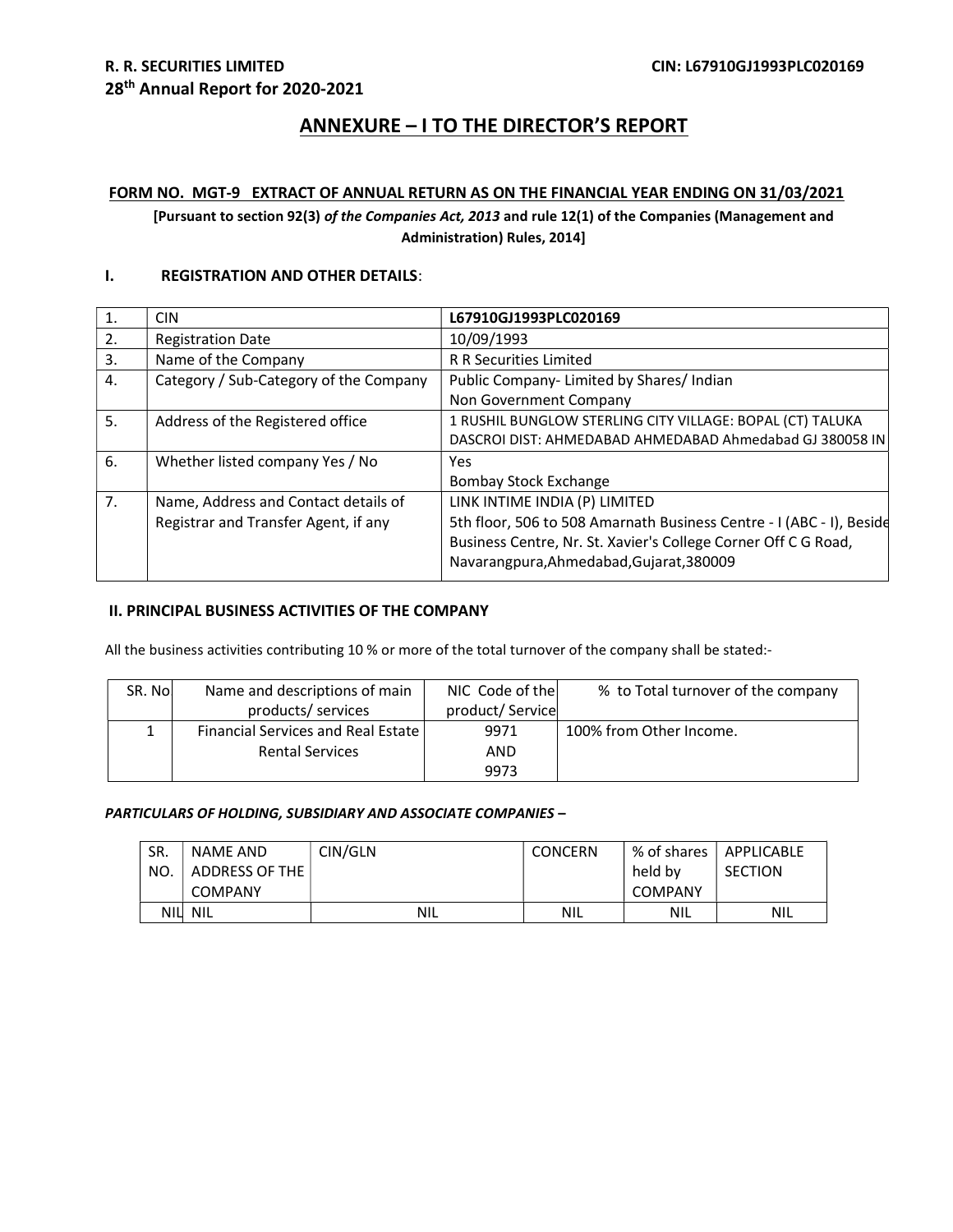## ANNEXURE – I TO THE DIRECTOR'S REPORT

### FORM NO. MGT-9 EXTRACT OF ANNUAL RETURN AS ON THE FINANCIAL YEAR ENDING ON 31/03/2021

**[Pursuant to section 92(3) *of the Companies Act, 2013* and rule 12(1) of the Companies (Management and Administration) Rules, 2014]**

### I. REGISTRATION AND OTHER DETAILS:

| | | |
|---|---|---|
| 1. | CIN | **L67910GJ1993PLC020169** |
| 2. | Registration Date | 10/09/1993 |
| 3. | Name of the Company | R R Securities Limited |
| 4. | Category / Sub-Category of the Company | Public Company- Limited by Shares/ Indian Non Government Company |
| 5. | Address of the Registered office | 1 RUSHIL BUNGLOW STERLING CITY VILLAGE: BOPAL (CT) TALUKA DASCROI DIST: AHMEDABAD AHMEDABAD Ahmedabad GJ 380058 IN |
| 6. | Whether listed company Yes / No | Yes Bombay Stock Exchange |
| 7. | Name, Address and Contact details of Registrar and Transfer Agent, if any | LINK INTIME INDIA (P) LIMITED 5th floor, 506 to 508 Amarnath Business Centre - I (ABC - I), Beside Business Centre, Nr. St. Xavier's College Corner Off C G Road, Navarangpura,Ahmedabad,Gujarat,380009 |

### II. PRINCIPAL BUSINESS ACTIVITIES OF THE COMPANY

All the business activities contributing 10 % or more of the total turnover of the company shall be stated:-

| SR. No | Name and descriptions of main products/ services | NIC Code of the product/ Service | % to Total turnover of the company |
|---|---|---|---|
| 1 | Financial Services and Real Estate Rental Services | 9971 AND 9973 | 100% from Other Income. |

***PARTICULARS OF HOLDING, SUBSIDIARY AND ASSOCIATE COMPANIES –***

| SR. NO. | NAME AND ADDRESS OF THE COMPANY | CIN/GLN | CONCERN | % of shares held by COMPANY | APPLICABLE SECTION |
|---|---|---|---|---|---|
| NIL | NIL | NIL | NIL | NIL | NIL |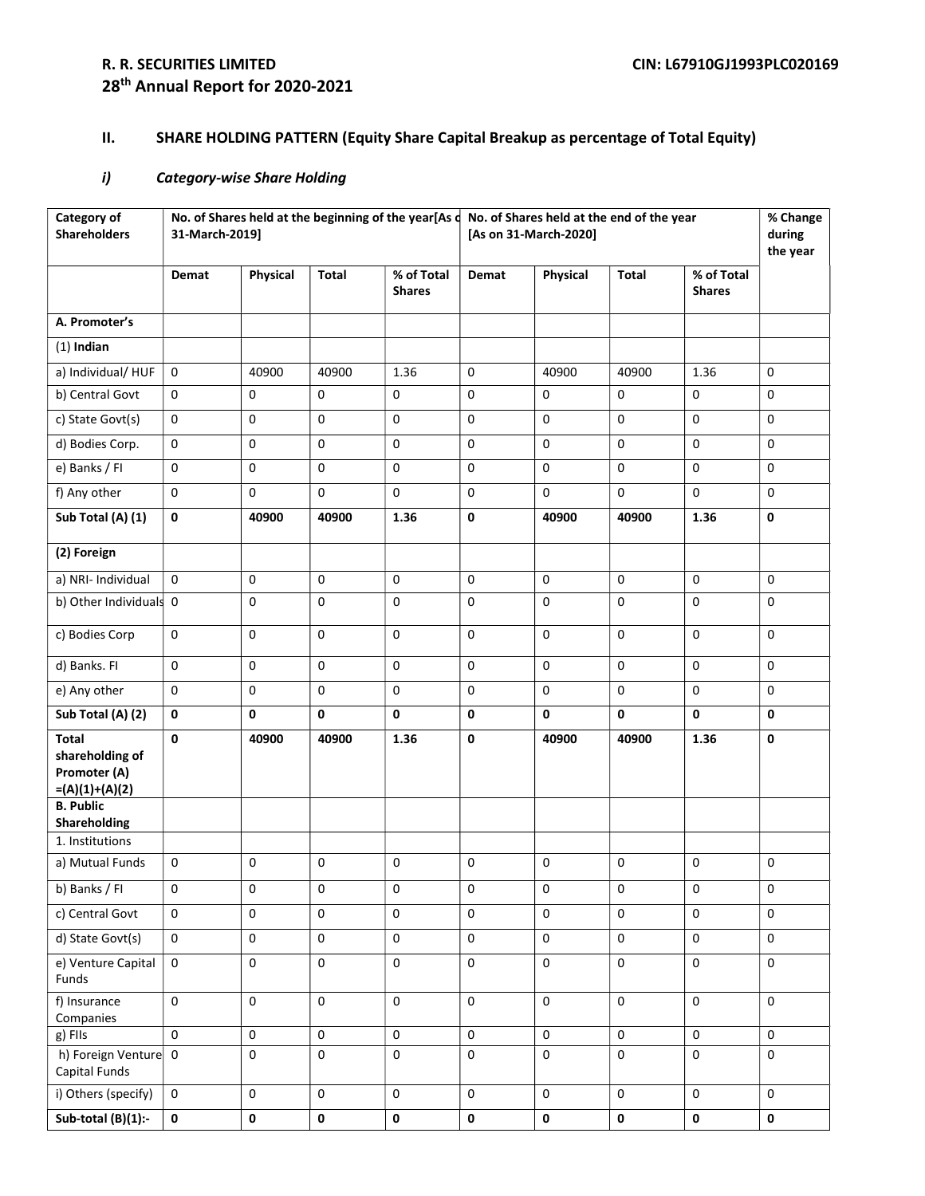## II. SHARE HOLDING PATTERN (Equity Share Capital Breakup as percentage of Total Equity)

### *i) Category-wise Share Holding*

| Category of Shareholders | No. of Shares held at the beginning of the year[As on 31-March-2019] | | | | No. of Shares held at the end of the year [As on 31-March-2020] | | | | % Change during the year |
|---|---|---|---|---|---|---|---|---|---|
| | Demat | Physical | Total | % of Total Shares | Demat | Physical | Total | % of Total Shares | |
| **A. Promoter's** | | | | | | | | | |
| (1) **Indian** | | | | | | | | | |
| a) Individual/ HUF | 0 | 40900 | 40900 | 1.36 | 0 | 40900 | 40900 | 1.36 | 0 |
| b) Central Govt | 0 | 0 | 0 | 0 | 0 | 0 | 0 | 0 | 0 |
| c) State Govt(s) | 0 | 0 | 0 | 0 | 0 | 0 | 0 | 0 | 0 |
| d) Bodies Corp. | 0 | 0 | 0 | 0 | 0 | 0 | 0 | 0 | 0 |
| e) Banks / FI | 0 | 0 | 0 | 0 | 0 | 0 | 0 | 0 | 0 |
| f) Any other | 0 | 0 | 0 | 0 | 0 | 0 | 0 | 0 | 0 |
| **Sub Total (A) (1)** | **0** | **40900** | **40900** | **1.36** | **0** | **40900** | **40900** | **1.36** | **0** |
| **(2) Foreign** | | | | | | | | | |
| a) NRI- Individual | 0 | 0 | 0 | 0 | 0 | 0 | 0 | 0 | 0 |
| b) Other Individuals | 0 | 0 | 0 | 0 | 0 | 0 | 0 | 0 | 0 |
| c) Bodies Corp | 0 | 0 | 0 | 0 | 0 | 0 | 0 | 0 | 0 |
| d) Banks. FI | 0 | 0 | 0 | 0 | 0 | 0 | 0 | 0 | 0 |
| e) Any other | 0 | 0 | 0 | 0 | 0 | 0 | 0 | 0 | 0 |
| **Sub Total (A) (2)** | **0** | **0** | **0** | **0** | **0** | **0** | **0** | **0** | **0** |
| **Total shareholding of Promoter (A) =(A)(1)+(A)(2)** | **0** | **40900** | **40900** | **1.36** | **0** | **40900** | **40900** | **1.36** | **0** |
| **B. Public Shareholding** | | | | | | | | | |
| 1. Institutions | | | | | | | | | |
| a) Mutual Funds | 0 | 0 | 0 | 0 | 0 | 0 | 0 | 0 | 0 |
| b) Banks / FI | 0 | 0 | 0 | 0 | 0 | 0 | 0 | 0 | 0 |
| c) Central Govt | 0 | 0 | 0 | 0 | 0 | 0 | 0 | 0 | 0 |
| d) State Govt(s) | 0 | 0 | 0 | 0 | 0 | 0 | 0 | 0 | 0 |
| e) Venture Capital Funds | 0 | 0 | 0 | 0 | 0 | 0 | 0 | 0 | 0 |
| f) Insurance Companies | 0 | 0 | 0 | 0 | 0 | 0 | 0 | 0 | 0 |
| g) FIIs | 0 | 0 | 0 | 0 | 0 | 0 | 0 | 0 | 0 |
| h) Foreign Venture Capital Funds | 0 | 0 | 0 | 0 | 0 | 0 | 0 | 0 | 0 |
| i) Others (specify) | 0 | 0 | 0 | 0 | 0 | 0 | 0 | 0 | 0 |
| **Sub-total (B)(1):-** | **0** | **0** | **0** | **0** | **0** | **0** | **0** | **0** | **0** |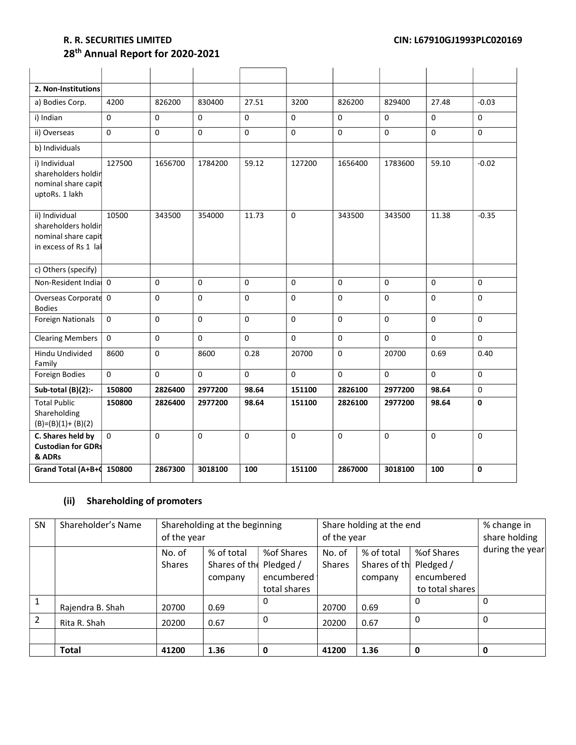| | | | | | | | | | |
|---|---|---|---|---|---|---|---|---|---|
| **2. Non-Institutions** | | | | | | | | | |
| a) Bodies Corp. | 4200 | 826200 | 830400 | 27.51 | 3200 | 826200 | 829400 | 27.48 | -0.03 |
| i) Indian | 0 | 0 | 0 | 0 | 0 | 0 | 0 | 0 | 0 |
| ii) Overseas | 0 | 0 | 0 | 0 | 0 | 0 | 0 | 0 | 0 |
| b) Individuals | | | | | | | | | |
| i) Individual shareholders holdin nominal share capit uptoRs. 1 lakh | 127500 | 1656700 | 1784200 | 59.12 | 127200 | 1656400 | 1783600 | 59.10 | -0.02 |
| ii) Individual shareholders holdin nominal share capit in excess of Rs 1 lal | 10500 | 343500 | 354000 | 11.73 | 0 | 343500 | 343500 | 11.38 | -0.35 |
| c) Others (specify) | | | | | | | | | |
| Non-Resident Indiai | 0 | 0 | 0 | 0 | 0 | 0 | 0 | 0 | 0 |
| Overseas Corporate Bodies | 0 | 0 | 0 | 0 | 0 | 0 | 0 | 0 | 0 |
| Foreign Nationals | 0 | 0 | 0 | 0 | 0 | 0 | 0 | 0 | 0 |
| Clearing Members | 0 | 0 | 0 | 0 | 0 | 0 | 0 | 0 | 0 |
| Hindu Undivided Family | 8600 | 0 | 8600 | 0.28 | 20700 | 0 | 20700 | 0.69 | 0.40 |
| Foreign Bodies | 0 | 0 | 0 | 0 | 0 | 0 | 0 | 0 | 0 |
| **Sub-total (B)(2):-** | **150800** | **2826400** | **2977200** | **98.64** | **151100** | **2826100** | **2977200** | **98.64** | 0 |
| Total Public Shareholding (B)=(B)(1)+ (B)(2) | **150800** | **2826400** | **2977200** | **98.64** | **151100** | **2826100** | **2977200** | **98.64** | **0** |
| **C. Shares held by Custodian for GDRs & ADRs** | 0 | 0 | 0 | 0 | 0 | 0 | 0 | 0 | 0 |
| **Grand Total (A+B+C** | **150800** | **2867300** | **3018100** | **100** | **151100** | **2867000** | **3018100** | **100** | **0** |

### (ii) Shareholding of promoters

| SN | Shareholder's Name | Shareholding at the beginning of the year | | | Share holding at the end of the year | | | % change in share holding during the year |
|---|---|---|---|---|---|---|---|---|
| | | No. of Shares | % of total Shares of the company | %of Shares Pledged / encumbered to total shares | No. of Shares | % of total Shares of the company | %of Shares Pledged / encumbered to total shares | |
| 1 | Rajendra B. Shah | 20700 | 0.69 | 0 | 20700 | 0.69 | 0 | 0 |
| 2 | Rita R. Shah | 20200 | 0.67 | 0 | 20200 | 0.67 | 0 | 0 |
| | | | | | | | | |
| | **Total** | **41200** | **1.36** | **0** | **41200** | **1.36** | **0** | **0** |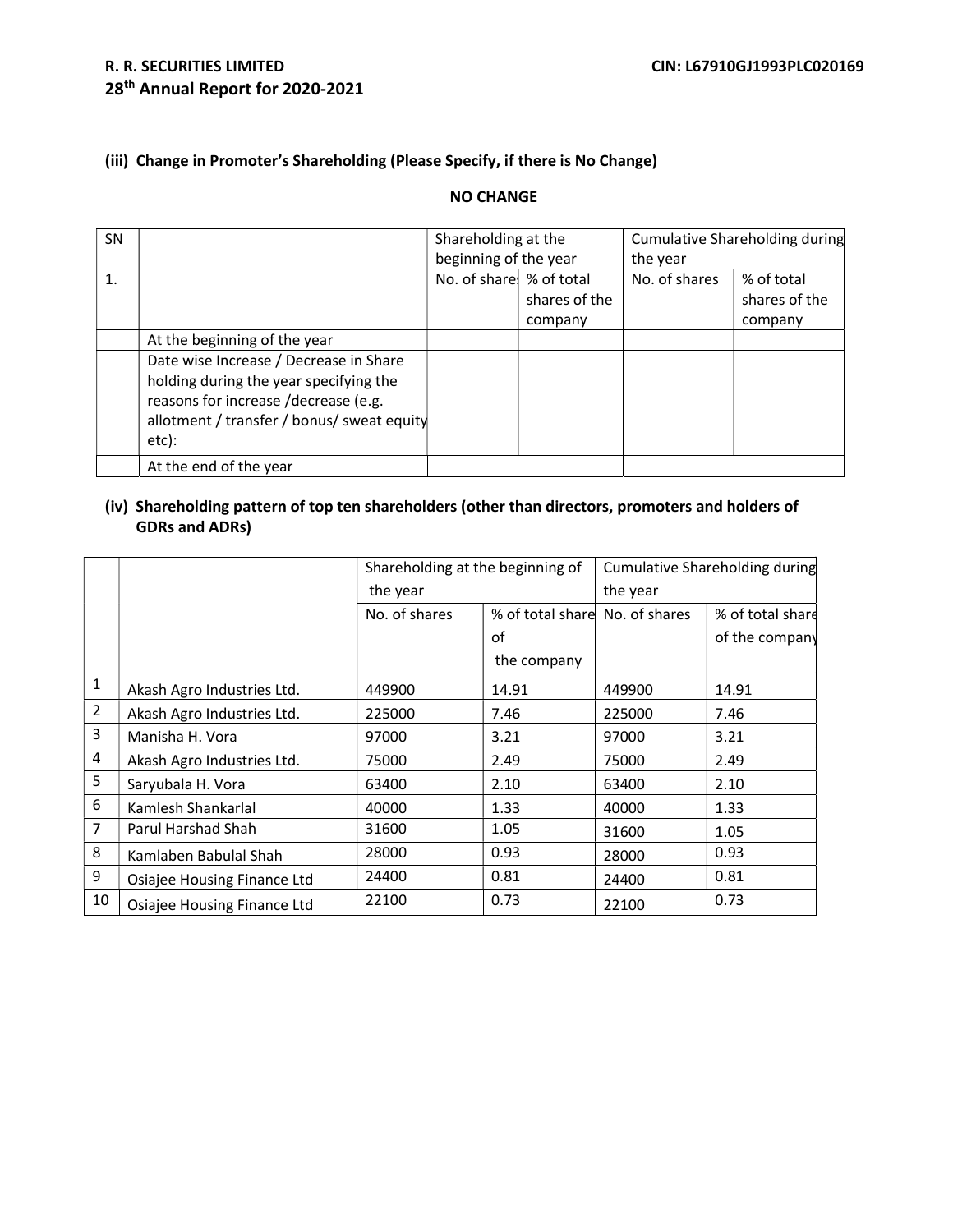### (iii) Change in Promoter's Shareholding (Please Specify, if there is No Change)

**NO CHANGE**

| SN | | Shareholding at the beginning of the year | | Cumulative Shareholding during the year | |
|---|---|---|---|---|---|
| 1. | | No. of shares | % of total shares of the company | No. of shares | % of total shares of the company |
| | At the beginning of the year | | | | |
| | Date wise Increase / Decrease in Share holding during the year specifying the reasons for increase /decrease (e.g. allotment / transfer / bonus/ sweat equity etc): | | | | |
| | At the end of the year | | | | |

### (iv) Shareholding pattern of top ten shareholders (other than directors, promoters and holders of GDRs and ADRs)

| | | Shareholding at the beginning of the year | | Cumulative Shareholding during the year | |
|---|---|---|---|---|---|
| | | No. of shares | % of total share of the company | No. of shares | % of total share of the company |
| 1 | Akash Agro Industries Ltd. | 449900 | 14.91 | 449900 | 14.91 |
| 2 | Akash Agro Industries Ltd. | 225000 | 7.46 | 225000 | 7.46 |
| 3 | Manisha H. Vora | 97000 | 3.21 | 97000 | 3.21 |
| 4 | Akash Agro Industries Ltd. | 75000 | 2.49 | 75000 | 2.49 |
| 5 | Saryubala H. Vora | 63400 | 2.10 | 63400 | 2.10 |
| 6 | Kamlesh Shankarlal | 40000 | 1.33 | 40000 | 1.33 |
| 7 | Parul Harshad Shah | 31600 | 1.05 | 31600 | 1.05 |
| 8 | Kamlaben Babulal Shah | 28000 | 0.93 | 28000 | 0.93 |
| 9 | Osiajee Housing Finance Ltd | 24400 | 0.81 | 24400 | 0.81 |
| 10 | Osiajee Housing Finance Ltd | 22100 | 0.73 | 22100 | 0.73 |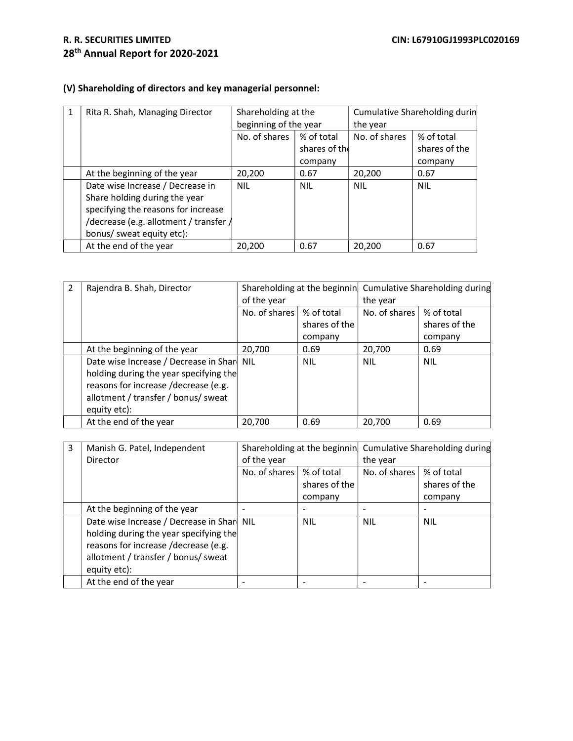## (V) Shareholding of directors and key managerial personnel:

| 1 | Rita R. Shah, Managing Director | Shareholding at the beginning of the year | | Cumulative Shareholding during the year | |
|---|---|---|---|---|---|
| | | No. of shares | % of total shares of the company | No. of shares | % of total shares of the company |
| | At the beginning of the year | 20,200 | 0.67 | 20,200 | 0.67 |
| | Date wise Increase / Decrease in Share holding during the year specifying the reasons for increase /decrease (e.g. allotment / transfer / bonus/ sweat equity etc): | NIL | NIL | NIL | NIL |
| | At the end of the year | 20,200 | 0.67 | 20,200 | 0.67 |

| 2 | Rajendra B. Shah, Director | Shareholding at the beginning of the year | | Cumulative Shareholding during the year | |
|---|---|---|---|---|---|
| | | No. of shares | % of total shares of the company | No. of shares | % of total shares of the company |
| | At the beginning of the year | 20,700 | 0.69 | 20,700 | 0.69 |
| | Date wise Increase / Decrease in Share holding during the year specifying the reasons for increase /decrease (e.g. allotment / transfer / bonus/ sweat equity etc): | NIL | NIL | NIL | NIL |
| | At the end of the year | 20,700 | 0.69 | 20,700 | 0.69 |

| 3 | Manish G. Patel, Independent Director | Shareholding at the beginning of the year | | Cumulative Shareholding during the year | |
|---|---|---|---|---|---|
| | | No. of shares | % of total shares of the company | No. of shares | % of total shares of the company |
| | At the beginning of the year | - | - | - | - |
| | Date wise Increase / Decrease in Share holding during the year specifying the reasons for increase /decrease (e.g. allotment / transfer / bonus/ sweat equity etc): | NIL | NIL | NIL | NIL |
| | At the end of the year | - | - | - | - |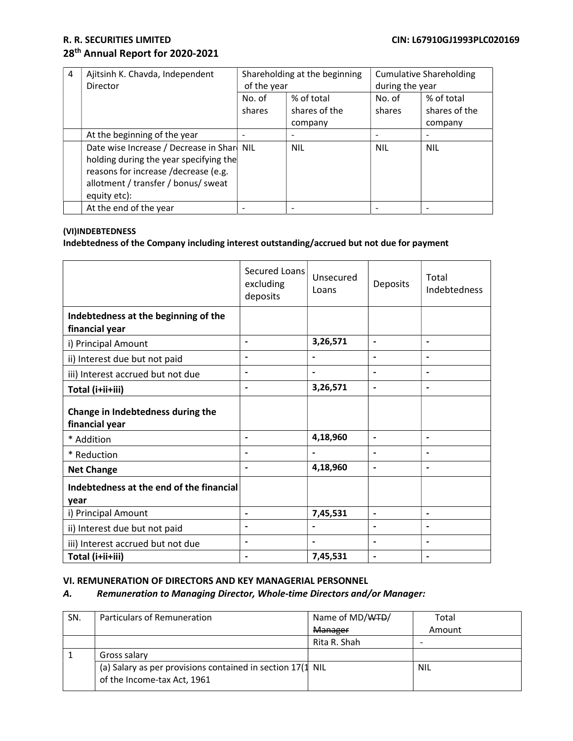| 4 | Ajitsinh K. Chavda, Independent Director | Shareholding at the beginning of the year | | Cumulative Shareholding during the year | |
|---|---|---|---|---|---|
| | | No. of shares | % of total shares of the company | No. of shares | % of total shares of the company |
| | At the beginning of the year | - | - | - | - |
| | Date wise Increase / Decrease in Share holding during the year specifying the reasons for increase /decrease (e.g. allotment / transfer / bonus/ sweat equity etc): | NIL | NIL | NIL | NIL |
| | At the end of the year | - | - | - | - |

**(VI)INDEBTEDNESS**

**Indebtedness of the Company including interest outstanding/accrued but not due for payment**

| | Secured Loans excluding deposits | Unsecured Loans | Deposits | Total Indebtedness |
|---|---|---|---|---|
| **Indebtedness at the beginning of the financial year** | | | | |
| i) Principal Amount | **-** | **3,26,571** | **-** | **-** |
| ii) Interest due but not paid | **-** | **-** | **-** | **-** |
| iii) Interest accrued but not due | **-** | **-** | **-** | **-** |
| **Total (i+ii+iii)** | **-** | **3,26,571** | **-** | **-** |
| **Change in Indebtedness during the financial year** | | | | |
| * Addition | **-** | **4,18,960** | **-** | **-** |
| * Reduction | **-** | **-** | **-** | **-** |
| **Net Change** | **-** | **4,18,960** | **-** | **-** |
| **Indebtedness at the end of the financial year** | | | | |
| i) Principal Amount | **-** | **7,45,531** | **-** | **-** |
| ii) Interest due but not paid | **-** | **-** | **-** | **-** |
| iii) Interest accrued but not due | **-** | **-** | **-** | **-** |
| **Total (i+ii+iii)** | **-** | **7,45,531** | **-** | **-** |

### VI. REMUNERATION OF DIRECTORS AND KEY MANAGERIAL PERSONNEL

***A. Remuneration to Managing Director, Whole-time Directors and/or Manager:***

| SN. | Particulars of Remuneration | Name of MD/~~WTD~~/ ~~Manager~~ | Total Amount |
|---|---|---|---|
| | | Rita R. Shah | - |
| 1 | Gross salary | | |
| | (a) Salary as per provisions contained in section 17(1) of the Income-tax Act, 1961 | NIL | NIL |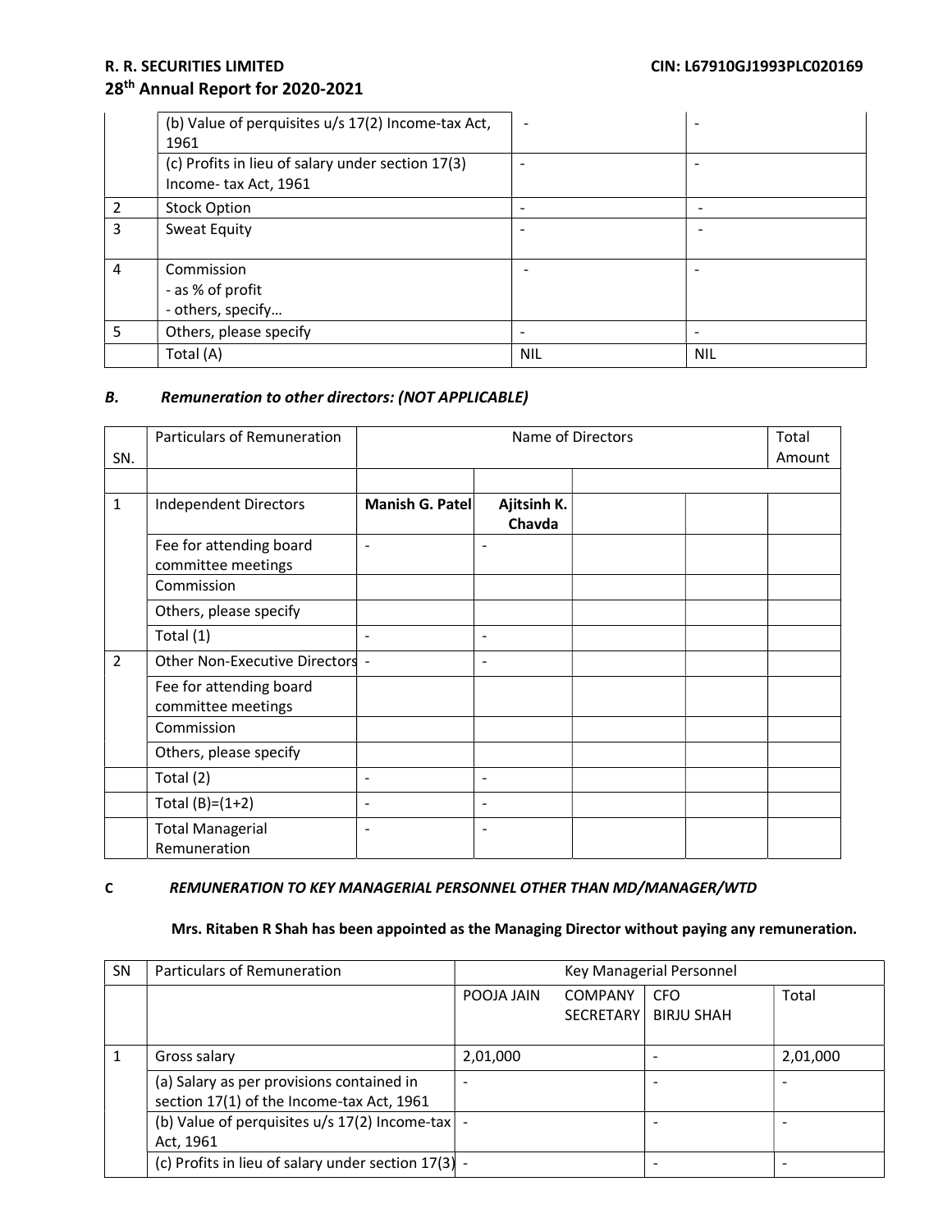| | (b) Value of perquisites u/s 17(2) Income-tax Act, 1961 | - | - |
|---|---|---|---|
| | (c) Profits in lieu of salary under section 17(3) Income- tax Act, 1961 | - | - |
| 2 | Stock Option | - | - |
| 3 | Sweat Equity | - | - |
| 4 | Commission<br>- as % of profit<br>- others, specify… | - | - |
| 5 | Others, please specify | - | - |
| | Total (A) | NIL | NIL |

### *B. Remuneration to other directors: (NOT APPLICABLE)*

| SN. | Particulars of Remuneration | Name of Directors | | | | Total Amount |
|---|---|---|---|---|---|---|
| | | | | | | |
| 1 | Independent Directors | **Manish G. Patel** | **Ajitsinh K. Chavda** | | | |
| | Fee for attending board committee meetings | - | - | | | |
| | Commission | | | | | |
| | Others, please specify | | | | | |
| | Total (1) | - | - | | | |
| 2 | Other Non-Executive Directors | - | - | | | |
| | Fee for attending board committee meetings | | | | | |
| | Commission | | | | | |
| | Others, please specify | | | | | |
| | Total (2) | - | - | | | |
| | Total (B)=(1+2) | - | - | | | |
| | Total Managerial Remuneration | - | - | | | |

### C *REMUNERATION TO KEY MANAGERIAL PERSONNEL OTHER THAN MD/MANAGER/WTD*

**Mrs. Ritaben R Shah has been appointed as the Managing Director without paying any remuneration.**

| SN | Particulars of Remuneration | Key Managerial Personnel | | | |
|---|---|---|---|---|---|
| | | POOJA JAIN | COMPANY SECRETARY | CFO BIRJU SHAH | Total |
| 1 | Gross salary | 2,01,000 | | - | 2,01,000 |
| | (a) Salary as per provisions contained in section 17(1) of the Income-tax Act, 1961 | - | | - | - |
| | (b) Value of perquisites u/s 17(2) Income-tax Act, 1961 | - | | - | - |
| | (c) Profits in lieu of salary under section 17(3) | - | | - | - |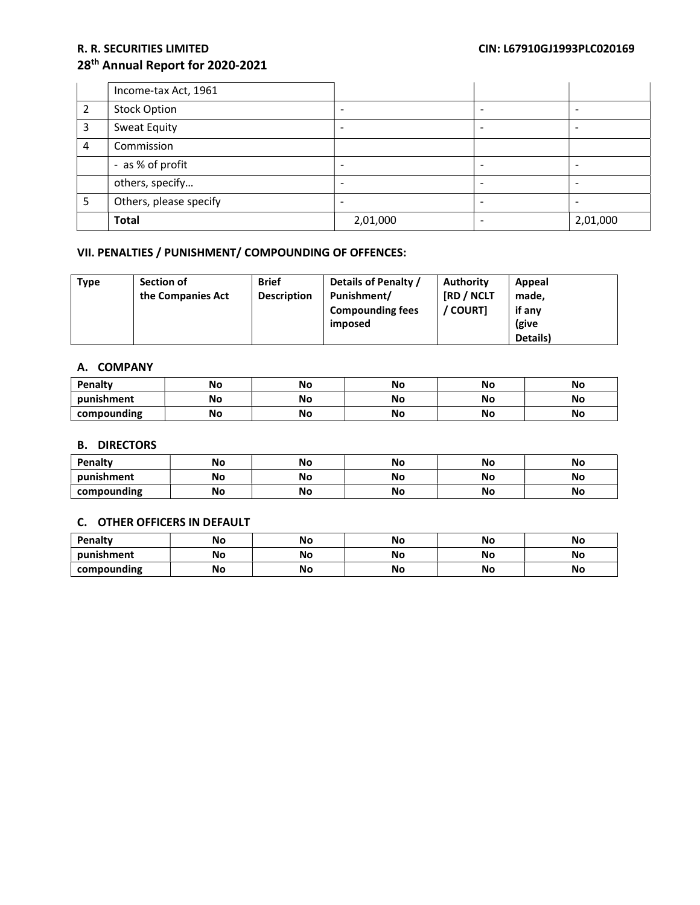| | Income-tax Act, 1961 | | | |
|---|---|---|---|---|
| 2 | Stock Option | - | - | - |
| 3 | Sweat Equity | - | - | - |
| 4 | Commission | | | |
| | - as % of profit | - | - | - |
| | others, specify… | - | - | - |
| 5 | Others, please specify | - | - | - |
| | **Total** | 2,01,000 | - | 2,01,000 |

## VII. PENALTIES / PUNISHMENT/ COMPOUNDING OF OFFENCES:

| Type | Section of the Companies Act | Brief Description | Details of Penalty / Punishment/ Compounding fees imposed | Authority [RD / NCLT / COURT] | Appeal made, if any (give Details) |
|---|---|---|---|---|---|
| **A. COMPANY** | | | | | |
| Penalty | No | No | No | No | No |
| punishment | No | No | No | No | No |
| compounding | No | No | No | No | No |
| **B. DIRECTORS** | | | | | |
| Penalty | No | No | No | No | No |
| punishment | No | No | No | No | No |
| compounding | No | No | No | No | No |
| **C. OTHER OFFICERS IN DEFAULT** | | | | | |
| Penalty | No | No | No | No | No |
| punishment | No | No | No | No | No |
| compounding | No | No | No | No | No |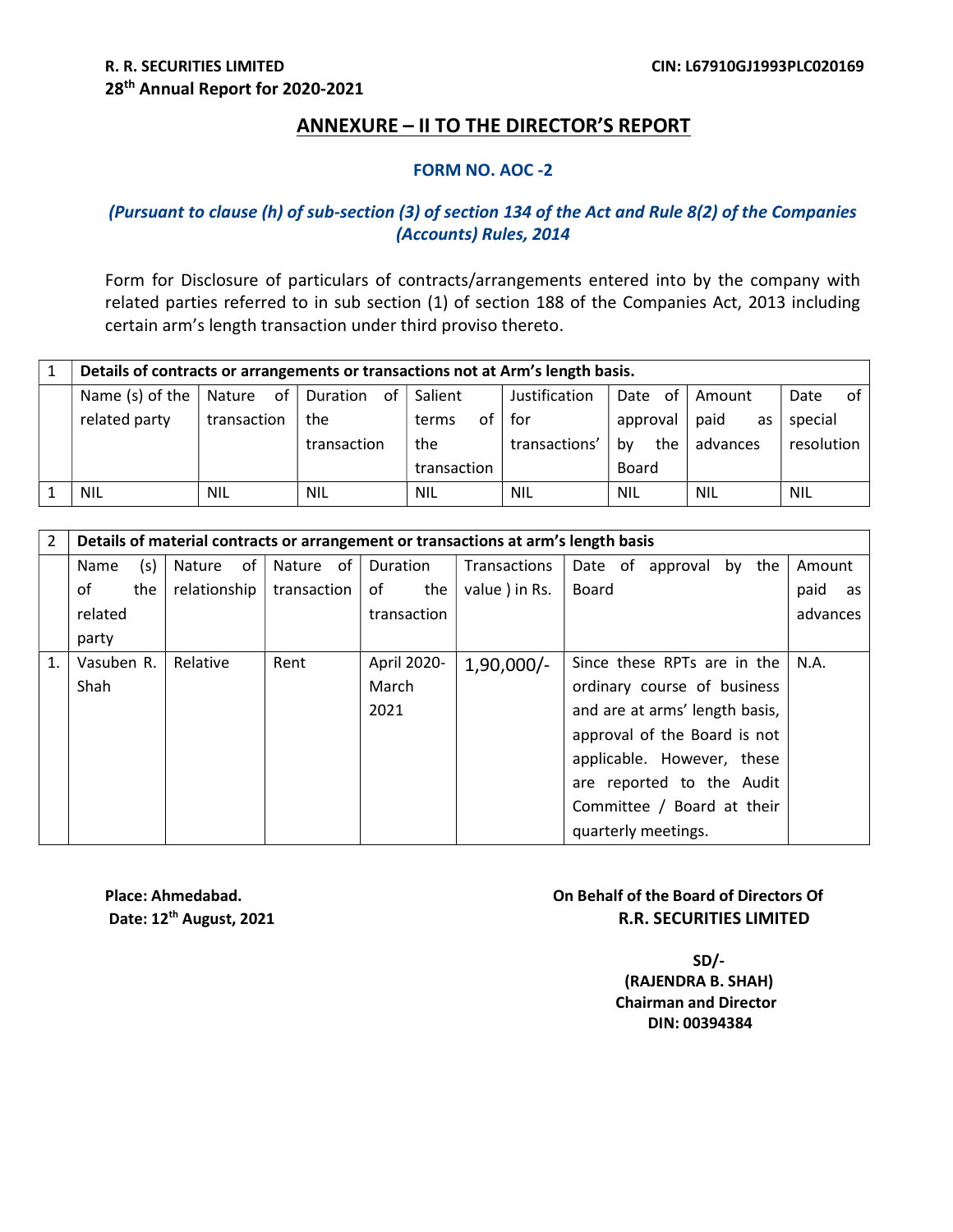# ANNEXURE – II TO THE DIRECTOR'S REPORT

## FORM NO. AOC -2

***(Pursuant to clause (h) of sub-section (3) of section 134 of the Act and Rule 8(2) of the Companies (Accounts) Rules, 2014***

Form for Disclosure of particulars of contracts/arrangements entered into by the company with related parties referred to in sub section (1) of section 188 of the Companies Act, 2013 including certain arm's length transaction under third proviso thereto.

| 1 | **Details of contracts or arrangements or transactions not at Arm's length basis.** | | | | | | | |
|---|---|---|---|---|---|---|---|---|
| | Name (s) of the related party | Nature of transaction | Duration of the transaction | Salient terms of the transaction | Justification for transactions' | Date of approval by the Board | Amount paid as advances | Date of special resolution |
| 1 | NIL | NIL | NIL | NIL | NIL | NIL | NIL | NIL |

| 2 | **Details of material contracts or arrangement or transactions at arm's length basis** | | | | | | |
|---|---|---|---|---|---|---|---|
| | Name (s) of the related party | Nature of relationship | Nature of transaction | Duration of the transaction | Transactions value ) in Rs. | Date of approval by the Board | Amount paid as advances |
| 1. | Vasuben R. Shah | Relative | Rent | April 2020-March 2021 | 1,90,000/- | Since these RPTs are in the ordinary course of business and are at arms' length basis, approval of the Board is not applicable. However, these are reported to the Audit Committee / Board at their quarterly meetings. | N.A. |

**Place: Ahmedabad.**
**Date: 12th August, 2021**

**On Behalf of the Board of Directors Of**
**R.R. SECURITIES LIMITED**

**SD/-**
**(RAJENDRA B. SHAH)**
**Chairman and Director**
**DIN: 00394384**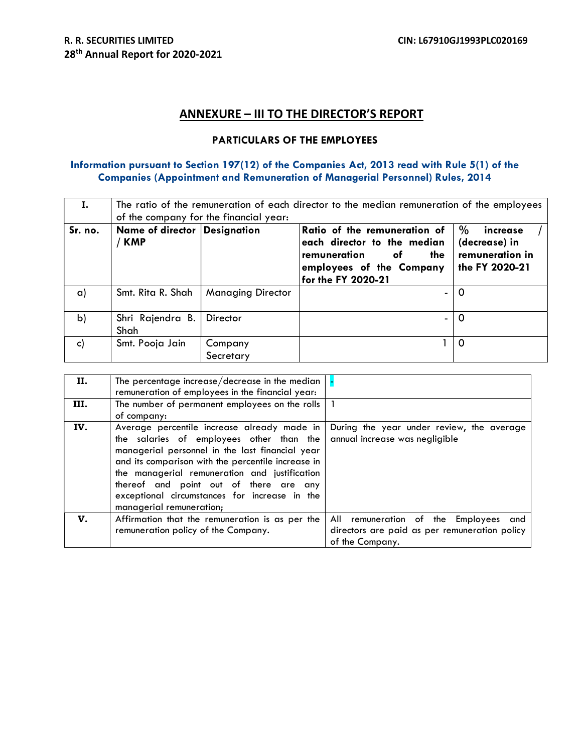## ANNEXURE – III TO THE DIRECTOR'S REPORT

### PARTICULARS OF THE EMPLOYEES

### Information pursuant to Section 197(12) of the Companies Act, 2013 read with Rule 5(1) of the Companies (Appointment and Remuneration of Managerial Personnel) Rules, 2014

| I. | The ratio of the remuneration of each director to the median remuneration of the employees of the company for the financial year: | | | |
|---|---|---|---|---|
| **Sr. no.** | **Name of director / KMP** | **Designation** | **Ratio of the remuneration of each director to the median remuneration of the employees of the Company for the FY 2020-21** | **% increase / (decrease) in remuneration in the FY 2020-21** |
| a) | Smt. Rita R. Shah | Managing Director | - | 0 |
| b) | Shri Rajendra B. Shah | Director | - | 0 |
| c) | Smt. Pooja Jain | Company Secretary | 1 | 0 |

| | | |
|---|---|---|
| **II.** | The percentage increase/decrease in the median remuneration of employees in the financial year: | - |
| **III.** | The number of permanent employees on the rolls of company: | 1 |
| **IV.** | Average percentile increase already made in the salaries of employees other than the managerial personnel in the last financial year and its comparison with the percentile increase in the managerial remuneration and justification thereof and point out of there are any exceptional circumstances for increase in the managerial remuneration; | During the year under review, the average annual increase was negligible |
| **V.** | Affirmation that the remuneration is as per the remuneration policy of the Company. | All remuneration of the Employees and directors are paid as per remuneration policy of the Company. |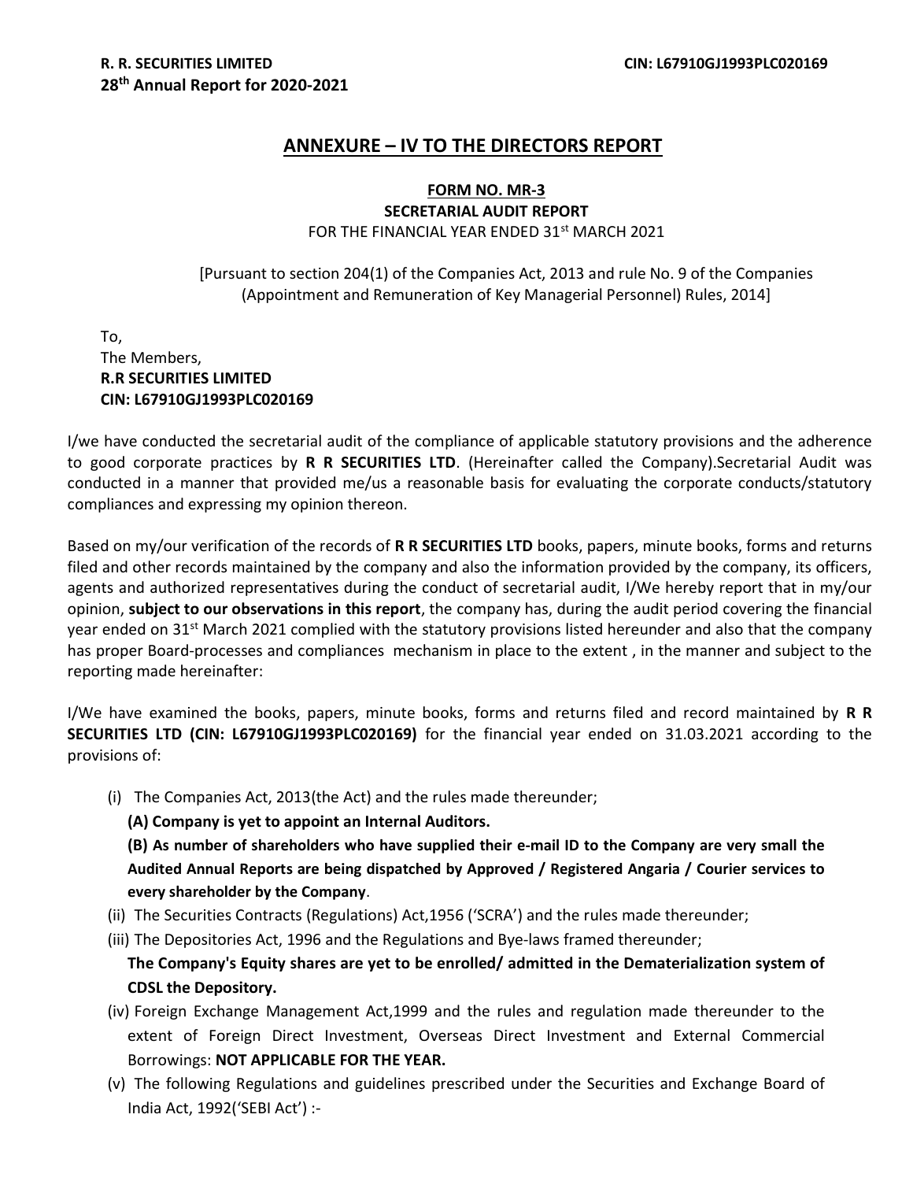## ANNEXURE – IV TO THE DIRECTORS REPORT

### FORM NO. MR-3

**SECRETARIAL AUDIT REPORT**

FOR THE FINANCIAL YEAR ENDED 31st MARCH 2021

[Pursuant to section 204(1) of the Companies Act, 2013 and rule No. 9 of the Companies (Appointment and Remuneration of Key Managerial Personnel) Rules, 2014]

To,
The Members,
**R.R SECURITIES LIMITED**
**CIN: L67910GJ1993PLC020169**

I/we have conducted the secretarial audit of the compliance of applicable statutory provisions and the adherence to good corporate practices by **R R SECURITIES LTD**. (Hereinafter called the Company).Secretarial Audit was conducted in a manner that provided me/us a reasonable basis for evaluating the corporate conducts/statutory compliances and expressing my opinion thereon.

Based on my/our verification of the records of **R R SECURITIES LTD** books, papers, minute books, forms and returns filed and other records maintained by the company and also the information provided by the company, its officers, agents and authorized representatives during the conduct of secretarial audit, I/We hereby report that in my/our opinion, **subject to our observations in this report**, the company has, during the audit period covering the financial year ended on 31st March 2021 complied with the statutory provisions listed hereunder and also that the company has proper Board-processes and compliances mechanism in place to the extent , in the manner and subject to the reporting made hereinafter:

I/We have examined the books, papers, minute books, forms and returns filed and record maintained by **R R SECURITIES LTD (CIN: L67910GJ1993PLC020169)** for the financial year ended on 31.03.2021 according to the provisions of:

(i) The Companies Act, 2013(the Act) and the rules made thereunder;

**(A) Company is yet to appoint an Internal Auditors.**

**(B) As number of shareholders who have supplied their e-mail ID to the Company are very small the Audited Annual Reports are being dispatched by Approved / Registered Angaria / Courier services to every shareholder by the Company**.

(ii) The Securities Contracts (Regulations) Act,1956 ('SCRA') and the rules made thereunder;

(iii) The Depositories Act, 1996 and the Regulations and Bye-laws framed thereunder;

**The Company's Equity shares are yet to be enrolled/ admitted in the Dematerialization system of CDSL the Depository.**

(iv) Foreign Exchange Management Act,1999 and the rules and regulation made thereunder to the extent of Foreign Direct Investment, Overseas Direct Investment and External Commercial Borrowings: **NOT APPLICABLE FOR THE YEAR.**

(v) The following Regulations and guidelines prescribed under the Securities and Exchange Board of India Act, 1992('SEBI Act') :-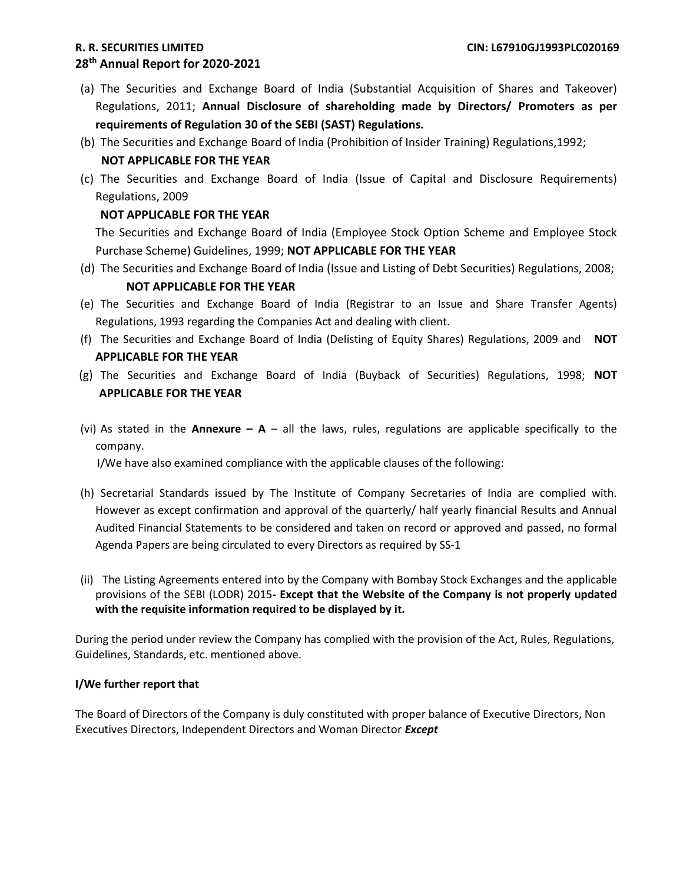(a) The Securities and Exchange Board of India (Substantial Acquisition of Shares and Takeover) Regulations, 2011; **Annual Disclosure of shareholding made by Directors/ Promoters as per requirements of Regulation 30 of the SEBI (SAST) Regulations.**

(b) The Securities and Exchange Board of India (Prohibition of Insider Training) Regulations,1992; **NOT APPLICABLE FOR THE YEAR**

(c) The Securities and Exchange Board of India (Issue of Capital and Disclosure Requirements) Regulations, 2009

**NOT APPLICABLE FOR THE YEAR**

The Securities and Exchange Board of India (Employee Stock Option Scheme and Employee Stock Purchase Scheme) Guidelines, 1999; **NOT APPLICABLE FOR THE YEAR**

(d) The Securities and Exchange Board of India (Issue and Listing of Debt Securities) Regulations, 2008; **NOT APPLICABLE FOR THE YEAR**

(e) The Securities and Exchange Board of India (Registrar to an Issue and Share Transfer Agents) Regulations, 1993 regarding the Companies Act and dealing with client.

(f) The Securities and Exchange Board of India (Delisting of Equity Shares) Regulations, 2009 and **NOT APPLICABLE FOR THE YEAR**

(g) The Securities and Exchange Board of India (Buyback of Securities) Regulations, 1998; **NOT APPLICABLE FOR THE YEAR**

(vi) As stated in the **Annexure – A** – all the laws, rules, regulations are applicable specifically to the company.

I/We have also examined compliance with the applicable clauses of the following:

(h) Secretarial Standards issued by The Institute of Company Secretaries of India are complied with. However as except confirmation and approval of the quarterly/ half yearly financial Results and Annual Audited Financial Statements to be considered and taken on record or approved and passed, no formal Agenda Papers are being circulated to every Directors as required by SS-1

(ii) The Listing Agreements entered into by the Company with Bombay Stock Exchanges and the applicable provisions of the SEBI (LODR) 2015**- Except that the Website of the Company is not properly updated with the requisite information required to be displayed by it.**

During the period under review the Company has complied with the provision of the Act, Rules, Regulations, Guidelines, Standards, etc. mentioned above.

**I/We further report that**

The Board of Directors of the Company is duly constituted with proper balance of Executive Directors, Non Executives Directors, Independent Directors and Woman Director ***Except***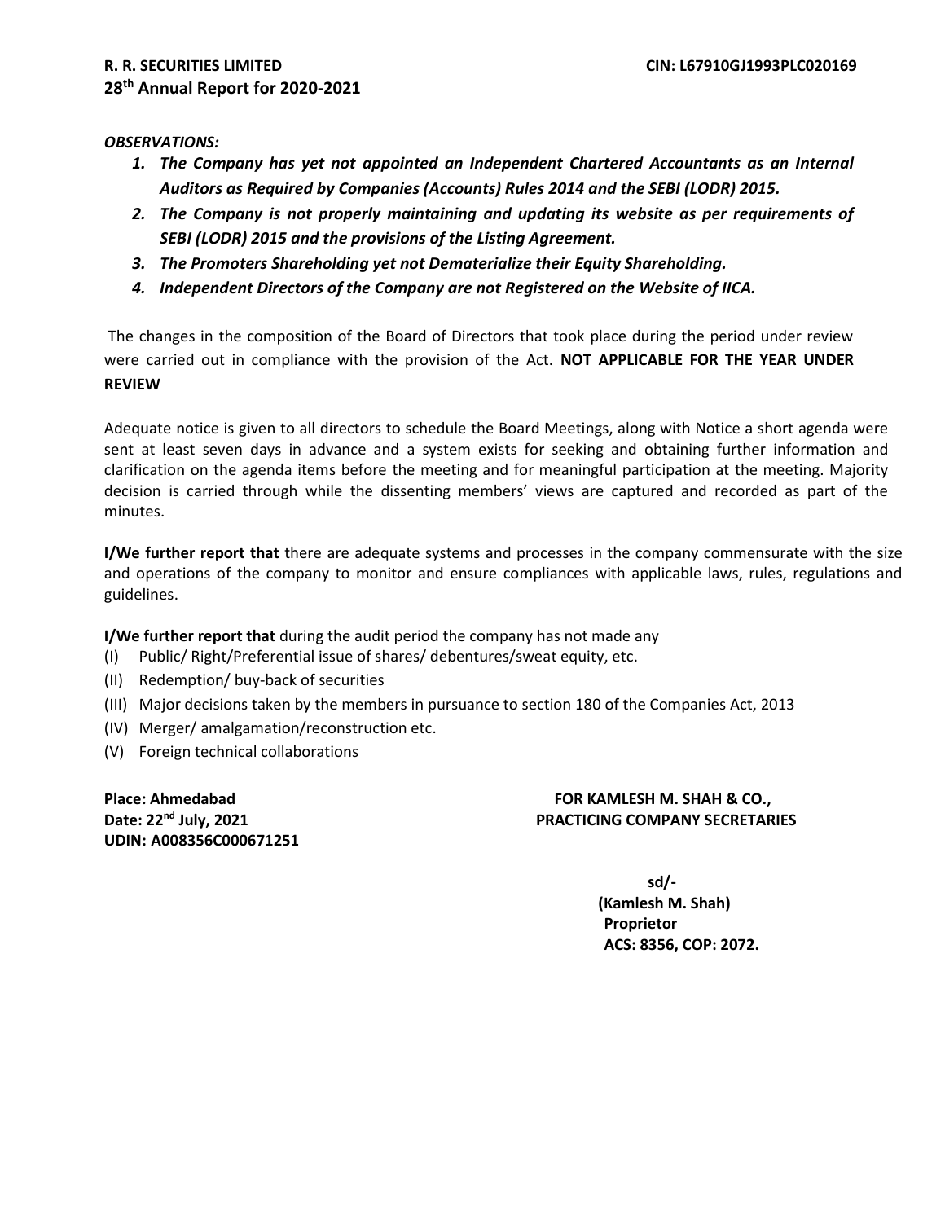***OBSERVATIONS:***

1. ***The Company has yet not appointed an Independent Chartered Accountants as an Internal Auditors as Required by Companies (Accounts) Rules 2014 and the SEBI (LODR) 2015.***
2. ***The Company is not properly maintaining and updating its website as per requirements of SEBI (LODR) 2015 and the provisions of the Listing Agreement.***
3. ***The Promoters Shareholding yet not Dematerialize their Equity Shareholding.***
4. ***Independent Directors of the Company are not Registered on the Website of IICA.***

The changes in the composition of the Board of Directors that took place during the period under review were carried out in compliance with the provision of the Act. **NOT APPLICABLE FOR THE YEAR UNDER REVIEW**

Adequate notice is given to all directors to schedule the Board Meetings, along with Notice a short agenda were sent at least seven days in advance and a system exists for seeking and obtaining further information and clarification on the agenda items before the meeting and for meaningful participation at the meeting. Majority decision is carried through while the dissenting members' views are captured and recorded as part of the minutes.

**I/We further report that** there are adequate systems and processes in the company commensurate with the size and operations of the company to monitor and ensure compliances with applicable laws, rules, regulations and guidelines.

**I/We further report that** during the audit period the company has not made any

(I) Public/ Right/Preferential issue of shares/ debentures/sweat equity, etc.
(II) Redemption/ buy-back of securities
(III) Major decisions taken by the members in pursuance to section 180 of the Companies Act, 2013
(IV) Merger/ amalgamation/reconstruction etc.
(V) Foreign technical collaborations

**Place: Ahmedabad**
**Date: 22nd July, 2021**
**UDIN: A008356C000671251**

**FOR KAMLESH M. SHAH & CO.,**
**PRACTICING COMPANY SECRETARIES**

**sd/-**
**(Kamlesh M. Shah)**
**Proprietor**
**ACS: 8356, COP: 2072.**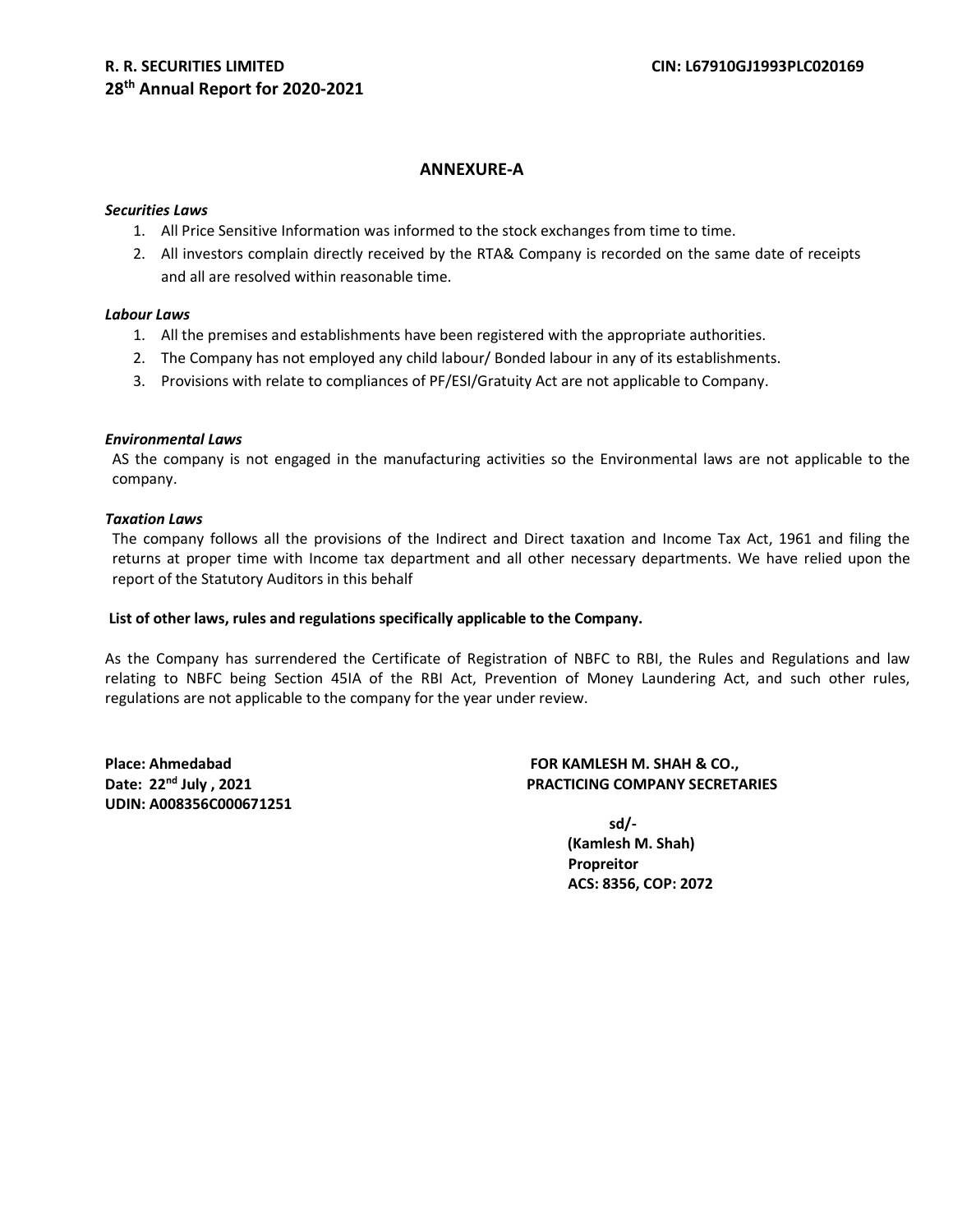## ANNEXURE-A

***Securities Laws***

1. All Price Sensitive Information was informed to the stock exchanges from time to time.
2. All investors complain directly received by the RTA& Company is recorded on the same date of receipts and all are resolved within reasonable time.

***Labour Laws***

1. All the premises and establishments have been registered with the appropriate authorities.
2. The Company has not employed any child labour/ Bonded labour in any of its establishments.
3. Provisions with relate to compliances of PF/ESI/Gratuity Act are not applicable to Company.

***Environmental Laws***

AS the company is not engaged in the manufacturing activities so the Environmental laws are not applicable to the company.

***Taxation Laws***

The company follows all the provisions of the Indirect and Direct taxation and Income Tax Act, 1961 and filing the returns at proper time with Income tax department and all other necessary departments. We have relied upon the report of the Statutory Auditors in this behalf

**List of other laws, rules and regulations specifically applicable to the Company.**

As the Company has surrendered the Certificate of Registration of NBFC to RBI, the Rules and Regulations and law relating to NBFC being Section 45IA of the RBI Act, Prevention of Money Laundering Act, and such other rules, regulations are not applicable to the company for the year under review.

**Place: Ahmedabad**
**Date: 22nd July , 2021**
**UDIN: A008356C000671251**

**FOR KAMLESH M. SHAH & CO.,**
**PRACTICING COMPANY SECRETARIES**

**sd/-**
**(Kamlesh M. Shah)**
**Propreitor**
**ACS: 8356, COP: 2072**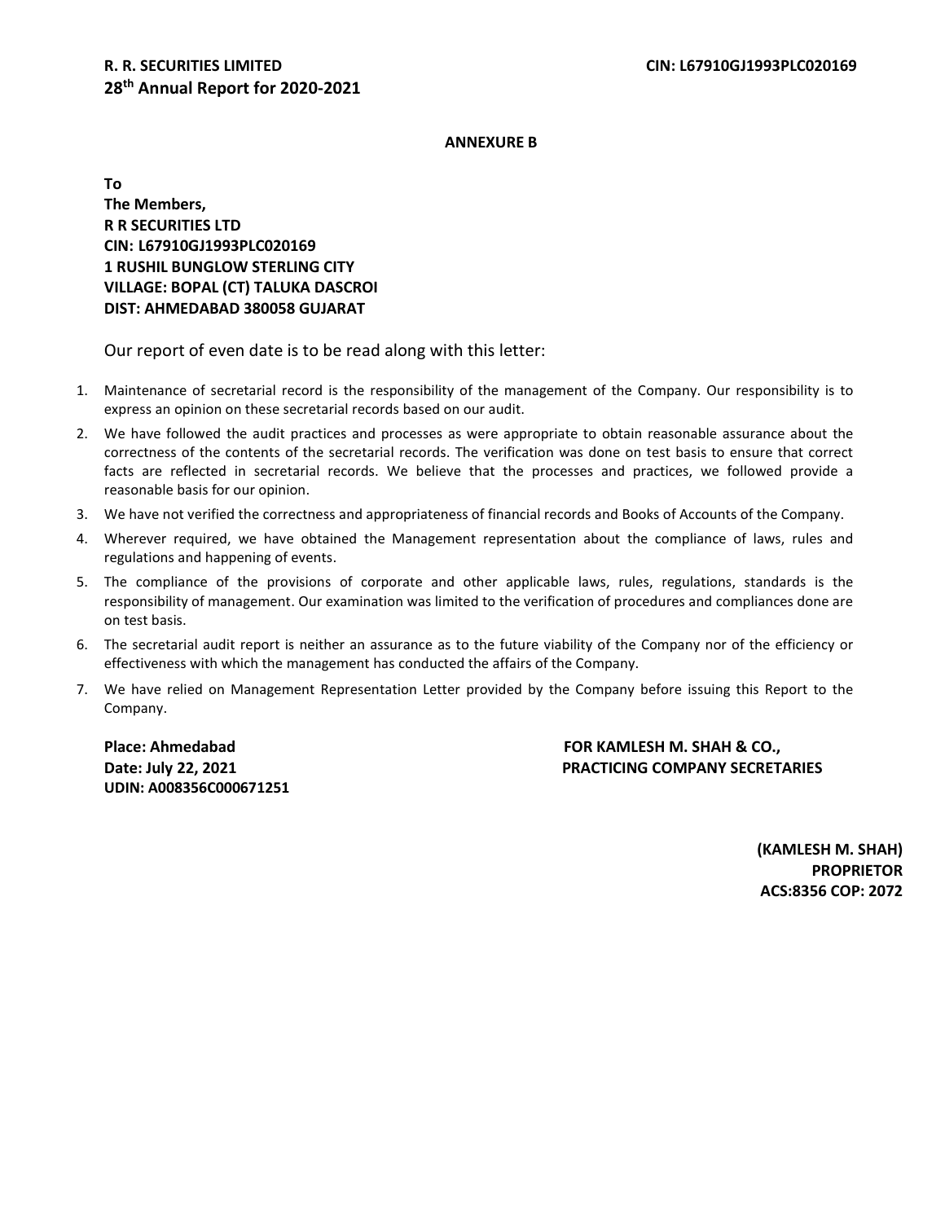## ANNEXURE B

**To**
**The Members,**
**R R SECURITIES LTD**
**CIN: L67910GJ1993PLC020169**
**1 RUSHIL BUNGLOW STERLING CITY**
**VILLAGE: BOPAL (CT) TALUKA DASCROI**
**DIST: AHMEDABAD 380058 GUJARAT**

Our report of even date is to be read along with this letter:

1. Maintenance of secretarial record is the responsibility of the management of the Company. Our responsibility is to express an opinion on these secretarial records based on our audit.
2. We have followed the audit practices and processes as were appropriate to obtain reasonable assurance about the correctness of the contents of the secretarial records. The verification was done on test basis to ensure that correct facts are reflected in secretarial records. We believe that the processes and practices, we followed provide a reasonable basis for our opinion.
3. We have not verified the correctness and appropriateness of financial records and Books of Accounts of the Company.
4. Wherever required, we have obtained the Management representation about the compliance of laws, rules and regulations and happening of events.
5. The compliance of the provisions of corporate and other applicable laws, rules, regulations, standards is the responsibility of management. Our examination was limited to the verification of procedures and compliances done are on test basis.
6. The secretarial audit report is neither an assurance as to the future viability of the Company nor of the efficiency or effectiveness with which the management has conducted the affairs of the Company.
7. We have relied on Management Representation Letter provided by the Company before issuing this Report to the Company.

**Place: Ahmedabad**
**Date: July 22, 2021**
**UDIN: A008356C000671251**

**FOR KAMLESH M. SHAH & CO.,**
**PRACTICING COMPANY SECRETARIES**

**(KAMLESH M. SHAH)**
**PROPRIETOR**
**ACS:8356 COP: 2072**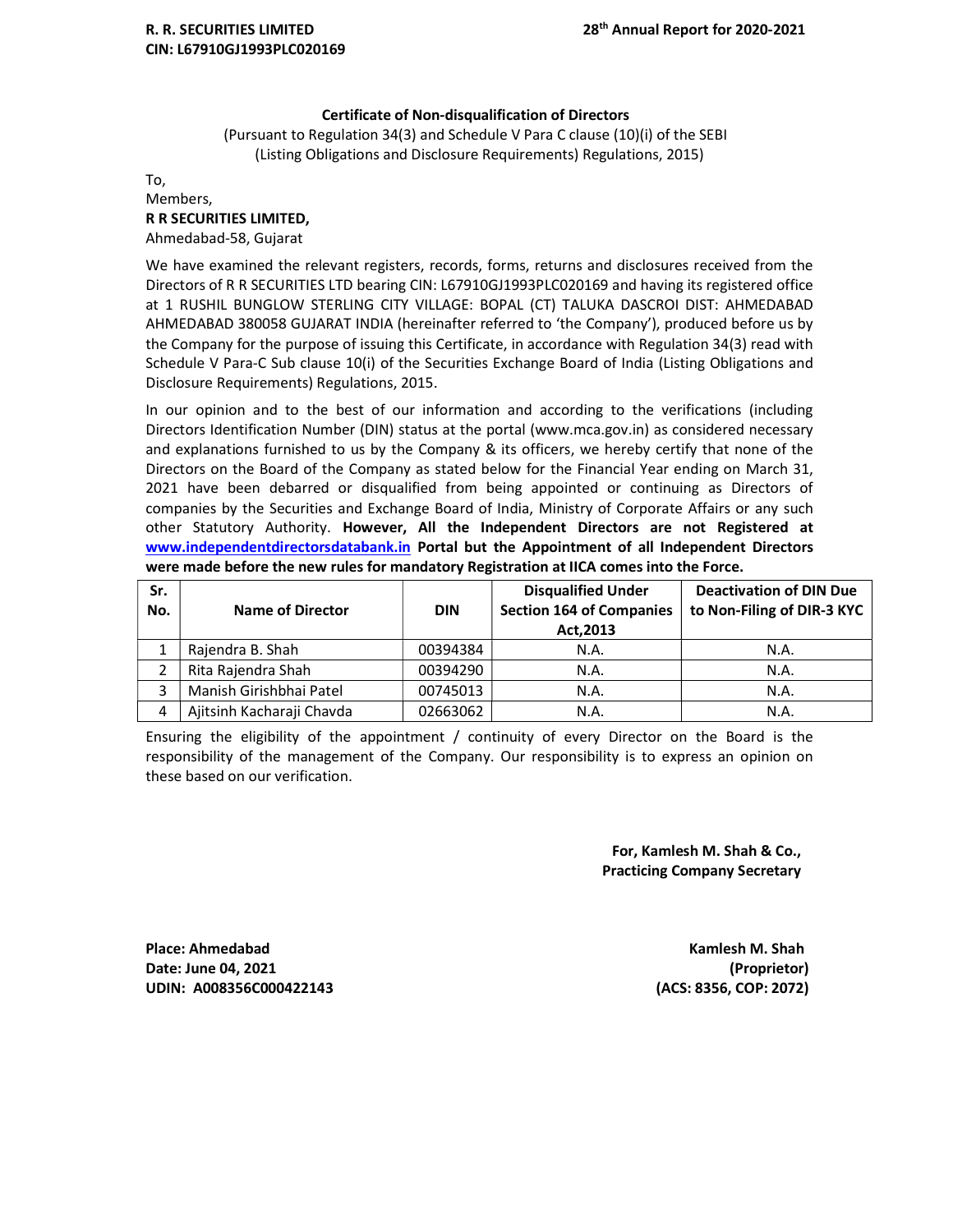## Certificate of Non-disqualification of Directors

(Pursuant to Regulation 34(3) and Schedule V Para C clause (10)(i) of the SEBI (Listing Obligations and Disclosure Requirements) Regulations, 2015)

To,
Members,
**R R SECURITIES LIMITED,**
Ahmedabad-58, Gujarat

We have examined the relevant registers, records, forms, returns and disclosures received from the Directors of R R SECURITIES LTD bearing CIN: L67910GJ1993PLC020169 and having its registered office at 1 RUSHIL BUNGLOW STERLING CITY VILLAGE: BOPAL (CT) TALUKA DASCROI DIST: AHMEDABAD AHMEDABAD 380058 GUJARAT INDIA (hereinafter referred to 'the Company'), produced before us by the Company for the purpose of issuing this Certificate, in accordance with Regulation 34(3) read with Schedule V Para-C Sub clause 10(i) of the Securities Exchange Board of India (Listing Obligations and Disclosure Requirements) Regulations, 2015.

In our opinion and to the best of our information and according to the verifications (including Directors Identification Number (DIN) status at the portal (www.mca.gov.in) as considered necessary and explanations furnished to us by the Company & its officers, we hereby certify that none of the Directors on the Board of the Company as stated below for the Financial Year ending on March 31, 2021 have been debarred or disqualified from being appointed or continuing as Directors of companies by the Securities and Exchange Board of India, Ministry of Corporate Affairs or any such other Statutory Authority. **However, All the Independent Directors are not Registered at www.independentdirectorsdatabank.in Portal but the Appointment of all Independent Directors were made before the new rules for mandatory Registration at IICA comes into the Force.**

| Sr. No. | Name of Director | DIN | Disqualified Under Section 164 of Companies Act,2013 | Deactivation of DIN Due to Non-Filing of DIR-3 KYC |
|---|---|---|---|---|
| 1 | Rajendra B. Shah | 00394384 | N.A. | N.A. |
| 2 | Rita Rajendra Shah | 00394290 | N.A. | N.A. |
| 3 | Manish Girishbhai Patel | 00745013 | N.A. | N.A. |
| 4 | Ajitsinh Kacharaji Chavda | 02663062 | N.A. | N.A. |

Ensuring the eligibility of the appointment / continuity of every Director on the Board is the responsibility of the management of the Company. Our responsibility is to express an opinion on these based on our verification.

**For, Kamlesh M. Shah & Co.,**
**Practicing Company Secretary**

**Place: Ahmedabad**
**Date: June 04, 2021**
**UDIN: A008356C000422143**

**Kamlesh M. Shah**
**(Proprietor)**
**(ACS: 8356, COP: 2072)**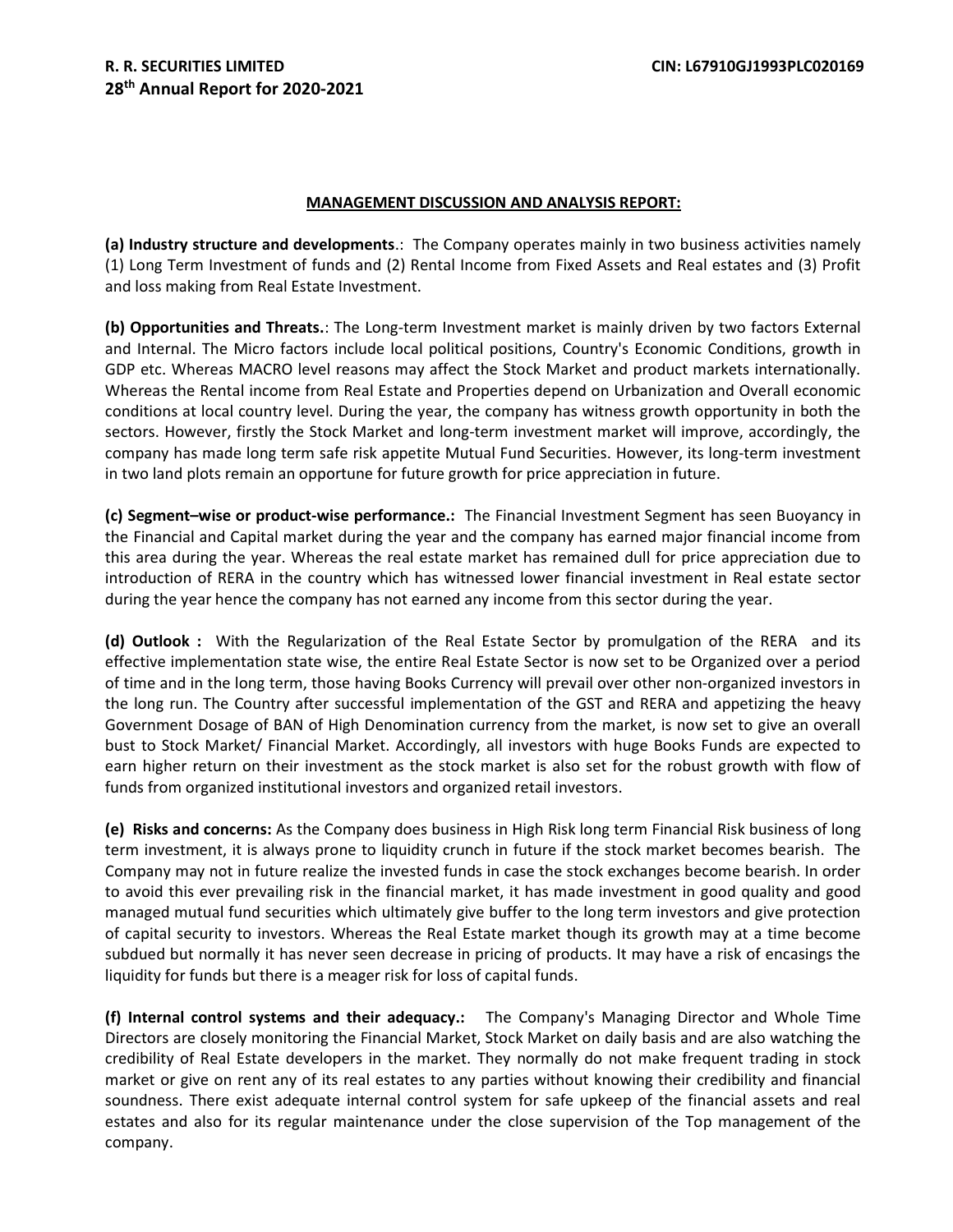## MANAGEMENT DISCUSSION AND ANALYSIS REPORT:

**(a) Industry structure and developments**.: The Company operates mainly in two business activities namely (1) Long Term Investment of funds and (2) Rental Income from Fixed Assets and Real estates and (3) Profit and loss making from Real Estate Investment.

**(b) Opportunities and Threats.**: The Long-term Investment market is mainly driven by two factors External and Internal. The Micro factors include local political positions, Country's Economic Conditions, growth in GDP etc. Whereas MACRO level reasons may affect the Stock Market and product markets internationally. Whereas the Rental income from Real Estate and Properties depend on Urbanization and Overall economic conditions at local country level. During the year, the company has witness growth opportunity in both the sectors. However, firstly the Stock Market and long-term investment market will improve, accordingly, the company has made long term safe risk appetite Mutual Fund Securities. However, its long-term investment in two land plots remain an opportune for future growth for price appreciation in future.

**(c) Segment–wise or product-wise performance.:** The Financial Investment Segment has seen Buoyancy in the Financial and Capital market during the year and the company has earned major financial income from this area during the year. Whereas the real estate market has remained dull for price appreciation due to introduction of RERA in the country which has witnessed lower financial investment in Real estate sector during the year hence the company has not earned any income from this sector during the year.

**(d) Outlook :** With the Regularization of the Real Estate Sector by promulgation of the RERA and its effective implementation state wise, the entire Real Estate Sector is now set to be Organized over a period of time and in the long term, those having Books Currency will prevail over other non-organized investors in the long run. The Country after successful implementation of the GST and RERA and appetizing the heavy Government Dosage of BAN of High Denomination currency from the market, is now set to give an overall bust to Stock Market/ Financial Market. Accordingly, all investors with huge Books Funds are expected to earn higher return on their investment as the stock market is also set for the robust growth with flow of funds from organized institutional investors and organized retail investors.

**(e) Risks and concerns:** As the Company does business in High Risk long term Financial Risk business of long term investment, it is always prone to liquidity crunch in future if the stock market becomes bearish. The Company may not in future realize the invested funds in case the stock exchanges become bearish. In order to avoid this ever prevailing risk in the financial market, it has made investment in good quality and good managed mutual fund securities which ultimately give buffer to the long term investors and give protection of capital security to investors. Whereas the Real Estate market though its growth may at a time become subdued but normally it has never seen decrease in pricing of products. It may have a risk of encasings the liquidity for funds but there is a meager risk for loss of capital funds.

**(f) Internal control systems and their adequacy.:** The Company's Managing Director and Whole Time Directors are closely monitoring the Financial Market, Stock Market on daily basis and are also watching the credibility of Real Estate developers in the market. They normally do not make frequent trading in stock market or give on rent any of its real estates to any parties without knowing their credibility and financial soundness. There exist adequate internal control system for safe upkeep of the financial assets and real estates and also for its regular maintenance under the close supervision of the Top management of the company.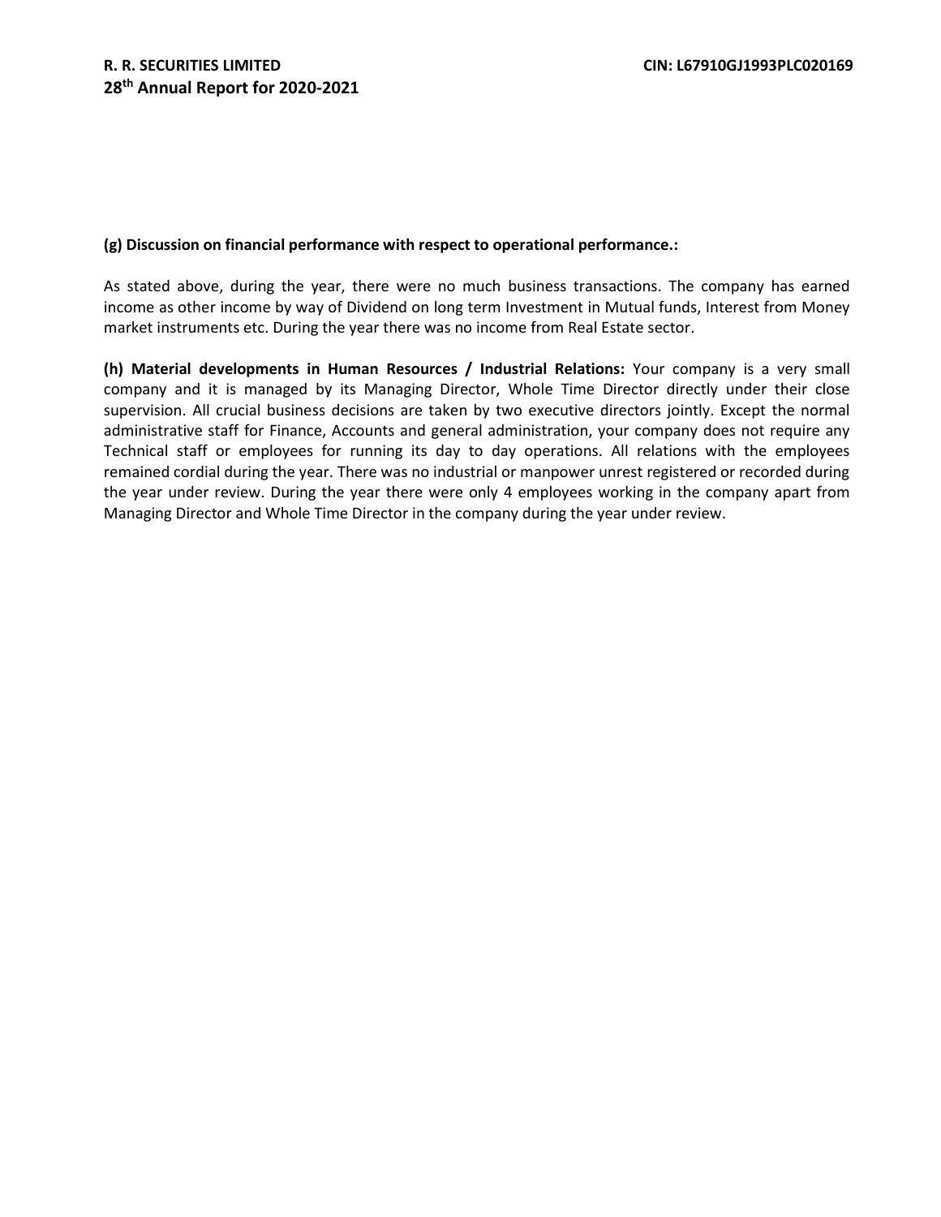**(g) Discussion on financial performance with respect to operational performance.:**

As stated above, during the year, there were no much business transactions. The company has earned income as other income by way of Dividend on long term Investment in Mutual funds, Interest from Money market instruments etc. During the year there was no income from Real Estate sector.

**(h) Material developments in Human Resources / Industrial Relations:** Your company is a very small company and it is managed by its Managing Director, Whole Time Director directly under their close supervision. All crucial business decisions are taken by two executive directors jointly. Except the normal administrative staff for Finance, Accounts and general administration, your company does not require any Technical staff or employees for running its day to day operations. All relations with the employees remained cordial during the year. There was no industrial or manpower unrest registered or recorded during the year under review. During the year there were only 4 employees working in the company apart from Managing Director and Whole Time Director in the company during the year under review.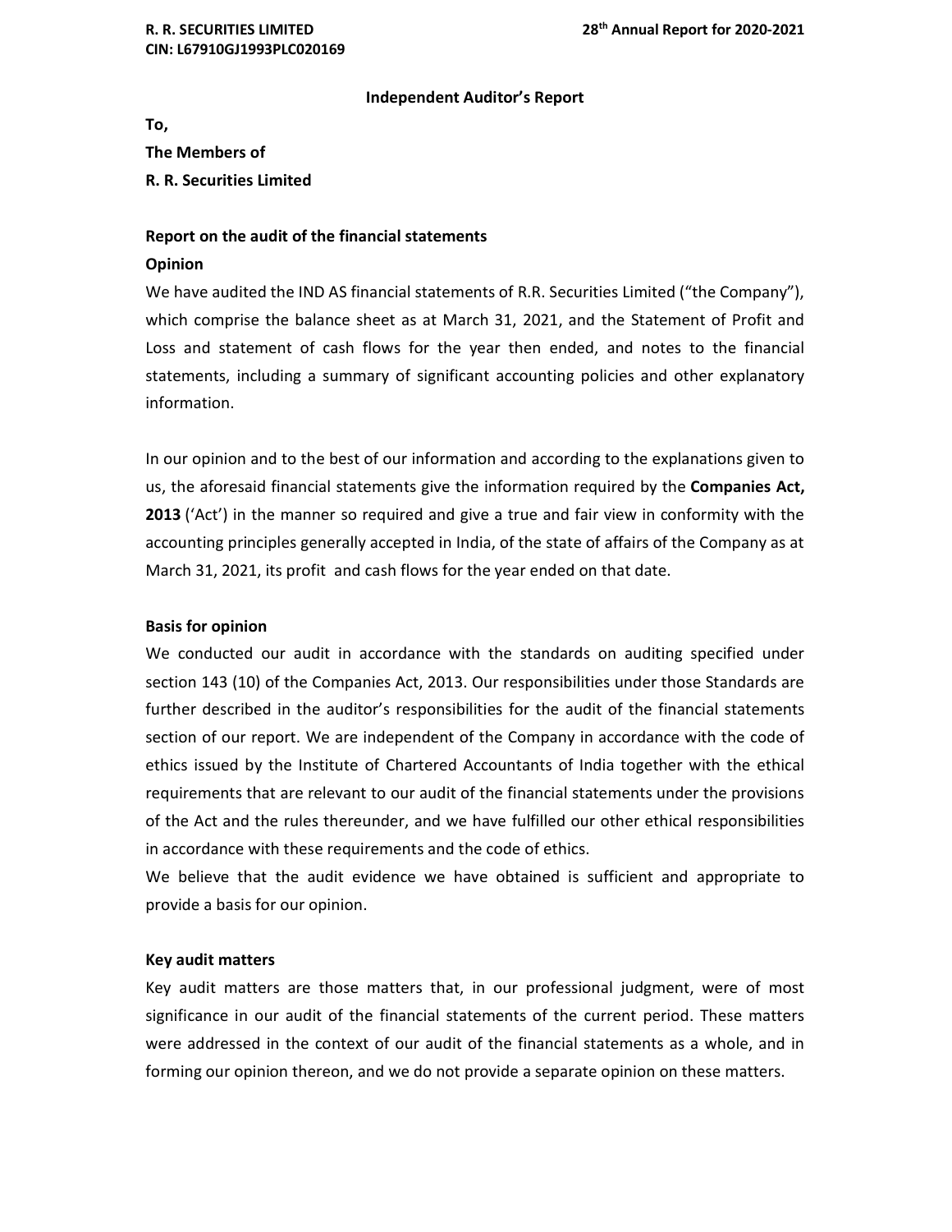# Independent Auditor's Report

**To,**

**The Members of**

**R. R. Securities Limited**

## Report on the audit of the financial statements

### Opinion

We have audited the IND AS financial statements of R.R. Securities Limited ("the Company"), which comprise the balance sheet as at March 31, 2021, and the Statement of Profit and Loss and statement of cash flows for the year then ended, and notes to the financial statements, including a summary of significant accounting policies and other explanatory information.

In our opinion and to the best of our information and according to the explanations given to us, the aforesaid financial statements give the information required by the **Companies Act, 2013** ('Act') in the manner so required and give a true and fair view in conformity with the accounting principles generally accepted in India, of the state of affairs of the Company as at March 31, 2021, its profit and cash flows for the year ended on that date.

### Basis for opinion

We conducted our audit in accordance with the standards on auditing specified under section 143 (10) of the Companies Act, 2013. Our responsibilities under those Standards are further described in the auditor's responsibilities for the audit of the financial statements section of our report. We are independent of the Company in accordance with the code of ethics issued by the Institute of Chartered Accountants of India together with the ethical requirements that are relevant to our audit of the financial statements under the provisions of the Act and the rules thereunder, and we have fulfilled our other ethical responsibilities in accordance with these requirements and the code of ethics.

We believe that the audit evidence we have obtained is sufficient and appropriate to provide a basis for our opinion.

### Key audit matters

Key audit matters are those matters that, in our professional judgment, were of most significance in our audit of the financial statements of the current period. These matters were addressed in the context of our audit of the financial statements as a whole, and in forming our opinion thereon, and we do not provide a separate opinion on these matters.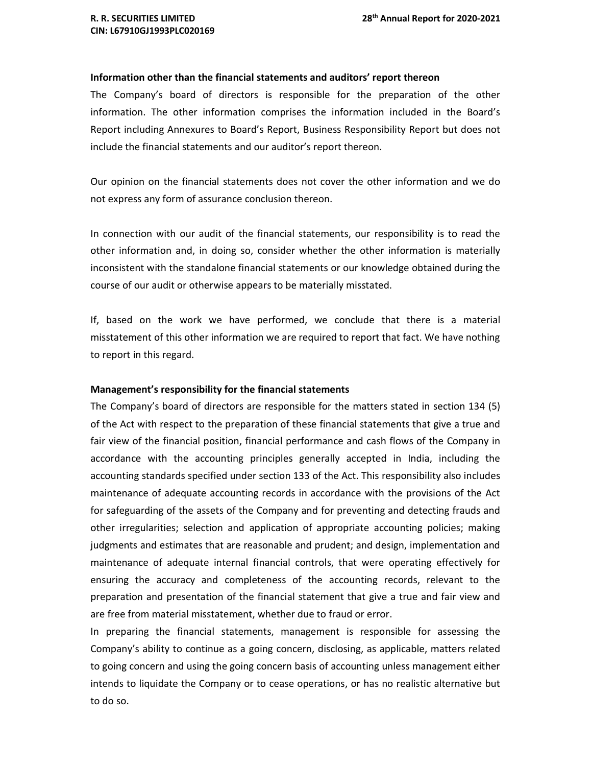**Information other than the financial statements and auditors' report thereon**

The Company's board of directors is responsible for the preparation of the other information. The other information comprises the information included in the Board's Report including Annexures to Board's Report, Business Responsibility Report but does not include the financial statements and our auditor's report thereon.

Our opinion on the financial statements does not cover the other information and we do not express any form of assurance conclusion thereon.

In connection with our audit of the financial statements, our responsibility is to read the other information and, in doing so, consider whether the other information is materially inconsistent with the standalone financial statements or our knowledge obtained during the course of our audit or otherwise appears to be materially misstated.

If, based on the work we have performed, we conclude that there is a material misstatement of this other information we are required to report that fact. We have nothing to report in this regard.

**Management's responsibility for the financial statements**

The Company's board of directors are responsible for the matters stated in section 134 (5) of the Act with respect to the preparation of these financial statements that give a true and fair view of the financial position, financial performance and cash flows of the Company in accordance with the accounting principles generally accepted in India, including the accounting standards specified under section 133 of the Act. This responsibility also includes maintenance of adequate accounting records in accordance with the provisions of the Act for safeguarding of the assets of the Company and for preventing and detecting frauds and other irregularities; selection and application of appropriate accounting policies; making judgments and estimates that are reasonable and prudent; and design, implementation and maintenance of adequate internal financial controls, that were operating effectively for ensuring the accuracy and completeness of the accounting records, relevant to the preparation and presentation of the financial statement that give a true and fair view and are free from material misstatement, whether due to fraud or error.

In preparing the financial statements, management is responsible for assessing the Company's ability to continue as a going concern, disclosing, as applicable, matters related to going concern and using the going concern basis of accounting unless management either intends to liquidate the Company or to cease operations, or has no realistic alternative but to do so.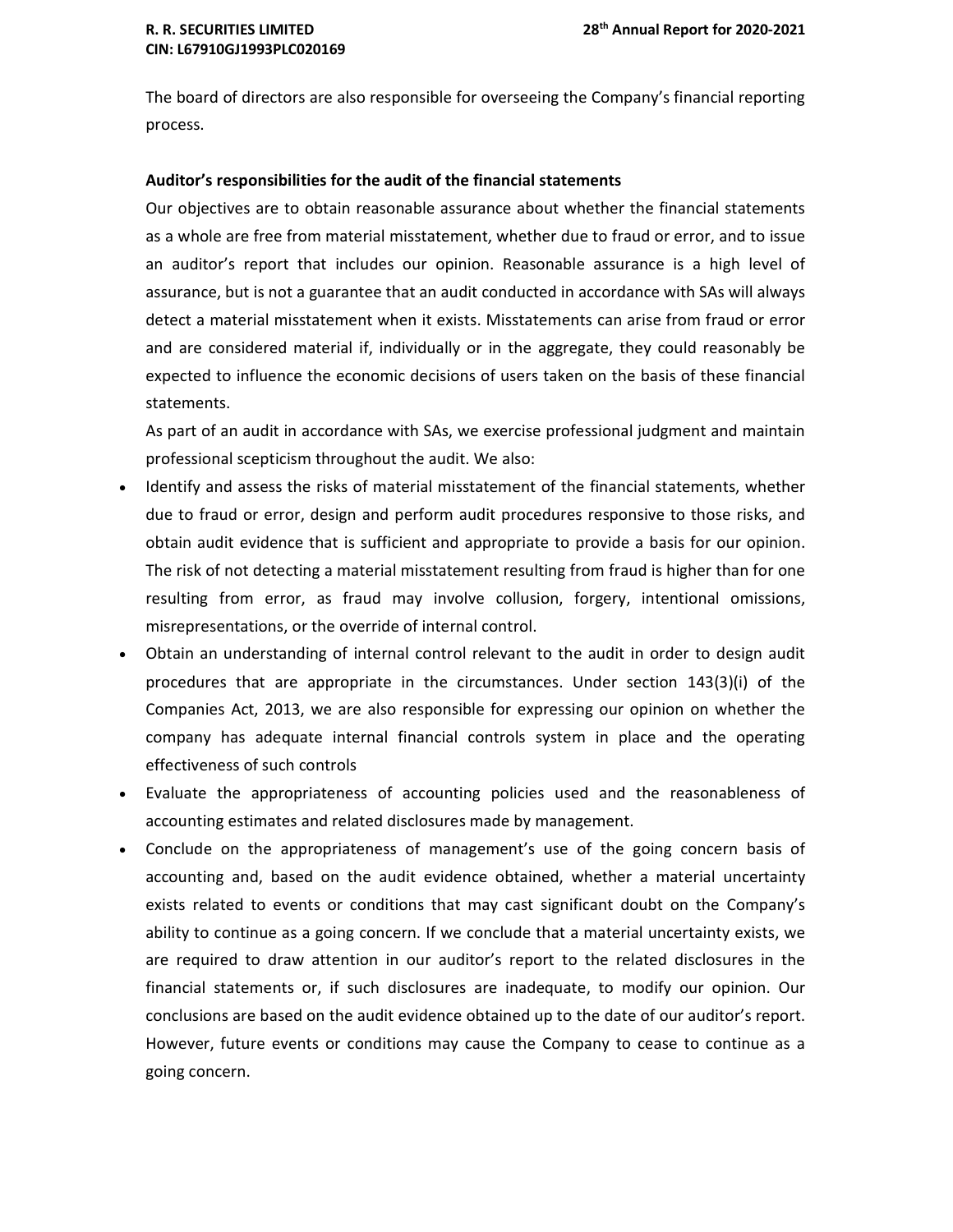The board of directors are also responsible for overseeing the Company's financial reporting process.

**Auditor's responsibilities for the audit of the financial statements**

Our objectives are to obtain reasonable assurance about whether the financial statements as a whole are free from material misstatement, whether due to fraud or error, and to issue an auditor's report that includes our opinion. Reasonable assurance is a high level of assurance, but is not a guarantee that an audit conducted in accordance with SAs will always detect a material misstatement when it exists. Misstatements can arise from fraud or error and are considered material if, individually or in the aggregate, they could reasonably be expected to influence the economic decisions of users taken on the basis of these financial statements.

As part of an audit in accordance with SAs, we exercise professional judgment and maintain professional scepticism throughout the audit. We also:

- Identify and assess the risks of material misstatement of the financial statements, whether due to fraud or error, design and perform audit procedures responsive to those risks, and obtain audit evidence that is sufficient and appropriate to provide a basis for our opinion. The risk of not detecting a material misstatement resulting from fraud is higher than for one resulting from error, as fraud may involve collusion, forgery, intentional omissions, misrepresentations, or the override of internal control.
- Obtain an understanding of internal control relevant to the audit in order to design audit procedures that are appropriate in the circumstances. Under section 143(3)(i) of the Companies Act, 2013, we are also responsible for expressing our opinion on whether the company has adequate internal financial controls system in place and the operating effectiveness of such controls
- Evaluate the appropriateness of accounting policies used and the reasonableness of accounting estimates and related disclosures made by management.
- Conclude on the appropriateness of management's use of the going concern basis of accounting and, based on the audit evidence obtained, whether a material uncertainty exists related to events or conditions that may cast significant doubt on the Company's ability to continue as a going concern. If we conclude that a material uncertainty exists, we are required to draw attention in our auditor's report to the related disclosures in the financial statements or, if such disclosures are inadequate, to modify our opinion. Our conclusions are based on the audit evidence obtained up to the date of our auditor's report. However, future events or conditions may cause the Company to cease to continue as a going concern.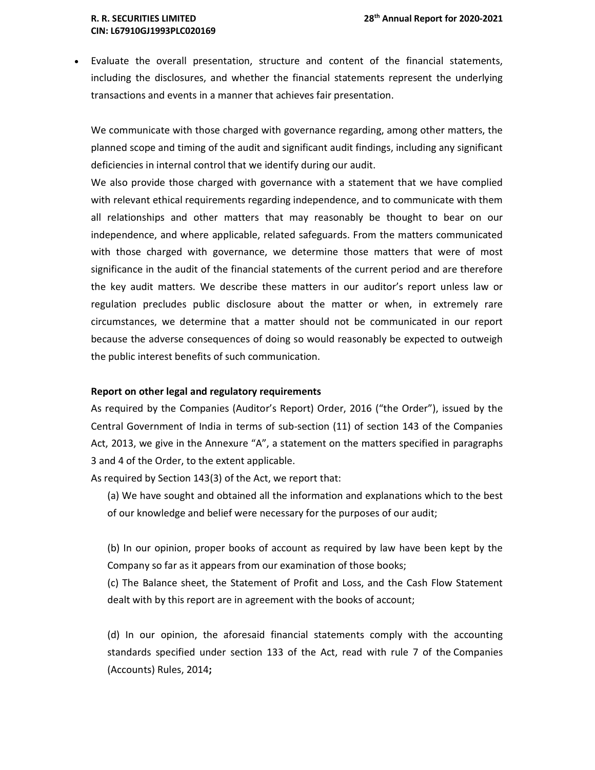- Evaluate the overall presentation, structure and content of the financial statements, including the disclosures, and whether the financial statements represent the underlying transactions and events in a manner that achieves fair presentation.

We communicate with those charged with governance regarding, among other matters, the planned scope and timing of the audit and significant audit findings, including any significant deficiencies in internal control that we identify during our audit.

We also provide those charged with governance with a statement that we have complied with relevant ethical requirements regarding independence, and to communicate with them all relationships and other matters that may reasonably be thought to bear on our independence, and where applicable, related safeguards. From the matters communicated with those charged with governance, we determine those matters that were of most significance in the audit of the financial statements of the current period and are therefore the key audit matters. We describe these matters in our auditor's report unless law or regulation precludes public disclosure about the matter or when, in extremely rare circumstances, we determine that a matter should not be communicated in our report because the adverse consequences of doing so would reasonably be expected to outweigh the public interest benefits of such communication.

**Report on other legal and regulatory requirements**

As required by the Companies (Auditor's Report) Order, 2016 ("the Order"), issued by the Central Government of India in terms of sub-section (11) of section 143 of the Companies Act, 2013, we give in the Annexure "A", a statement on the matters specified in paragraphs 3 and 4 of the Order, to the extent applicable.

As required by Section 143(3) of the Act, we report that:

(a) We have sought and obtained all the information and explanations which to the best of our knowledge and belief were necessary for the purposes of our audit;

(b) In our opinion, proper books of account as required by law have been kept by the Company so far as it appears from our examination of those books;

(c) The Balance sheet, the Statement of Profit and Loss, and the Cash Flow Statement dealt with by this report are in agreement with the books of account;

(d) In our opinion, the aforesaid financial statements comply with the accounting standards specified under section 133 of the Act, read with rule 7 of the Companies (Accounts) Rules, 2014**;**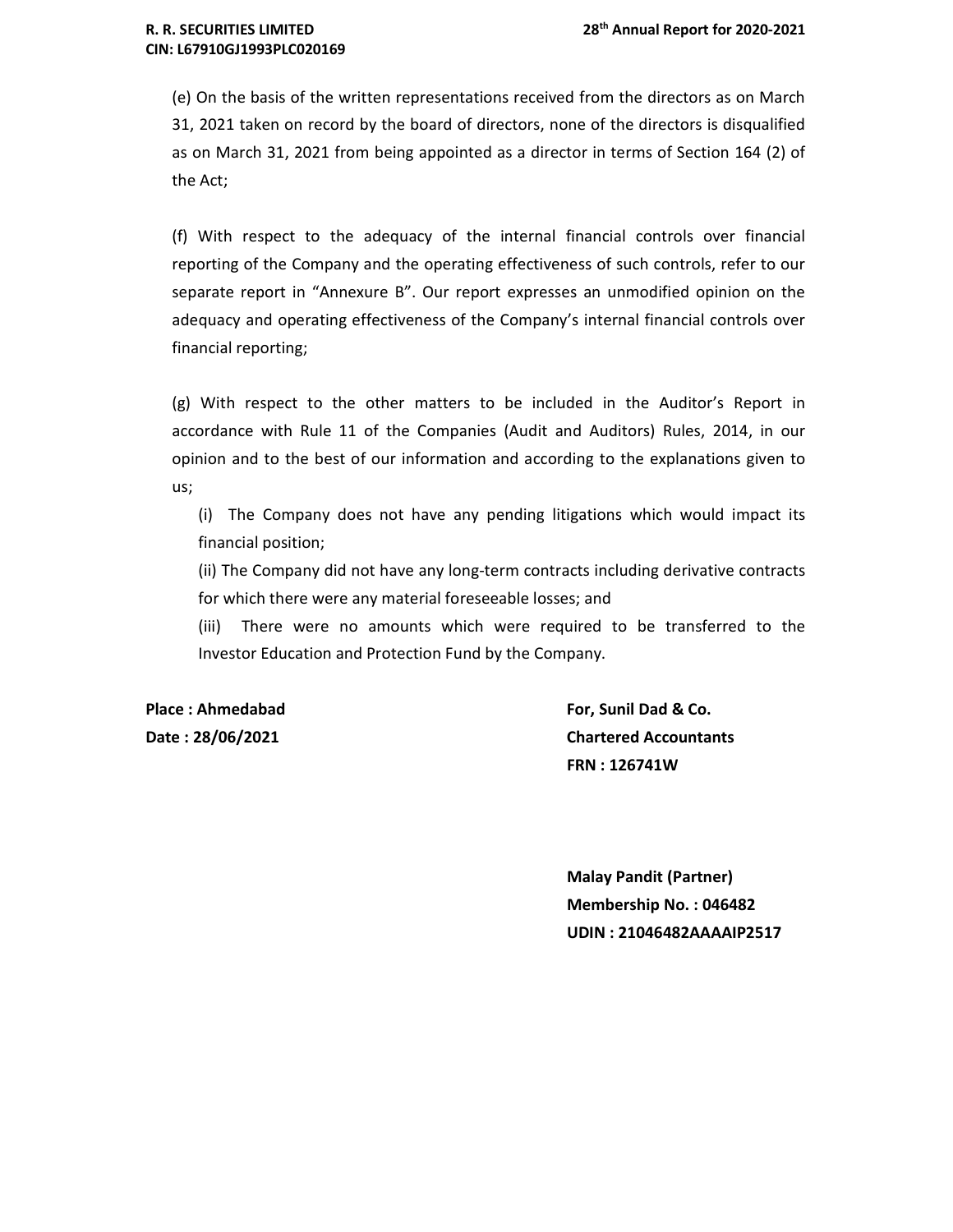(e) On the basis of the written representations received from the directors as on March 31, 2021 taken on record by the board of directors, none of the directors is disqualified as on March 31, 2021 from being appointed as a director in terms of Section 164 (2) of the Act;

(f) With respect to the adequacy of the internal financial controls over financial reporting of the Company and the operating effectiveness of such controls, refer to our separate report in "Annexure B". Our report expresses an unmodified opinion on the adequacy and operating effectiveness of the Company's internal financial controls over financial reporting;

(g) With respect to the other matters to be included in the Auditor's Report in accordance with Rule 11 of the Companies (Audit and Auditors) Rules, 2014, in our opinion and to the best of our information and according to the explanations given to us;

(i) The Company does not have any pending litigations which would impact its financial position;

(ii) The Company did not have any long-term contracts including derivative contracts for which there were any material foreseeable losses; and

(iii) There were no amounts which were required to be transferred to the Investor Education and Protection Fund by the Company.

**Place : Ahmedabad**
**Date : 28/06/2021**

**For, Sunil Dad & Co.**
**Chartered Accountants**
**FRN : 126741W**

**Malay Pandit (Partner)**
**Membership No. : 046482**
**UDIN : 21046482AAAAIP2517**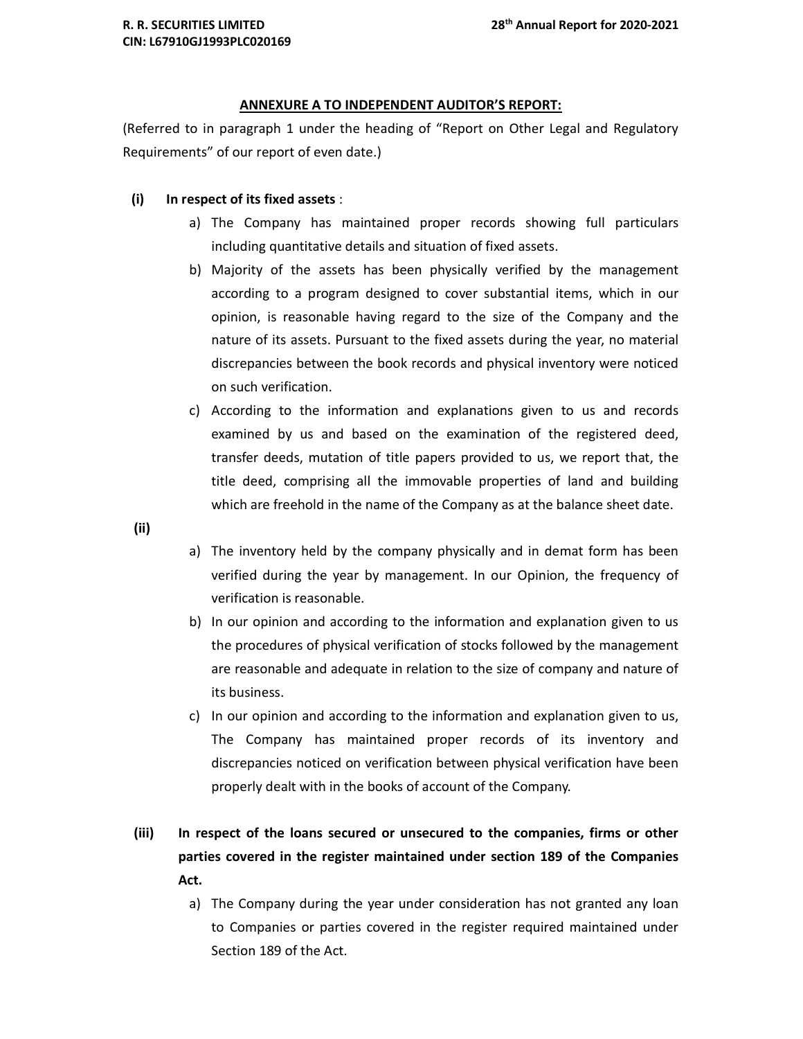## ANNEXURE A TO INDEPENDENT AUDITOR'S REPORT:

(Referred to in paragraph 1 under the heading of "Report on Other Legal and Regulatory Requirements" of our report of even date.)

**(i) In respect of its fixed assets** :

a) The Company has maintained proper records showing full particulars including quantitative details and situation of fixed assets.

b) Majority of the assets has been physically verified by the management according to a program designed to cover substantial items, which in our opinion, is reasonable having regard to the size of the Company and the nature of its assets. Pursuant to the fixed assets during the year, no material discrepancies between the book records and physical inventory were noticed on such verification.

c) According to the information and explanations given to us and records examined by us and based on the examination of the registered deed, transfer deeds, mutation of title papers provided to us, we report that, the title deed, comprising all the immovable properties of land and building which are freehold in the name of the Company as at the balance sheet date.

**(ii)**

a) The inventory held by the company physically and in demat form has been verified during the year by management. In our Opinion, the frequency of verification is reasonable.

b) In our opinion and according to the information and explanation given to us the procedures of physical verification of stocks followed by the management are reasonable and adequate in relation to the size of company and nature of its business.

c) In our opinion and according to the information and explanation given to us, The Company has maintained proper records of its inventory and discrepancies noticed on verification between physical verification have been properly dealt with in the books of account of the Company.

**(iii) In respect of the loans secured or unsecured to the companies, firms or other parties covered in the register maintained under section 189 of the Companies Act.**

a) The Company during the year under consideration has not granted any loan to Companies or parties covered in the register required maintained under Section 189 of the Act.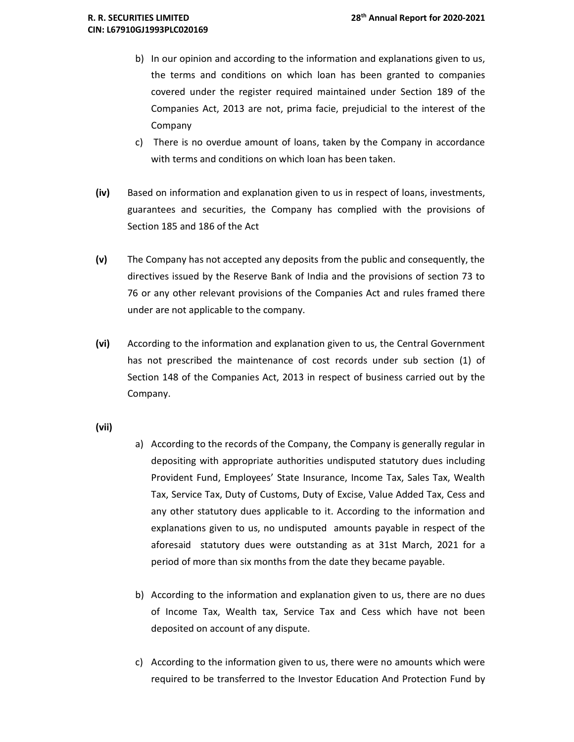b) In our opinion and according to the information and explanations given to us, the terms and conditions on which loan has been granted to companies covered under the register required maintained under Section 189 of the Companies Act, 2013 are not, prima facie, prejudicial to the interest of the Company

c) There is no overdue amount of loans, taken by the Company in accordance with terms and conditions on which loan has been taken.

**(iv)** Based on information and explanation given to us in respect of loans, investments, guarantees and securities, the Company has complied with the provisions of Section 185 and 186 of the Act

**(v)** The Company has not accepted any deposits from the public and consequently, the directives issued by the Reserve Bank of India and the provisions of section 73 to 76 or any other relevant provisions of the Companies Act and rules framed there under are not applicable to the company.

**(vi)** According to the information and explanation given to us, the Central Government has not prescribed the maintenance of cost records under sub section (1) of Section 148 of the Companies Act, 2013 in respect of business carried out by the Company.

**(vii)**

a) According to the records of the Company, the Company is generally regular in depositing with appropriate authorities undisputed statutory dues including Provident Fund, Employees' State Insurance, Income Tax, Sales Tax, Wealth Tax, Service Tax, Duty of Customs, Duty of Excise, Value Added Tax, Cess and any other statutory dues applicable to it. According to the information and explanations given to us, no undisputed amounts payable in respect of the aforesaid statutory dues were outstanding as at 31st March, 2021 for a period of more than six months from the date they became payable.

b) According to the information and explanation given to us, there are no dues of Income Tax, Wealth tax, Service Tax and Cess which have not been deposited on account of any dispute.

c) According to the information given to us, there were no amounts which were required to be transferred to the Investor Education And Protection Fund by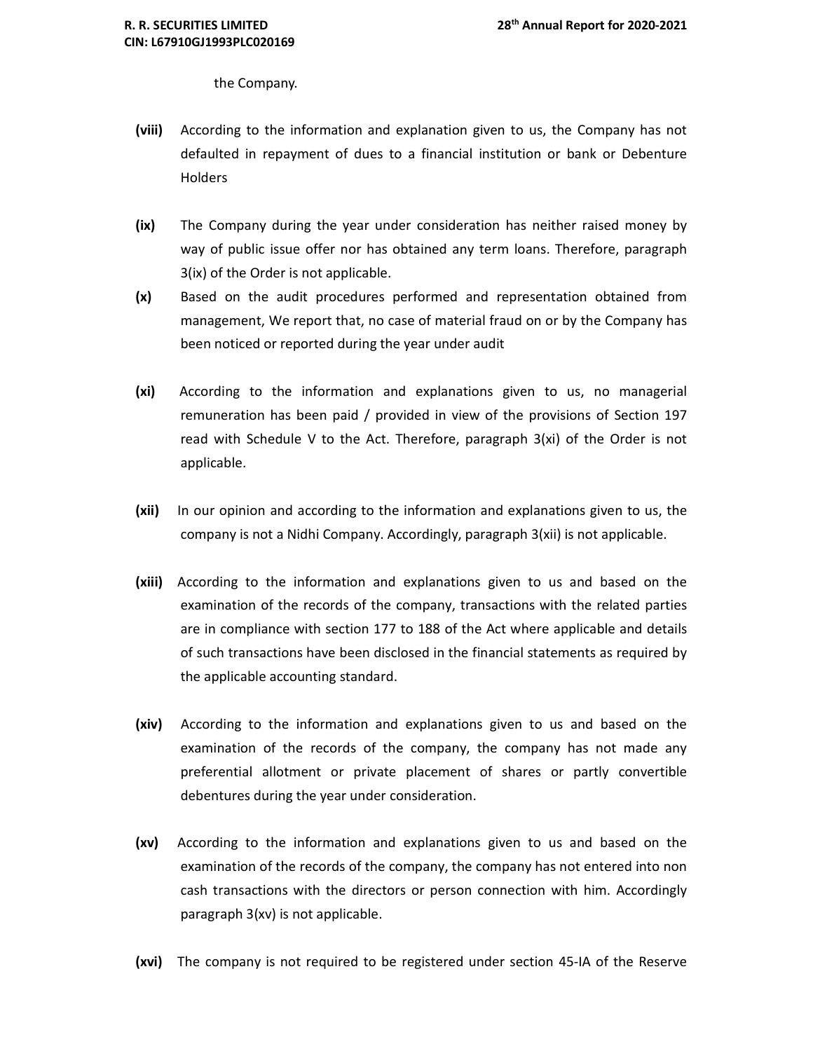the Company.

**(viii)** According to the information and explanation given to us, the Company has not defaulted in repayment of dues to a financial institution or bank or Debenture Holders

**(ix)** The Company during the year under consideration has neither raised money by way of public issue offer nor has obtained any term loans. Therefore, paragraph 3(ix) of the Order is not applicable.

**(x)** Based on the audit procedures performed and representation obtained from management, We report that, no case of material fraud on or by the Company has been noticed or reported during the year under audit

**(xi)** According to the information and explanations given to us, no managerial remuneration has been paid / provided in view of the provisions of Section 197 read with Schedule V to the Act. Therefore, paragraph 3(xi) of the Order is not applicable.

**(xii)** In our opinion and according to the information and explanations given to us, the company is not a Nidhi Company. Accordingly, paragraph 3(xii) is not applicable.

**(xiii)** According to the information and explanations given to us and based on the examination of the records of the company, transactions with the related parties are in compliance with section 177 to 188 of the Act where applicable and details of such transactions have been disclosed in the financial statements as required by the applicable accounting standard.

**(xiv)** According to the information and explanations given to us and based on the examination of the records of the company, the company has not made any preferential allotment or private placement of shares or partly convertible debentures during the year under consideration.

**(xv)** According to the information and explanations given to us and based on the examination of the records of the company, the company has not entered into non cash transactions with the directors or person connection with him. Accordingly paragraph 3(xv) is not applicable.

**(xvi)** The company is not required to be registered under section 45-IA of the Reserve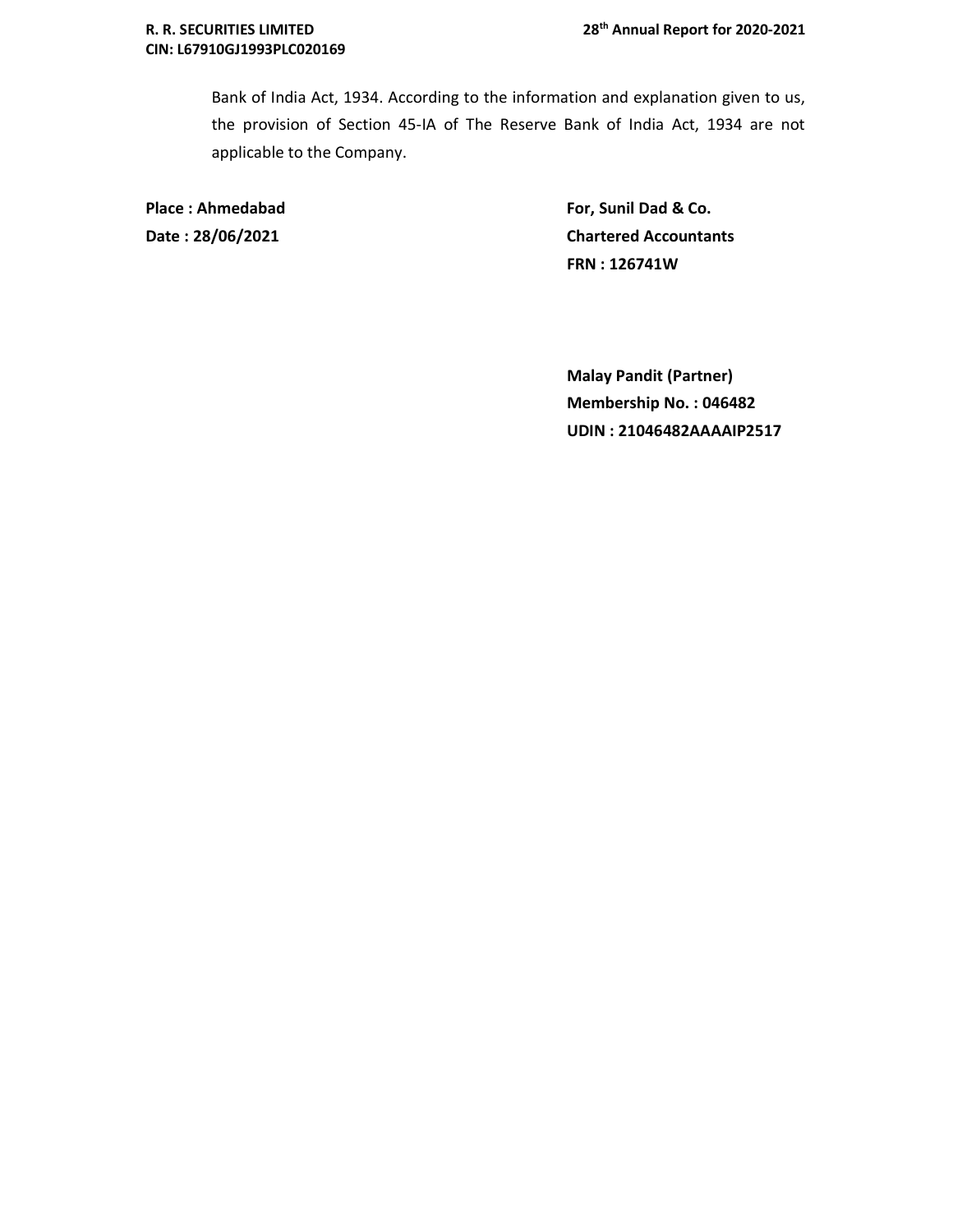Bank of India Act, 1934. According to the information and explanation given to us, the provision of Section 45-IA of The Reserve Bank of India Act, 1934 are not applicable to the Company.

**Place : Ahmedabad**
**Date : 28/06/2021**

**For, Sunil Dad & Co.**
**Chartered Accountants**
**FRN : 126741W**

**Malay Pandit (Partner)**
**Membership No. : 046482**
**UDIN : 21046482AAAAIP2517**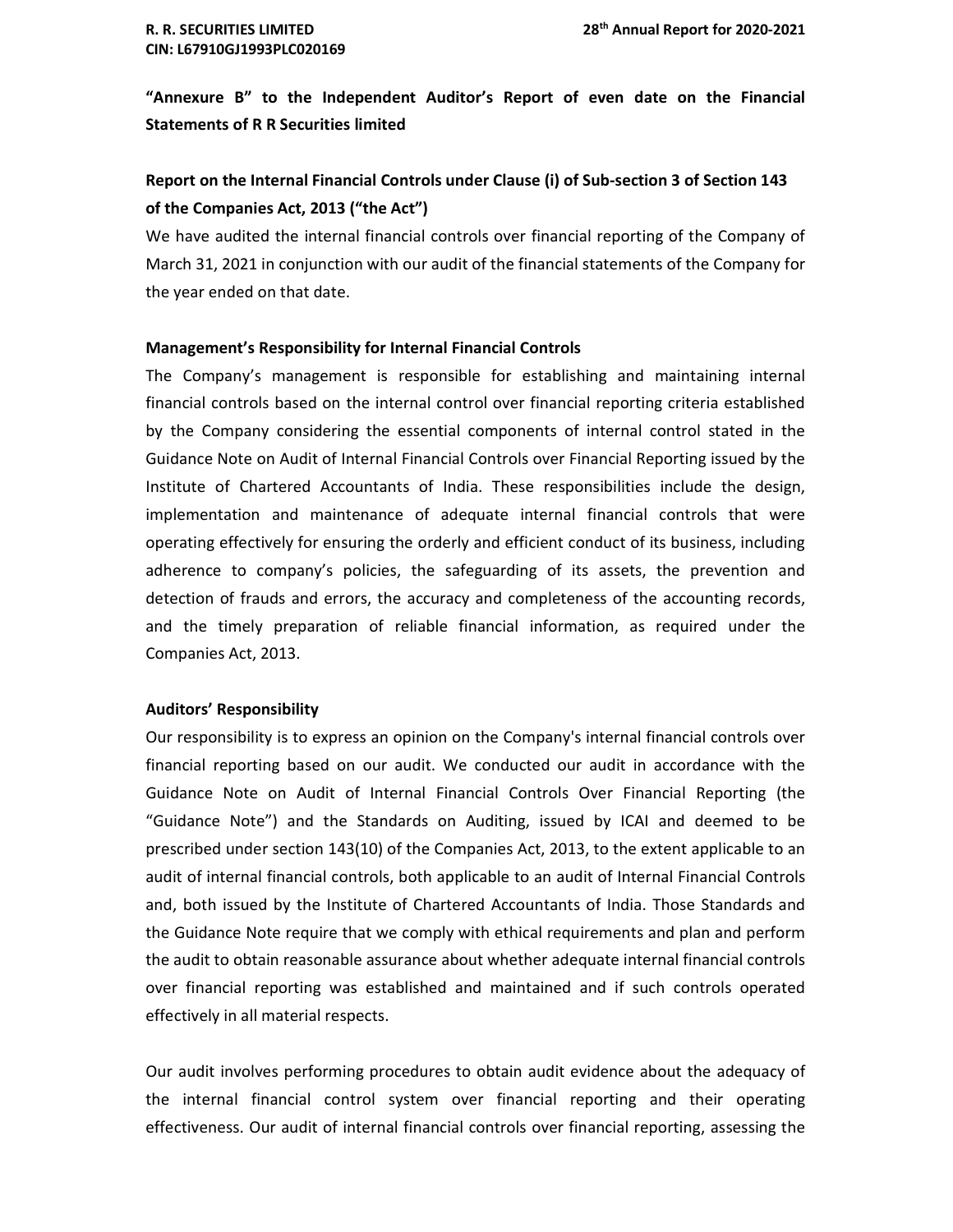**“Annexure B” to the Independent Auditor’s Report of even date on the Financial Statements of R R Securities limited**

## Report on the Internal Financial Controls under Clause (i) of Sub-section 3 of Section 143 of the Companies Act, 2013 (“the Act”)

We have audited the internal financial controls over financial reporting of the Company of March 31, 2021 in conjunction with our audit of the financial statements of the Company for the year ended on that date.

### Management’s Responsibility for Internal Financial Controls

The Company’s management is responsible for establishing and maintaining internal financial controls based on the internal control over financial reporting criteria established by the Company considering the essential components of internal control stated in the Guidance Note on Audit of Internal Financial Controls over Financial Reporting issued by the Institute of Chartered Accountants of India. These responsibilities include the design, implementation and maintenance of adequate internal financial controls that were operating effectively for ensuring the orderly and efficient conduct of its business, including adherence to company’s policies, the safeguarding of its assets, the prevention and detection of frauds and errors, the accuracy and completeness of the accounting records, and the timely preparation of reliable financial information, as required under the Companies Act, 2013.

### Auditors’ Responsibility

Our responsibility is to express an opinion on the Company's internal financial controls over financial reporting based on our audit. We conducted our audit in accordance with the Guidance Note on Audit of Internal Financial Controls Over Financial Reporting (the “Guidance Note”) and the Standards on Auditing, issued by ICAI and deemed to be prescribed under section 143(10) of the Companies Act, 2013, to the extent applicable to an audit of internal financial controls, both applicable to an audit of Internal Financial Controls and, both issued by the Institute of Chartered Accountants of India. Those Standards and the Guidance Note require that we comply with ethical requirements and plan and perform the audit to obtain reasonable assurance about whether adequate internal financial controls over financial reporting was established and maintained and if such controls operated effectively in all material respects.

Our audit involves performing procedures to obtain audit evidence about the adequacy of the internal financial control system over financial reporting and their operating effectiveness. Our audit of internal financial controls over financial reporting, assessing the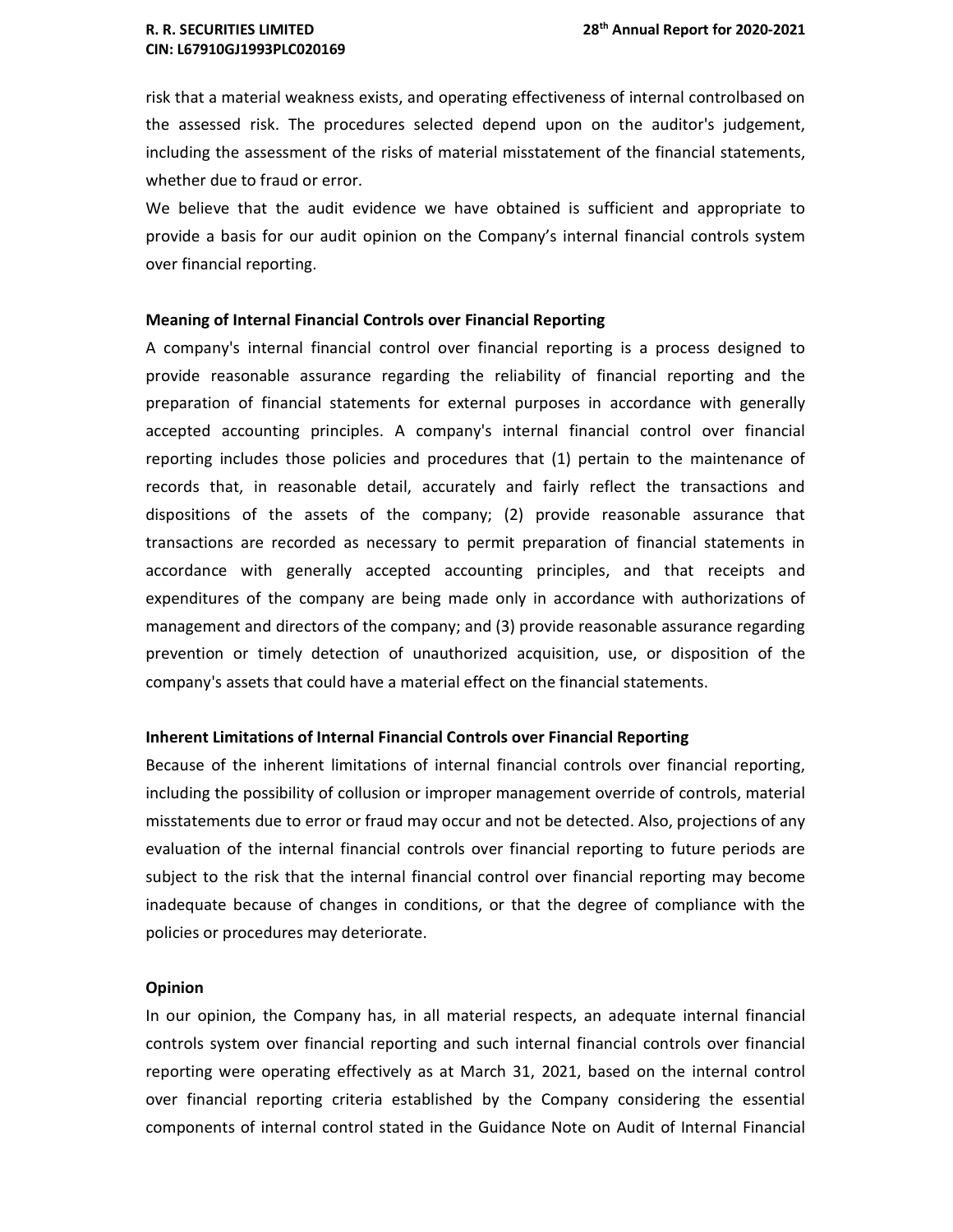risk that a material weakness exists, and operating effectiveness of internal controlbased on the assessed risk. The procedures selected depend upon on the auditor's judgement, including the assessment of the risks of material misstatement of the financial statements, whether due to fraud or error.

We believe that the audit evidence we have obtained is sufficient and appropriate to provide a basis for our audit opinion on the Company's internal financial controls system over financial reporting.

**Meaning of Internal Financial Controls over Financial Reporting**

A company's internal financial control over financial reporting is a process designed to provide reasonable assurance regarding the reliability of financial reporting and the preparation of financial statements for external purposes in accordance with generally accepted accounting principles. A company's internal financial control over financial reporting includes those policies and procedures that (1) pertain to the maintenance of records that, in reasonable detail, accurately and fairly reflect the transactions and dispositions of the assets of the company; (2) provide reasonable assurance that transactions are recorded as necessary to permit preparation of financial statements in accordance with generally accepted accounting principles, and that receipts and expenditures of the company are being made only in accordance with authorizations of management and directors of the company; and (3) provide reasonable assurance regarding prevention or timely detection of unauthorized acquisition, use, or disposition of the company's assets that could have a material effect on the financial statements.

**Inherent Limitations of Internal Financial Controls over Financial Reporting**

Because of the inherent limitations of internal financial controls over financial reporting, including the possibility of collusion or improper management override of controls, material misstatements due to error or fraud may occur and not be detected. Also, projections of any evaluation of the internal financial controls over financial reporting to future periods are subject to the risk that the internal financial control over financial reporting may become inadequate because of changes in conditions, or that the degree of compliance with the policies or procedures may deteriorate.

**Opinion**

In our opinion, the Company has, in all material respects, an adequate internal financial controls system over financial reporting and such internal financial controls over financial reporting were operating effectively as at March 31, 2021, based on the internal control over financial reporting criteria established by the Company considering the essential components of internal control stated in the Guidance Note on Audit of Internal Financial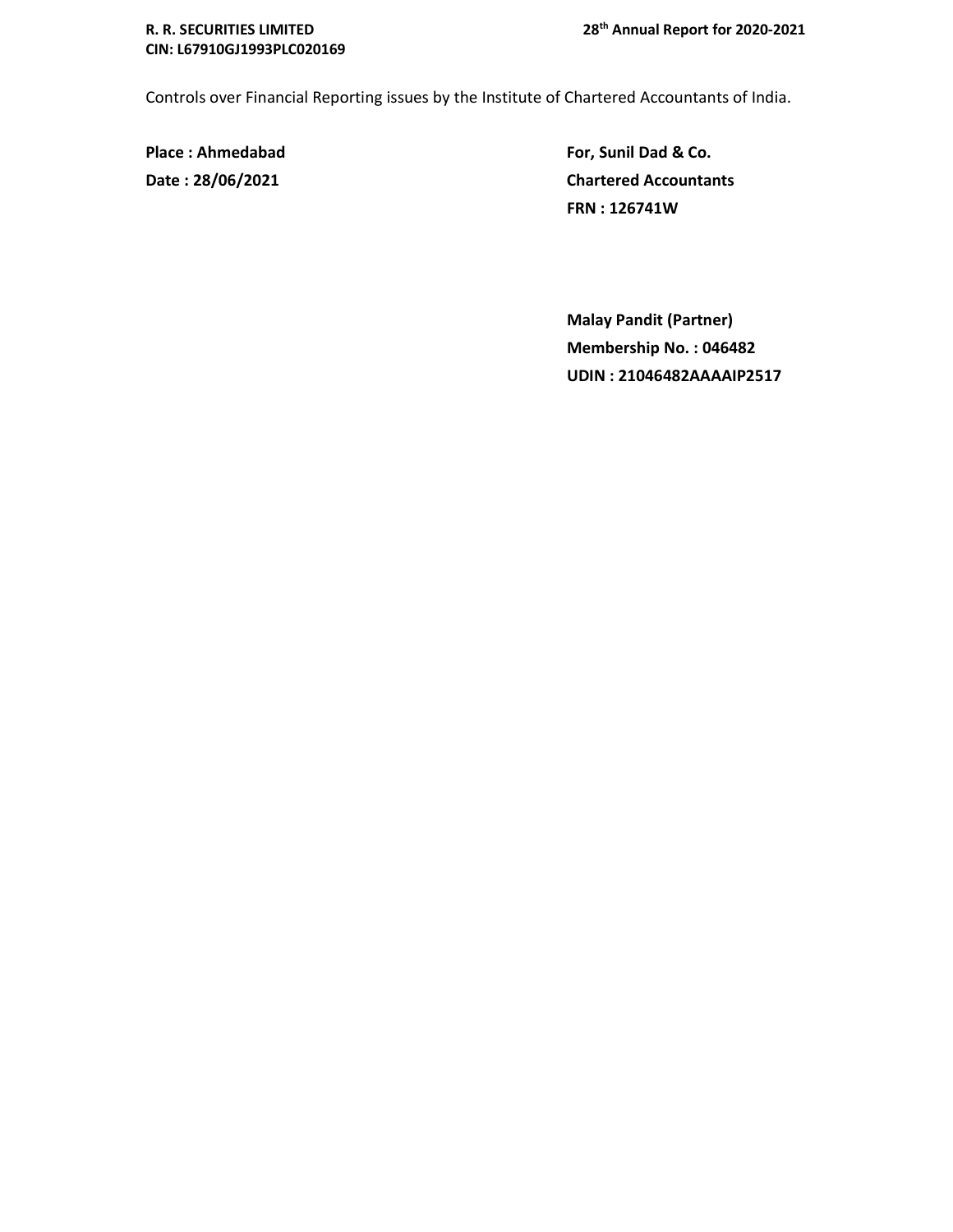Controls over Financial Reporting issues by the Institute of Chartered Accountants of India.

**Place : Ahmedabad**
**Date : 28/06/2021**

**For, Sunil Dad & Co.**
**Chartered Accountants**
**FRN : 126741W**

**Malay Pandit (Partner)**
**Membership No. : 046482**
**UDIN : 21046482AAAAIP2517**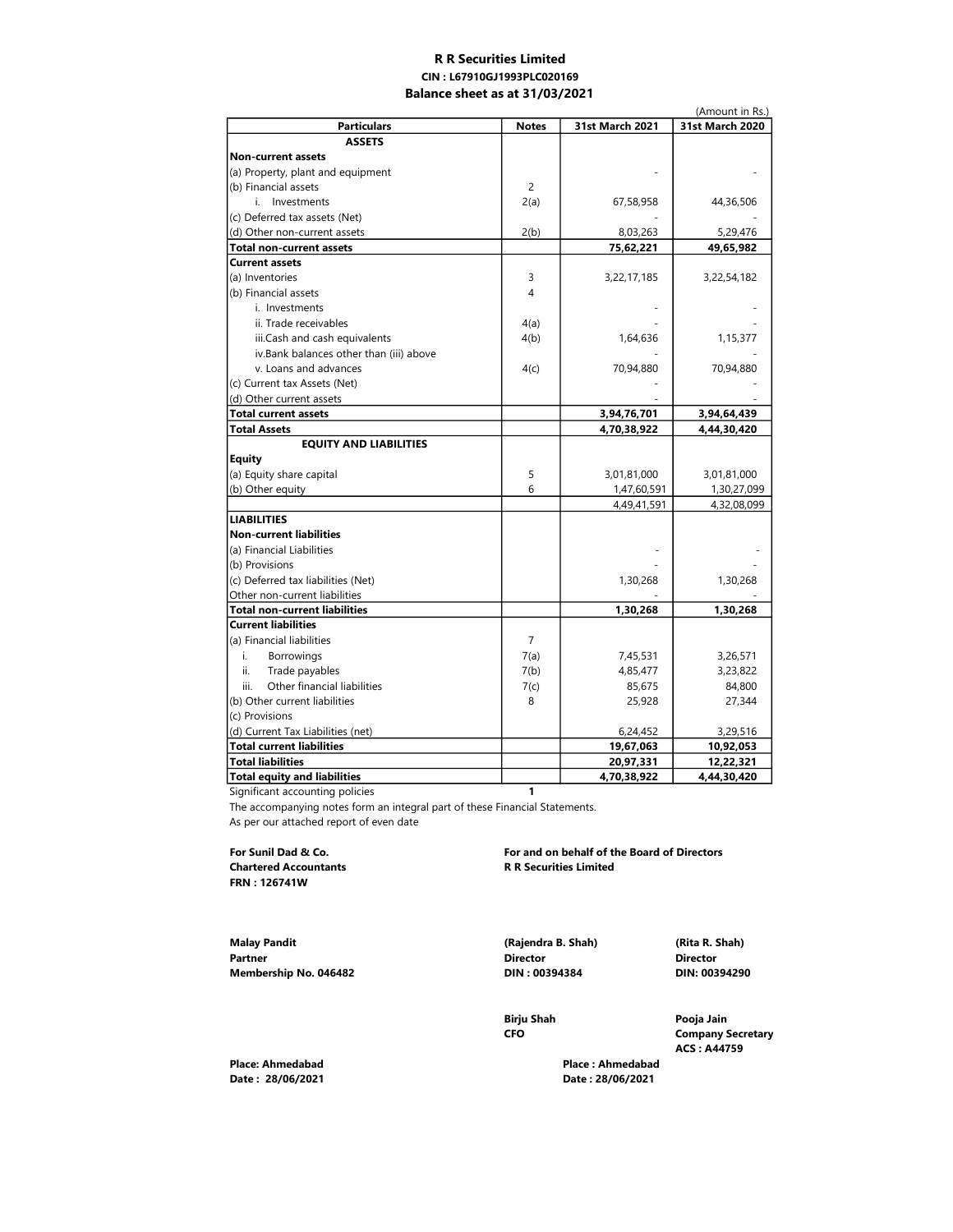# R R Securities Limited

**CIN : L67910GJ1993PLC020169**

**Balance sheet as at 31/03/2021**

(Amount in Rs.)

| Particulars | Notes | 31st March 2021 | 31st March 2020 |
|---|---|---|---|
| **ASSETS** | | | |
| **Non-current assets** | | | |
| (a) Property, plant and equipment | | - | - |
| (b) Financial assets | 2 | | |
| i. Investments | 2(a) | 67,58,958 | 44,36,506 |
| (c) Deferred tax assets (Net) | | - | - |
| (d) Other non-current assets | 2(b) | 8,03,263 | 5,29,476 |
| **Total non-current assets** | | **75,62,221** | **49,65,982** |
| **Current assets** | | | |
| (a) Inventories | 3 | 3,22,17,185 | 3,22,54,182 |
| (b) Financial assets | 4 | | |
| i. Investments | | - | - |
| ii. Trade receivables | 4(a) | - | - |
| iii.Cash and cash equivalents | 4(b) | 1,64,636 | 1,15,377 |
| iv.Bank balances other than (iii) above | | - | - |
| v. Loans and advances | 4(c) | 70,94,880 | 70,94,880 |
| (c) Current tax Assets (Net) | | - | - |
| (d) Other current assets | | - | - |
| **Total current assets** | | **3,94,76,701** | **3,94,64,439** |
| **Total Assets** | | **4,70,38,922** | **4,44,30,420** |
| **EQUITY AND LIABILITIES** | | | |
| **Equity** | | | |
| (a) Equity share capital | 5 | 3,01,81,000 | 3,01,81,000 |
| (b) Other equity | 6 | 1,47,60,591 | 1,30,27,099 |
| | | 4,49,41,591 | 4,32,08,099 |
| **LIABILITIES** | | | |
| **Non-current liabilities** | | | |
| (a) Financial Liabilities | | - | - |
| (b) Provisions | | - | - |
| (c) Deferred tax liabilities (Net) | | 1,30,268 | 1,30,268 |
| Other non-current liabilities | | - | - |
| **Total non-current liabilities** | | **1,30,268** | **1,30,268** |
| **Current liabilities** | | | |
| (a) Financial liabilities | 7 | | |
| i. Borrowings | 7(a) | 7,45,531 | 3,26,571 |
| ii. Trade payables | 7(b) | 4,85,477 | 3,23,822 |
| iii. Other financial liabilities | 7(c) | 85,675 | 84,800 |
| (b) Other current liabilities | 8 | 25,928 | 27,344 |
| (c) Provisions | | | |
| (d) Current Tax Liabilities (net) | | 6,24,452 | 3,29,516 |
| **Total current liabilities** | | **19,67,063** | **10,92,053** |
| **Total liabilities** | | **20,97,331** | **12,22,321** |
| **Total equity and liabilities** | | **4,70,38,922** | **4,44,30,420** |

Significant accounting policies **1**

The accompanying notes form an integral part of these Financial Statements.

As per our attached report of even date

**For Sunil Dad & Co.**
**Chartered Accountants**
**FRN : 126741W**

**For and on behalf of the Board of Directors**
**R R Securities Limited**

**Malay Pandit**
**Partner**
**Membership No. 046482**

**(Rajendra B. Shah)**
**Director**
**DIN : 00394384**

**(Rita R. Shah)**
**Director**
**DIN: 00394290**

**Birju Shah**
**CFO**

**Pooja Jain**
**Company Secretary**
**ACS : A44759**

**Place: Ahmedabad**
**Date : 28/06/2021**

**Place : Ahmedabad**
**Date : 28/06/2021**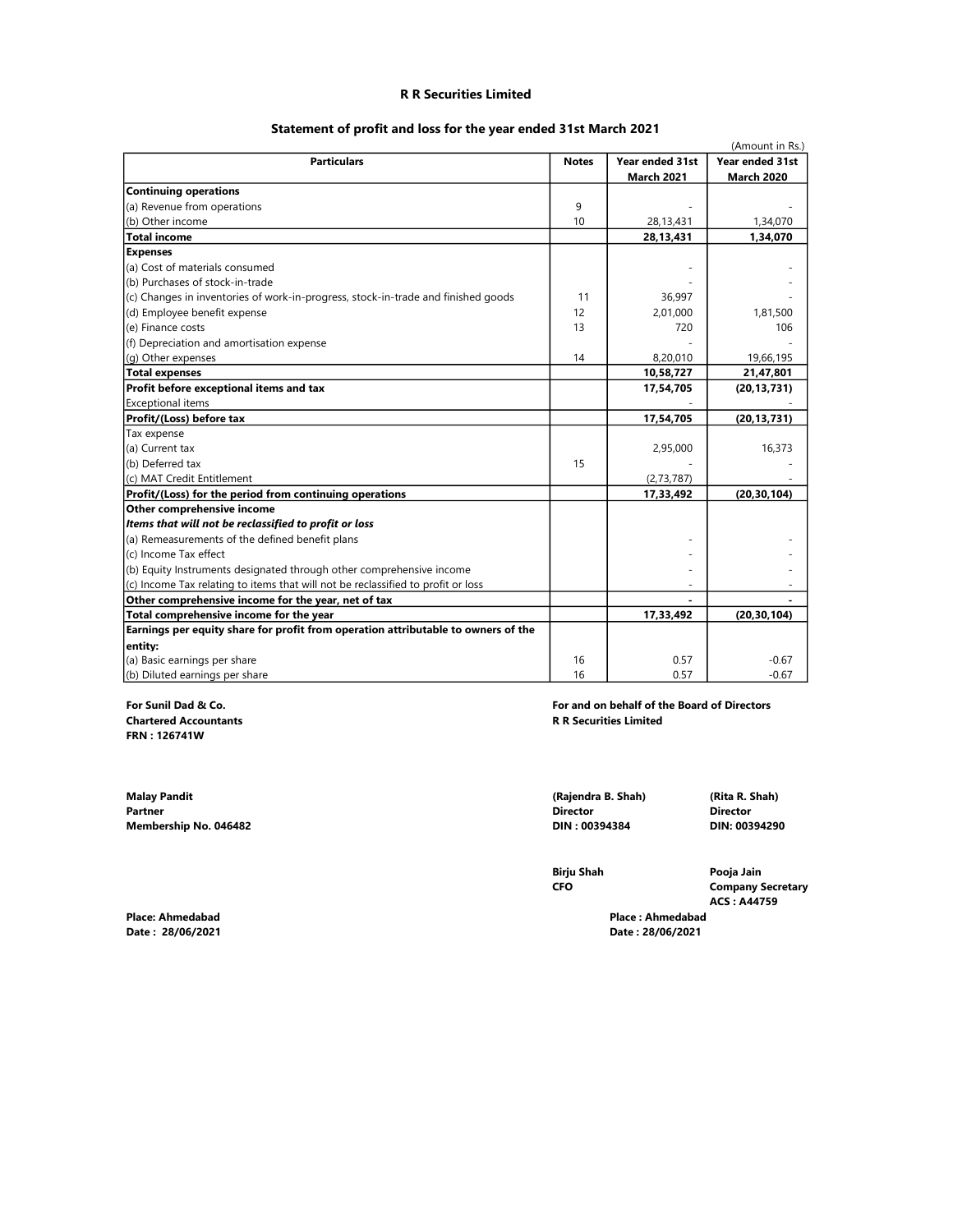# R R Securities Limited

## Statement of profit and loss for the year ended 31st March 2021

(Amount in Rs.)

| Particulars | Notes | Year ended 31st March 2021 | Year ended 31st March 2020 |
|---|---|---|---|
| **Continuing operations** | | | |
| (a) Revenue from operations | 9 | - | - |
| (b) Other income | 10 | 28,13,431 | 1,34,070 |
| **Total income** | | **28,13,431** | **1,34,070** |
| **Expenses** | | | |
| (a) Cost of materials consumed | | - | - |
| (b) Purchases of stock-in-trade | | - | - |
| (c) Changes in inventories of work-in-progress, stock-in-trade and finished goods | 11 | 36,997 | - |
| (d) Employee benefit expense | 12 | 2,01,000 | 1,81,500 |
| (e) Finance costs | 13 | 720 | 106 |
| (f) Depreciation and amortisation expense | | - | - |
| (g) Other expenses | 14 | 8,20,010 | 19,66,195 |
| **Total expenses** | | **10,58,727** | **21,47,801** |
| **Profit before exceptional items and tax** | | **17,54,705** | **(20,13,731)** |
| Exceptional items | | - | - |
| **Profit/(Loss) before tax** | | **17,54,705** | **(20,13,731)** |
| Tax expense | | | |
| (a) Current tax | | 2,95,000 | 16,373 |
| (b) Deferred tax | 15 | - | - |
| (c) MAT Credit Entitlement | | (2,73,787) | - |
| **Profit/(Loss) for the period from continuing operations** | | **17,33,492** | **(20,30,104)** |
| **Other comprehensive income** | | | |
| ***Items that will not be reclassified to profit or loss*** | | | |
| (a) Remeasurements of the defined benefit plans | | - | - |
| (c) Income Tax effect | | - | - |
| (b) Equity Instruments designated through other comprehensive income | | - | - |
| (c) Income Tax relating to items that will not be reclassified to profit or loss | | - | - |
| **Other comprehensive income for the year, net of tax** | | **-** | **-** |
| **Total comprehensive income for the year** | | **17,33,492** | **(20,30,104)** |
| **Earnings per equity share for profit from operation attributable to owners of the entity:** | | | |
| (a) Basic earnings per share | 16 | 0.57 | -0.67 |
| (b) Diluted earnings per share | 16 | 0.57 | -0.67 |

**For Sunil Dad & Co.**
**Chartered Accountants**
**FRN : 126741W**

**Malay Pandit**
**Partner**
**Membership No. 046482**

**Place: Ahmedabad**
**Date : 28/06/2021**

**For and on behalf of the Board of Directors**
**R R Securities Limited**

**(Rajendra B. Shah)**
**Director**
**DIN : 00394384**

**(Rita R. Shah)**
**Director**
**DIN: 00394290**

**Birju Shah**
**CFO**

**Pooja Jain**
**Company Secretary**
**ACS : A44759**

**Place : Ahmedabad**
**Date : 28/06/2021**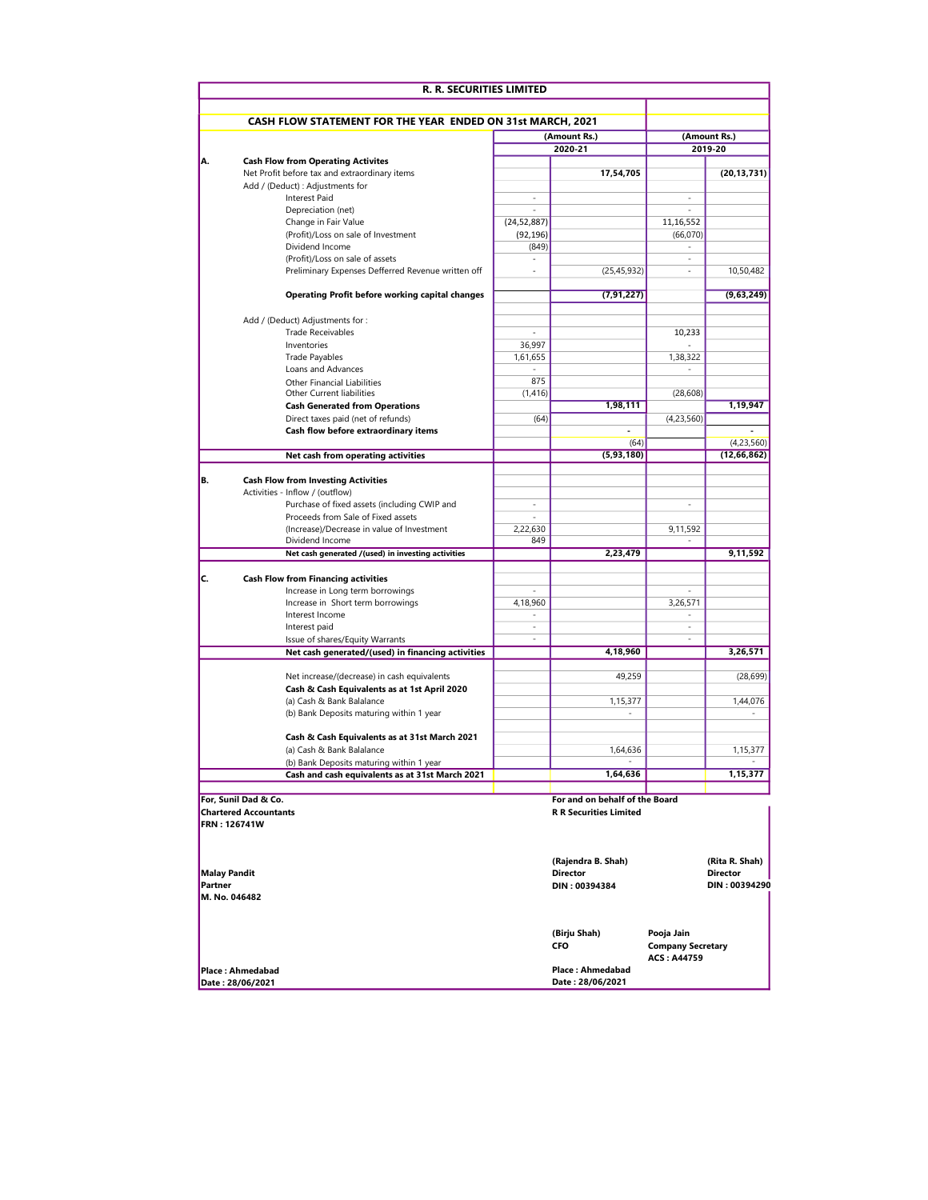# R. R. SECURITIES LIMITED

## CASH FLOW STATEMENT FOR THE YEAR ENDED ON 31st MARCH, 2021

| | | (Amount Rs.) 2020-21 | | (Amount Rs.) 2019-20 | |
|---|---|---|---|---|---|
| **A.** | **Cash Flow from Operating Activites** | | | | |
| | Net Profit before tax and extraordinary items | | **17,54,705** | | **(20,13,731)** |
| | Add / (Deduct) : Adjustments for | | | | |
| | Interest Paid | - | | - | |
| | Depreciation (net) | - | | - | |
| | Change in Fair Value | (24,52,887) | | 11,16,552 | |
| | (Profit)/Loss on sale of Investment | (92,196) | | (66,070) | |
| | Dividend Income | (849) | | - | |
| | (Profit)/Loss on sale of assets | - | | - | |
| | Preliminary Expenses Defferred Revenue written off | - | (25,45,932) | - | 10,50,482 |
| | **Operating Profit before working capital changes** | | **(7,91,227)** | | **(9,63,249)** |
| | Add / (Deduct) Adjustments for : | | | | |
| | Trade Receivables | - | | 10,233 | |
| | Inventories | 36,997 | | - | |
| | Trade Payables | 1,61,655 | | 1,38,322 | |
| | Loans and Advances | - | | - | |
| | Other Financial Liabilities | 875 | | | |
| | Other Current liabilities | (1,416) | | (28,608) | |
| | **Cash Generated from Operations** | | **1,98,111** | | **1,19,947** |
| | Direct taxes paid (net of refunds) | (64) | | (4,23,560) | |
| | **Cash flow before extraordinary items** | | - | | - |
| | | | (64) | | (4,23,560) |
| | **Net cash from operating activities** | | **(5,93,180)** | | **(12,66,862)** |
| **B.** | **Cash Flow from Investing Activities** | | | | |
| | Activities - Inflow / (outflow) | | | | |
| | Purchase of fixed assets (including CWIP and | - | | - | |
| | Proceeds from Sale of Fixed assets | - | | | |
| | (Increase)/Decrease in value of Investment | 2,22,630 | | 9,11,592 | |
| | Dividend Income | 849 | | - | |
| | **Net cash generated /(used) in investing activities** | | **2,23,479** | | **9,11,592** |
| **C.** | **Cash Flow from Financing activities** | | | | |
| | Increase in Long term borrowings | - | | - | |
| | Increase in Short term borrowings | 4,18,960 | | 3,26,571 | |
| | Interest Income | - | | - | |
| | Interest paid | - | | - | |
| | Issue of shares/Equity Warrants | - | | - | |
| | **Net cash generated/(used) in financing activities** | | **4,18,960** | | **3,26,571** |
| | Net increase/(decrease) in cash equivalents | | 49,259 | | (28,699) |
| | **Cash & Cash Equivalents as at 1st April 2020** | | | | |
| | (a) Cash & Bank Balalance | | 1,15,377 | | 1,44,076 |
| | (b) Bank Deposits maturing within 1 year | | - | | - |
| | **Cash & Cash Equivalents as at 31st March 2021** | | | | |
| | (a) Cash & Bank Balalance | | 1,64,636 | | 1,15,377 |
| | (b) Bank Deposits maturing within 1 year | | - | | - |
| | **Cash and cash equivalents as at 31st March 2021** | | **1,64,636** | | **1,15,377** |

**For, Sunil Dad & Co.**
**Chartered Accountants**
**FRN : 126741W**

**Malay Pandit**
**Partner**
**M. No. 046482**

**For and on behalf of the Board**
**R R Securities Limited**

**(Rajendra B. Shah)**
**Director**
**DIN : 00394384**

**(Rita R. Shah)**
**Director**
**DIN : 00394290**

**(Birju Shah)**
**CFO**

**Pooja Jain**
**Company Secretary**
**ACS : A44759**

**Place : Ahmedabad**
**Date : 28/06/2021**

**Place : Ahmedabad**
**Date : 28/06/2021**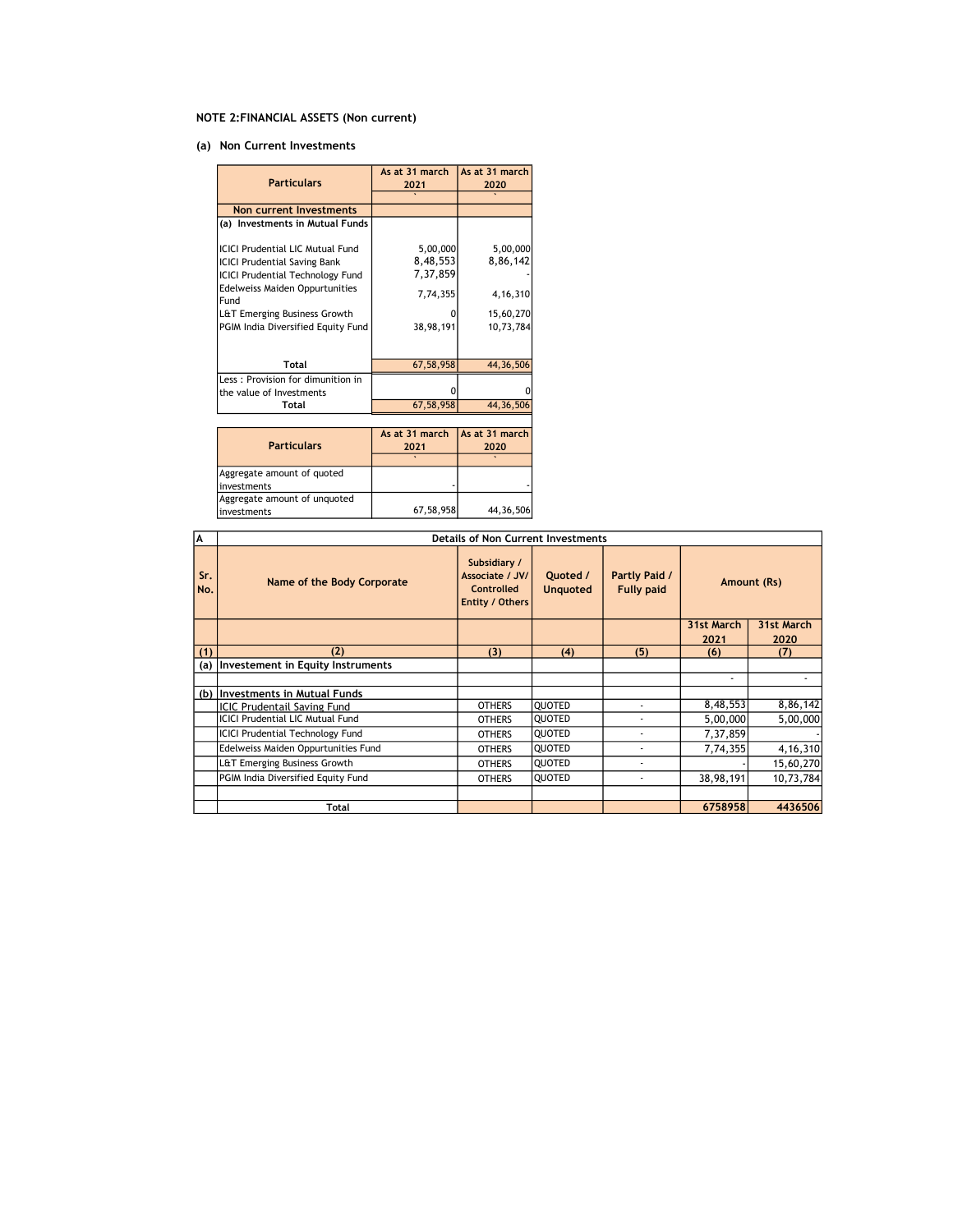## NOTE 2:FINANCIAL ASSETS (Non current)

### (a) Non Current Investments

| Particulars | As at 31 march 2021 | As at 31 march 2020 |
|---|---|---|
| | ` | ` |
| **Non current Investments** | | |
| **(a) Investments in Mutual Funds** | | |
| ICICI Prudential LIC Mutual Fund | 5,00,000 | 5,00,000 |
| ICICI Prudential Saving Bank | 8,48,553 | 8,86,142 |
| ICICI Prudential Technology Fund | 7,37,859 | - |
| Edelweiss Maiden Oppurtunities Fund | 7,74,355 | 4,16,310 |
| L&T Emerging Business Growth | 0 | 15,60,270 |
| PGIM India Diversified Equity Fund | 38,98,191 | 10,73,784 |
| **Total** | 67,58,958 | 44,36,506 |
| Less : Provision for dimunition in the value of Investments | 0 | 0 |
| **Total** | 67,58,958 | 44,36,506 |

| Particulars | As at 31 march 2021 | As at 31 march 2020 |
|---|---|---|
| | ` | ` |
| Aggregate amount of quoted investments | - | - |
| Aggregate amount of unquoted investments | 67,58,958 | 44,36,506 |

| A | Details of Non Current Investments | | | | | |
|---|---|---|---|---|---|---|
| **Sr. No.** | **Name of the Body Corporate** | **Subsidiary / Associate / JV/ Controlled Entity / Others** | **Quoted / Unquoted** | **Partly Paid / Fully paid** | **Amount (Rs)** | |
| | | | | | **31st March 2021** | **31st March 2020** |
| (1) | (2) | (3) | (4) | (5) | (6) | (7) |
| (a) | **Investement in Equity Instruments** | | | | | |
| | | | | | - | - |
| (b) | **Investments in Mutual Funds** | | | | | |
| | ICIC Prudentail Saving Fund | OTHERS | QUOTED | - | 8,48,553 | 8,86,142 |
| | ICICI Prudential LIC Mutual Fund | OTHERS | QUOTED | - | 5,00,000 | 5,00,000 |
| | ICICI Prudential Technology Fund | OTHERS | QUOTED | - | 7,37,859 | - |
| | Edelweiss Maiden Oppurtunities Fund | OTHERS | QUOTED | - | 7,74,355 | 4,16,310 |
| | L&T Emerging Business Growth | OTHERS | QUOTED | - | - | 15,60,270 |
| | PGIM India Diversified Equity Fund | OTHERS | QUOTED | - | 38,98,191 | 10,73,784 |
| | | | | | | |
| | **Total** | | | | **6758958** | **4436506** |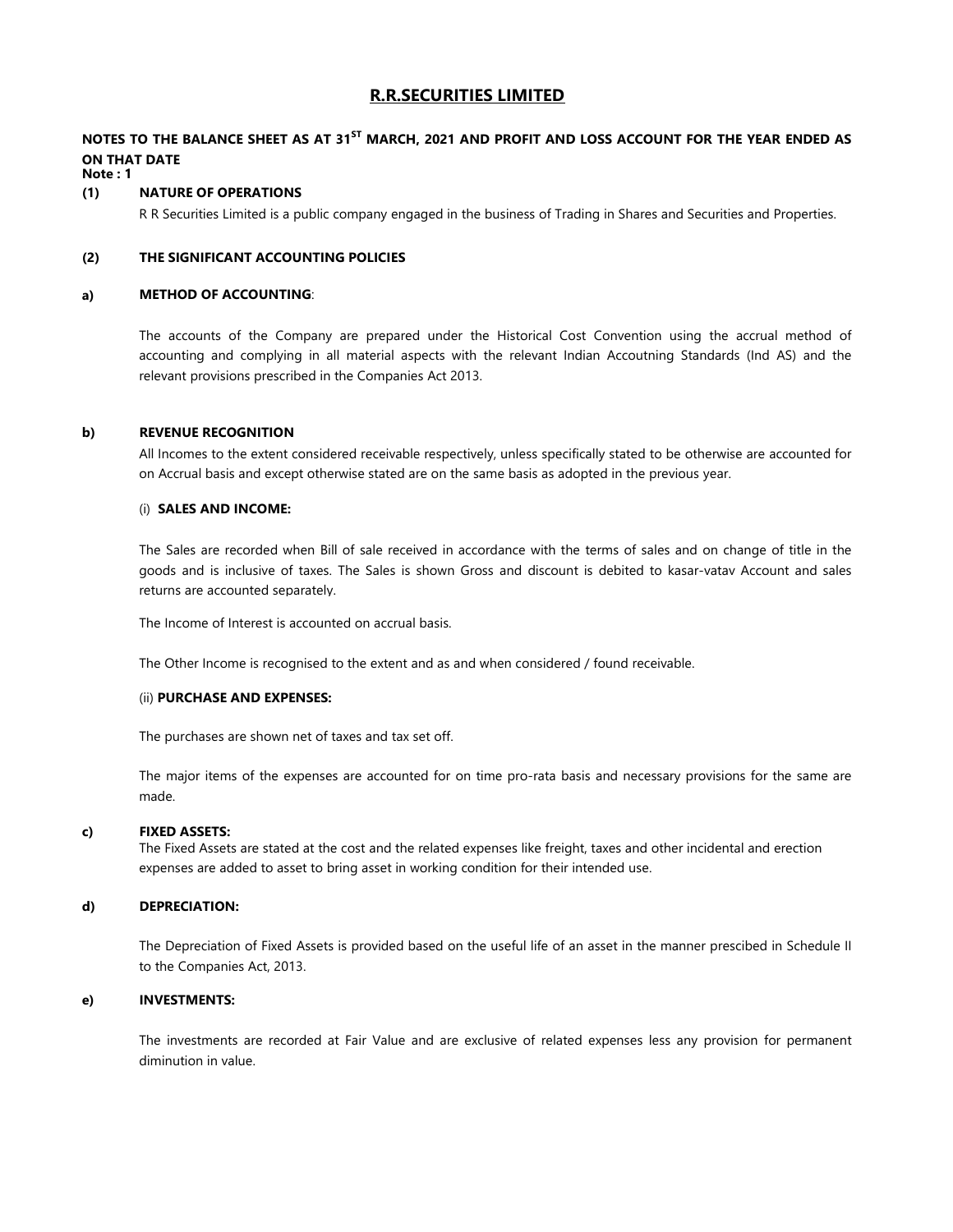# R.R.SECURITIES LIMITED

**NOTES TO THE BALANCE SHEET AS AT 31ST MARCH, 2021 AND PROFIT AND LOSS ACCOUNT FOR THE YEAR ENDED AS ON THAT DATE**

**Note : 1**

**(1) NATURE OF OPERATIONS**

R R Securities Limited is a public company engaged in the business of Trading in Shares and Securities and Properties.

**(2) THE SIGNIFICANT ACCOUNTING POLICIES**

**a) METHOD OF ACCOUNTING**:

The accounts of the Company are prepared under the Historical Cost Convention using the accrual method of accounting and complying in all material aspects with the relevant Indian Accoutning Standards (Ind AS) and the relevant provisions prescribed in the Companies Act 2013.

**b) REVENUE RECOGNITION**

All Incomes to the extent considered receivable respectively, unless specifically stated to be otherwise are accounted for on Accrual basis and except otherwise stated are on the same basis as adopted in the previous year.

(i) **SALES AND INCOME:**

The Sales are recorded when Bill of sale received in accordance with the terms of sales and on change of title in the goods and is inclusive of taxes. The Sales is shown Gross and discount is debited to kasar-vatav Account and sales returns are accounted separately.

The Income of Interest is accounted on accrual basis.

The Other Income is recognised to the extent and as and when considered / found receivable.

(ii) **PURCHASE AND EXPENSES:**

The purchases are shown net of taxes and tax set off.

The major items of the expenses are accounted for on time pro-rata basis and necessary provisions for the same are made.

**c) FIXED ASSETS:**

The Fixed Assets are stated at the cost and the related expenses like freight, taxes and other incidental and erection expenses are added to asset to bring asset in working condition for their intended use.

**d) DEPRECIATION:**

The Depreciation of Fixed Assets is provided based on the useful life of an asset in the manner prescibed in Schedule II to the Companies Act, 2013.

**e) INVESTMENTS:**

The investments are recorded at Fair Value and are exclusive of related expenses less any provision for permanent diminution in value.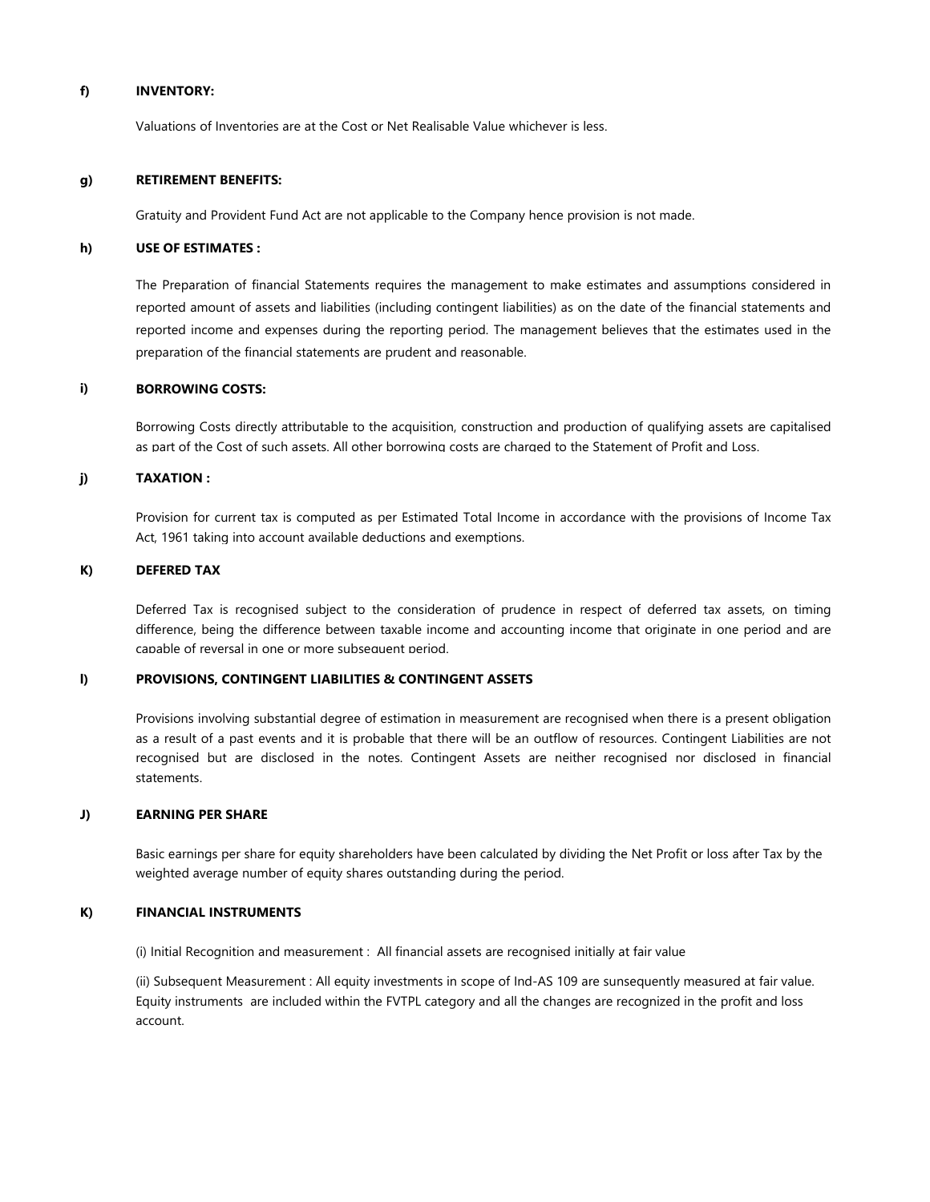**f) INVENTORY:**

Valuations of Inventories are at the Cost or Net Realisable Value whichever is less.

**g) RETIREMENT BENEFITS:**

Gratuity and Provident Fund Act are not applicable to the Company hence provision is not made.

**h) USE OF ESTIMATES :**

The Preparation of financial Statements requires the management to make estimates and assumptions considered in reported amount of assets and liabilities (including contingent liabilities) as on the date of the financial statements and reported income and expenses during the reporting period. The management believes that the estimates used in the preparation of the financial statements are prudent and reasonable.

**i) BORROWING COSTS:**

Borrowing Costs directly attributable to the acquisition, construction and production of qualifying assets are capitalised as part of the Cost of such assets. All other borrowing costs are charged to the Statement of Profit and Loss.

**j) TAXATION :**

Provision for current tax is computed as per Estimated Total Income in accordance with the provisions of Income Tax Act, 1961 taking into account available deductions and exemptions.

**K) DEFERED TAX**

Deferred Tax is recognised subject to the consideration of prudence in respect of deferred tax assets, on timing difference, being the difference between taxable income and accounting income that originate in one period and are capable of reversal in one or more subsequent period.

**l) PROVISIONS, CONTINGENT LIABILITIES & CONTINGENT ASSETS**

Provisions involving substantial degree of estimation in measurement are recognised when there is a present obligation as a result of a past events and it is probable that there will be an outflow of resources. Contingent Liabilities are not recognised but are disclosed in the notes. Contingent Assets are neither recognised nor disclosed in financial statements.

**J) EARNING PER SHARE**

Basic earnings per share for equity shareholders have been calculated by dividing the Net Profit or loss after Tax by the weighted average number of equity shares outstanding during the period.

**K) FINANCIAL INSTRUMENTS**

(i) Initial Recognition and measurement : All financial assets are recognised initially at fair value

(ii) Subsequent Measurement : All equity investments in scope of Ind-AS 109 are sunsequently measured at fair value. Equity instruments are included within the FVTPL category and all the changes are recognized in the profit and loss account.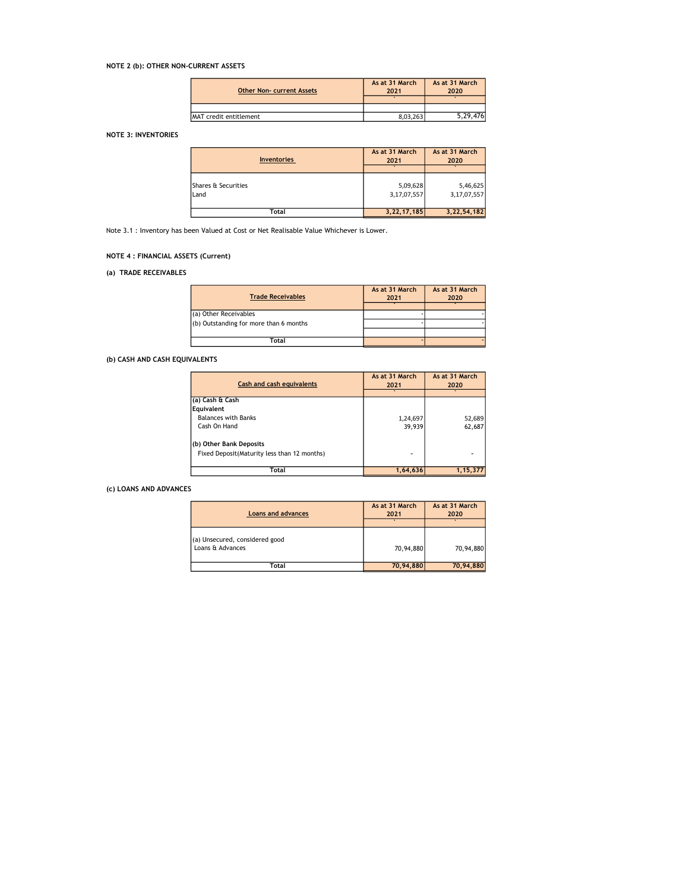### NOTE 2 (b): OTHER NON-CURRENT ASSETS

| Other Non- current Assets | As at 31 March 2021 | As at 31 March 2020 |
|---|---|---|
| | ` | ` |
| MAT credit entitlement | 8,03,263 | 5,29,476 |

### NOTE 3: INVENTORIES

| Inventories | As at 31 March 2021 | As at 31 March 2020 |
|---|---|---|
| | ` | ` |
| Shares & Securities | 5,09,628 | 5,46,625 |
| Land | 3,17,07,557 | 3,17,07,557 |
| **Total** | **3,22,17,185** | **3,22,54,182** |

Note 3.1 : Inventory has been Valued at Cost or Net Realisable Value Whichever is Lower.

### NOTE 4 : FINANCIAL ASSETS (Current)

#### (a) TRADE RECEIVABLES

| Trade Receivables | As at 31 March 2021 | As at 31 March 2020 |
|---|---|---|
| | ` | ` |
| (a) Other Receivables | - | - |
| (b) Outstanding for more than 6 months | - | - |
| **Total** | - | - |

#### (b) CASH AND CASH EQUIVALENTS

| Cash and cash equivalents | As at 31 March 2021 | As at 31 March 2020 |
|---|---|---|
| | ` | ` |
| **(a) Cash & Cash Equivalent** | | |
| Balances with Banks | 1,24,697 | 52,689 |
| Cash On Hand | 39,939 | 62,687 |
| **(b) Other Bank Deposits** | | |
| Fixed Deposit(Maturity less than 12 months) | - | - |
| **Total** | **1,64,636** | **1,15,377** |

#### (c) LOANS AND ADVANCES

| Loans and advances | As at 31 March 2021 | As at 31 March 2020 |
|---|---|---|
| | ` | ` |
| (a) Unsecured, considered good | | |
| Loans & Advances | 70,94,880 | 70,94,880 |
| **Total** | **70,94,880** | **70,94,880** |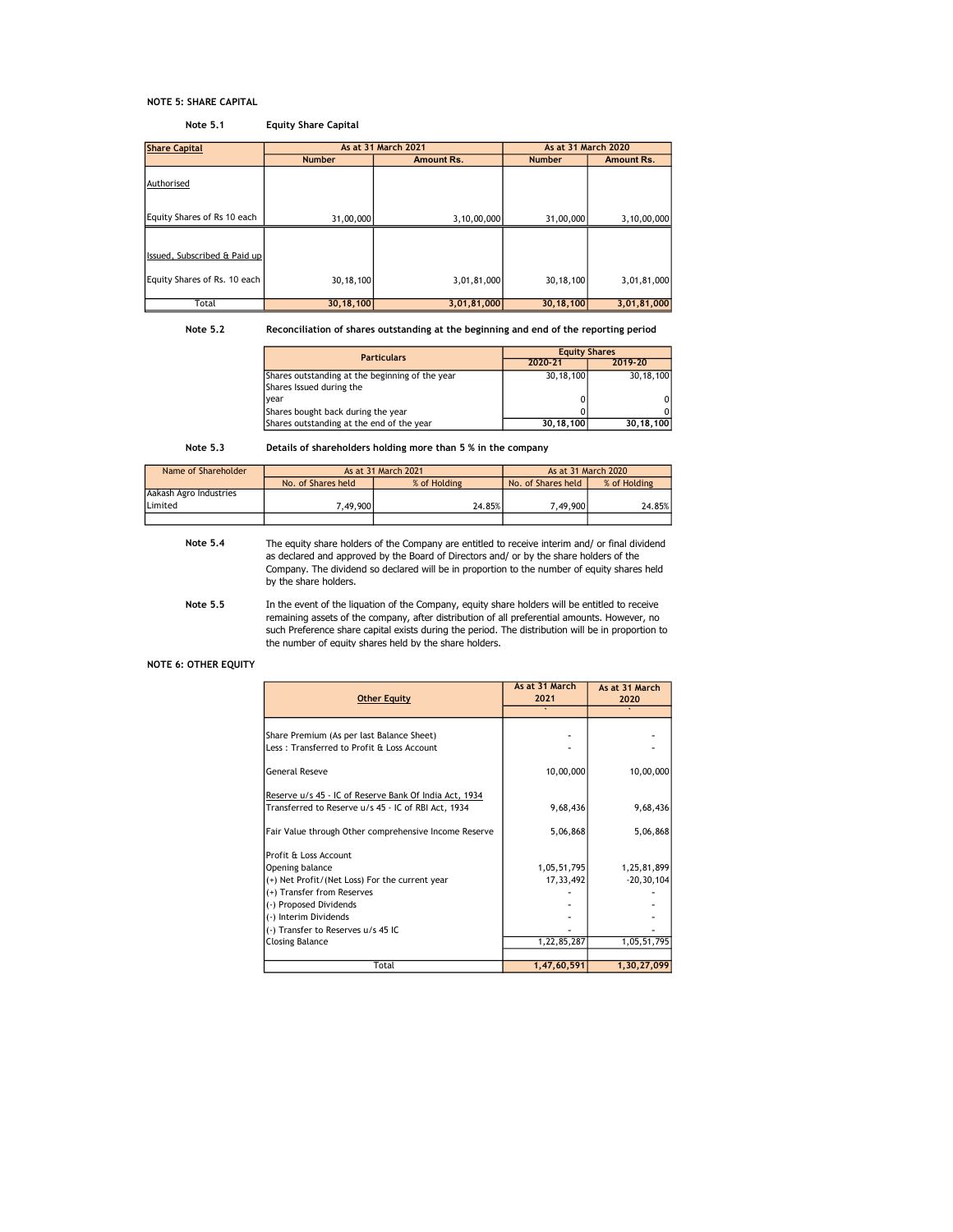**NOTE 5: SHARE CAPITAL**

**Note 5.1** **Equity Share Capital**

| Share Capital | As at 31 March 2021 | | As at 31 March 2020 | |
|---|---|---|---|---|
| | Number | Amount Rs. | Number | Amount Rs. |
| Authorised | | | | |
| Equity Shares of Rs 10 each | 31,00,000 | 3,10,00,000 | 31,00,000 | 3,10,00,000 |
| Issued, Subscribed & Paid up | | | | |
| Equity Shares of Rs. 10 each | 30,18,100 | 3,01,81,000 | 30,18,100 | 3,01,81,000 |
| Total | **30,18,100** | **3,01,81,000** | **30,18,100** | **3,01,81,000** |

**Note 5.2** **Reconciliation of shares outstanding at the beginning and end of the reporting period**

| Particulars | Equity Shares | |
|---|---|---|
| | 2020-21 | 2019-20 |
| Shares outstanding at the beginning of the year | 30,18,100 | 30,18,100 |
| Shares Issued during the year | 0 | 0 |
| Shares bought back during the year | 0 | 0 |
| Shares outstanding at the end of the year | **30,18,100** | **30,18,100** |

**Note 5.3** **Details of shareholders holding more than 5 % in the company**

| Name of Shareholder | As at 31 March 2021 | | As at 31 March 2020 | |
|---|---|---|---|---|
| | No. of Shares held | % of Holding | No. of Shares held | % of Holding |
| Aakash Agro Industries Limited | 7,49,900 | 24.85% | 7,49,900 | 24.85% |
| | | | | |

**Note 5.4** The equity share holders of the Company are entitled to receive interim and/ or final dividend as declared and approved by the Board of Directors and/ or by the share holders of the Company. The dividend so declared will be in proportion to the number of equity shares held by the share holders.

**Note 5.5** In the event of the liquation of the Company, equity share holders will be entitled to receive remaining assets of the company, after distribution of all preferential amounts. However, no such Preference share capital exists during the period. The distribution will be in proportion to the number of equity shares held by the share holders.

**NOTE 6: OTHER EQUITY**

| Other Equity | As at 31 March 2021 | As at 31 March 2020 |
|---|---|---|
| Share Premium (As per last Balance Sheet) | - | - |
| Less : Transferred to Profit & Loss Account | - | - |
| General Reseve | 10,00,000 | 10,00,000 |
| Reserve u/s 45 - IC of Reserve Bank Of India Act, 1934 | | |
| Transferred to Reserve u/s 45 - IC of RBI Act, 1934 | 9,68,436 | 9,68,436 |
| Fair Value through Other comprehensive Income Reserve | 5,06,868 | 5,06,868 |
| Profit & Loss Account | | |
| Opening balance | 1,05,51,795 | 1,25,81,899 |
| (+) Net Profit/(Net Loss) For the current year | 17,33,492 | -20,30,104 |
| (+) Transfer from Reserves | - | - |
| (-) Proposed Dividends | - | - |
| (-) Interim Dividends | - | - |
| (-) Transfer to Reserves u/s 45 IC | - | - |
| Closing Balance | 1,22,85,287 | 1,05,51,795 |
| Total | **1,47,60,591** | **1,30,27,099** |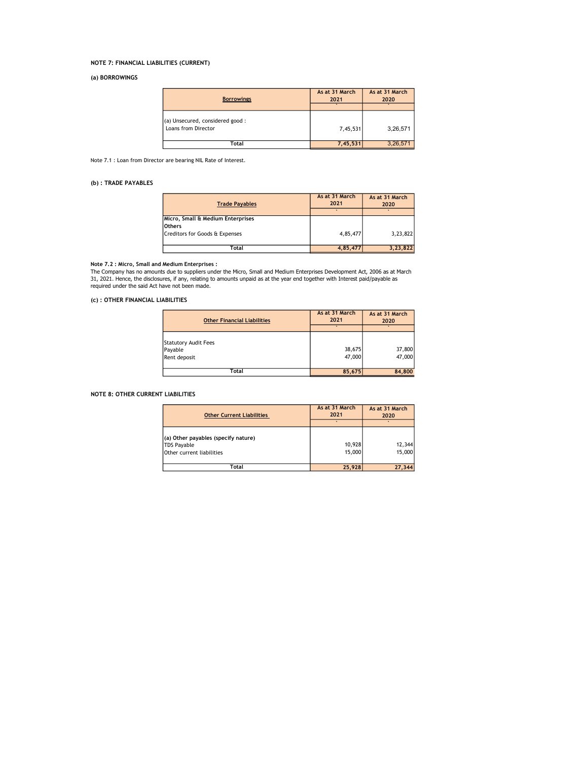**NOTE 7: FINANCIAL LIABILITIES (CURRENT)**

**(a) BORROWINGS**

| Borrowings | As at 31 March 2021 | As at 31 March 2020 |
|---|---|---|
| | ` | ` |
| (a) Unsecured, considered good : | | |
| Loans from Director | 7,45,531 | 3,26,571 |
| **Total** | **7,45,531** | 3,26,571 |

Note 7.1 : Loan from Director are bearing NIL Rate of Interest.

**(b) : TRADE PAYABLES**

| Trade Payables | As at 31 March 2021 | As at 31 March 2020 |
|---|---|---|
| | ` | ` |
| **Micro, Small & Medium Enterprises** | | |
| **Others** | | |
| Creditors for Goods & Expenses | 4,85,477 | 3,23,822 |
| **Total** | **4,85,477** | **3,23,822** |

**Note 7.2 : Micro, Small and Medium Enterprises :**
The Company has no amounts due to suppliers under the Micro, Small and Medium Enterprises Development Act, 2006 as at March 31, 2021. Hence, the disclosures, if any, relating to amounts unpaid as at the year end together with Interest paid/payable as required under the said Act have not been made.

**(c) : OTHER FINANCIAL LIABILITIES**

| Other Financial Liabilities | As at 31 March 2021 | As at 31 March 2020 |
|---|---|---|
| | ` | ` |
| Statutory Audit Fees Payable | 38,675 | 37,800 |
| Rent deposit | 47,000 | 47,000 |
| **Total** | **85,675** | **84,800** |

**NOTE 8: OTHER CURRENT LIABILITIES**

| Other Current Liabilities | As at 31 March 2021 | As at 31 March 2020 |
|---|---|---|
| | ` | ` |
| **(a) Other payables (specify nature)** | | |
| TDS Payable | 10,928 | 12,344 |
| Other current liabilities | 15,000 | 15,000 |
| **Total** | **25,928** | **27,344** |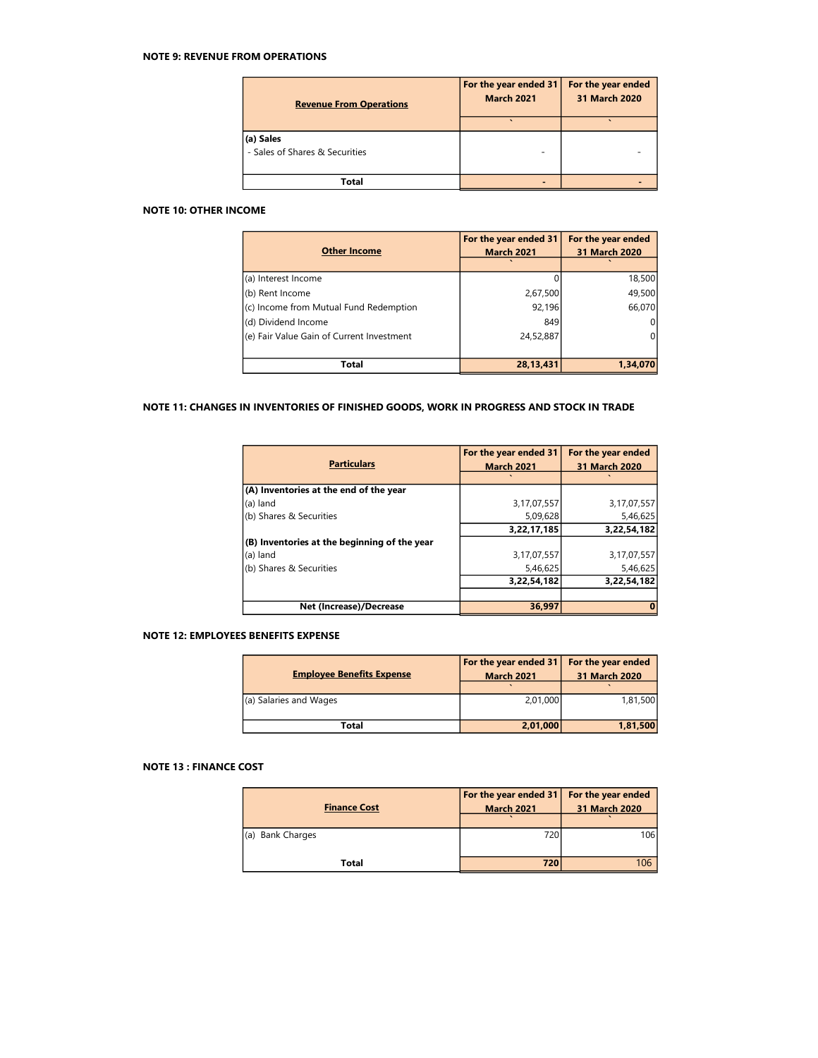**NOTE 9: REVENUE FROM OPERATIONS**

| Revenue From Operations | For the year ended 31 March 2021 | For the year ended 31 March 2020 |
|---|---|---|
| | ` | ` |
| **(a) Sales** | | |
| - Sales of Shares & Securities | - | - |
| **Total** | **-** | **-** |

**NOTE 10: OTHER INCOME**

| Other Income | For the year ended 31 March 2021 | For the year ended 31 March 2020 |
|---|---|---|
| | ` | ` |
| (a) Interest Income | 0 | 18,500 |
| (b) Rent Income | 2,67,500 | 49,500 |
| (c) Income from Mutual Fund Redemption | 92,196 | 66,070 |
| (d) Dividend Income | 849 | 0 |
| (e) Fair Value Gain of Current Investment | 24,52,887 | 0 |
| **Total** | **28,13,431** | **1,34,070** |

**NOTE 11: CHANGES IN INVENTORIES OF FINISHED GOODS, WORK IN PROGRESS AND STOCK IN TRADE**

| Particulars | For the year ended 31 March 2021 | For the year ended 31 March 2020 |
|---|---|---|
| | ` | ` |
| **(A) Inventories at the end of the year** | | |
| (a) land | 3,17,07,557 | 3,17,07,557 |
| (b) Shares & Securities | 5,09,628 | 5,46,625 |
| | **3,22,17,185** | **3,22,54,182** |
| **(B) Inventories at the beginning of the year** | | |
| (a) land | 3,17,07,557 | 3,17,07,557 |
| (b) Shares & Securities | 5,46,625 | 5,46,625 |
| | **3,22,54,182** | **3,22,54,182** |
| **Net (Increase)/Decrease** | **36,997** | **0** |

**NOTE 12: EMPLOYEES BENEFITS EXPENSE**

| Employee Benefits Expense | For the year ended 31 March 2021 | For the year ended 31 March 2020 |
|---|---|---|
| | ` | ` |
| (a) Salaries and Wages | 2,01,000 | 1,81,500 |
| **Total** | **2,01,000** | **1,81,500** |

**NOTE 13 : FINANCE COST**

| Finance Cost | For the year ended 31 March 2021 | For the year ended 31 March 2020 |
|---|---|---|
| | ` | ` |
| (a) Bank Charges | 720 | 106 |
| **Total** | **720** | 106 |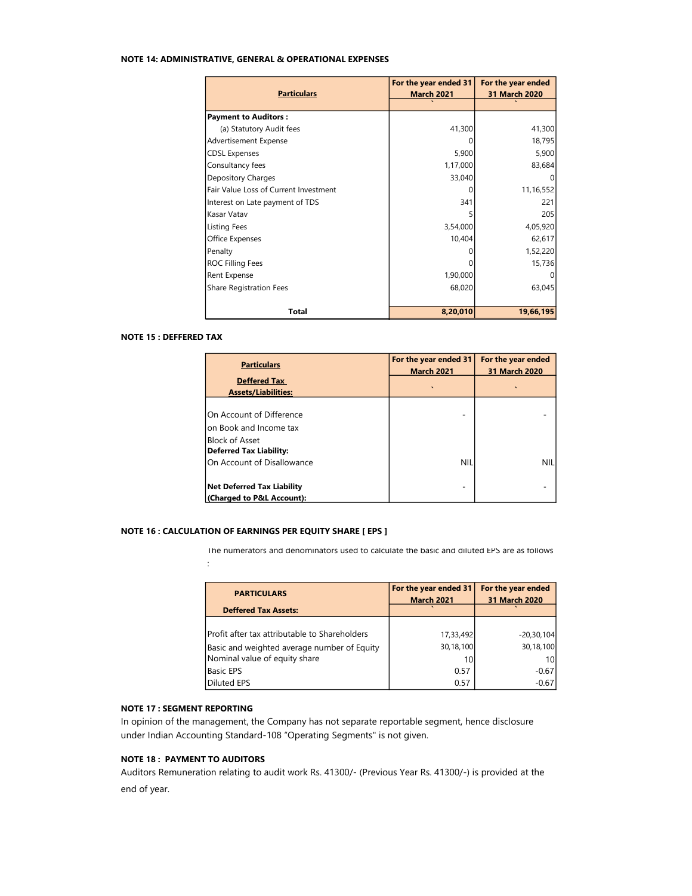**NOTE 14: ADMINISTRATIVE, GENERAL & OPERATIONAL EXPENSES**

| Particulars | For the year ended 31 March 2021 | For the year ended 31 March 2020 |
|---|---|---|
| | ` | ` |
| **Payment to Auditors :** | | |
| (a) Statutory Audit fees | 41,300 | 41,300 |
| Advertisement Expense | 0 | 18,795 |
| CDSL Expenses | 5,900 | 5,900 |
| Consultancy fees | 1,17,000 | 83,684 |
| Depository Charges | 33,040 | 0 |
| Fair Value Loss of Current Investment | 0 | 11,16,552 |
| Interest on Late payment of TDS | 341 | 221 |
| Kasar Vatav | 5 | 205 |
| Listing Fees | 3,54,000 | 4,05,920 |
| Office Expenses | 10,404 | 62,617 |
| Penalty | 0 | 1,52,220 |
| ROC Filling Fees | 0 | 15,736 |
| Rent Expense | 1,90,000 | 0 |
| Share Registration Fees | 68,020 | 63,045 |
| **Total** | **8,20,010** | **19,66,195** |

**NOTE 15 : DEFFERED TAX**

| Particulars | For the year ended 31 March 2021 | For the year ended 31 March 2020 |
|---|---|---|
| **Deffered Tax Assets/Liabilities:** | ` | ` |
| On Account of Difference on Book and Income tax Block of Asset | - | - |
| **Deferred Tax Liability:** | | |
| On Account of Disallowance | NIL | NIL |
| **Net Deferred Tax Liability (Charged to P&L Account):** | - | - |

**NOTE 16 : CALCULATION OF EARNINGS PER EQUITY SHARE [ EPS ]**

The numerators and denominators used to calculate the basic and diluted EPS are as follows :

| PARTICULARS | For the year ended 31 March 2021 | For the year ended 31 March 2020 |
|---|---|---|
| **Deffered Tax Assets:** | ` | ` |
| Profit after tax attributable to Shareholders | 17,33,492 | -20,30,104 |
| Basic and weighted average number of Equity | 30,18,100 | 30,18,100 |
| Nominal value of equity share | 10 | 10 |
| Basic EPS | 0.57 | -0.67 |
| Diluted EPS | 0.57 | -0.67 |

**NOTE 17 : SEGMENT REPORTING**

In opinion of the management, the Company has not separate reportable segment, hence disclosure under Indian Accounting Standard-108 "Operating Segments" is not given.

**NOTE 18 : PAYMENT TO AUDITORS**

Auditors Remuneration relating to audit work Rs. 41300/- (Previous Year Rs. 41300/-) is provided at the end of year.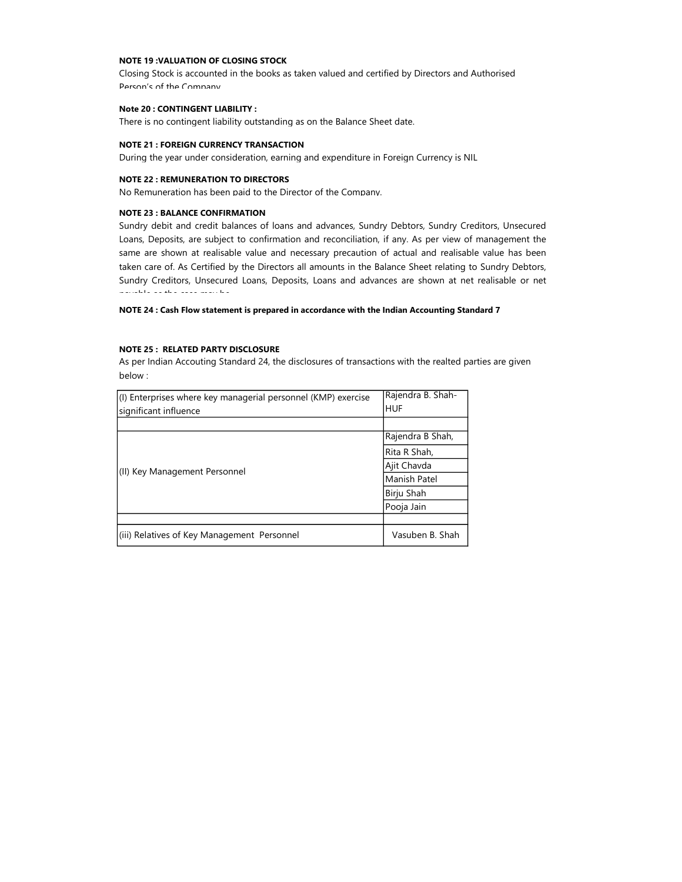**NOTE 19 :VALUATION OF CLOSING STOCK**

Closing Stock is accounted in the books as taken valued and certified by Directors and Authorised Person's of the Company

**Note 20 : CONTINGENT LIABILITY :**

There is no contingent liability outstanding as on the Balance Sheet date.

**NOTE 21 : FOREIGN CURRENCY TRANSACTION**

During the year under consideration, earning and expenditure in Foreign Currency is NIL

**NOTE 22 : REMUNERATION TO DIRECTORS**

No Remuneration has been paid to the Director of the Company.

**NOTE 23 : BALANCE CONFIRMATION**

Sundry debit and credit balances of loans and advances, Sundry Debtors, Sundry Creditors, Unsecured Loans, Deposits, are subject to confirmation and reconciliation, if any. As per view of management the same are shown at realisable value and necessary precaution of actual and realisable value has been taken care of. As Certified by the Directors all amounts in the Balance Sheet relating to Sundry Debtors, Sundry Creditors, Unsecured Loans, Deposits, Loans and advances are shown at net realisable or net payable as the case may be

**NOTE 24 : Cash Flow statement is prepared in accordance with the Indian Accounting Standard 7**

**NOTE 25 : RELATED PARTY DISCLOSURE**

As per Indian Accouting Standard 24, the disclosures of transactions with the realted parties are given below :

| | |
|---|---|
| (I) Enterprises where key managerial personnel (KMP) exercise significant influence | Rajendra B. Shah-HUF |
| | |
| (II) Key Management Personnel | Rajendra B Shah, |
| | Rita R Shah, |
| | Ajit Chavda |
| | Manish Patel |
| | Birju Shah |
| | Pooja Jain |
| | |
| (iii) Relatives of Key Management Personnel | Vasuben B. Shah |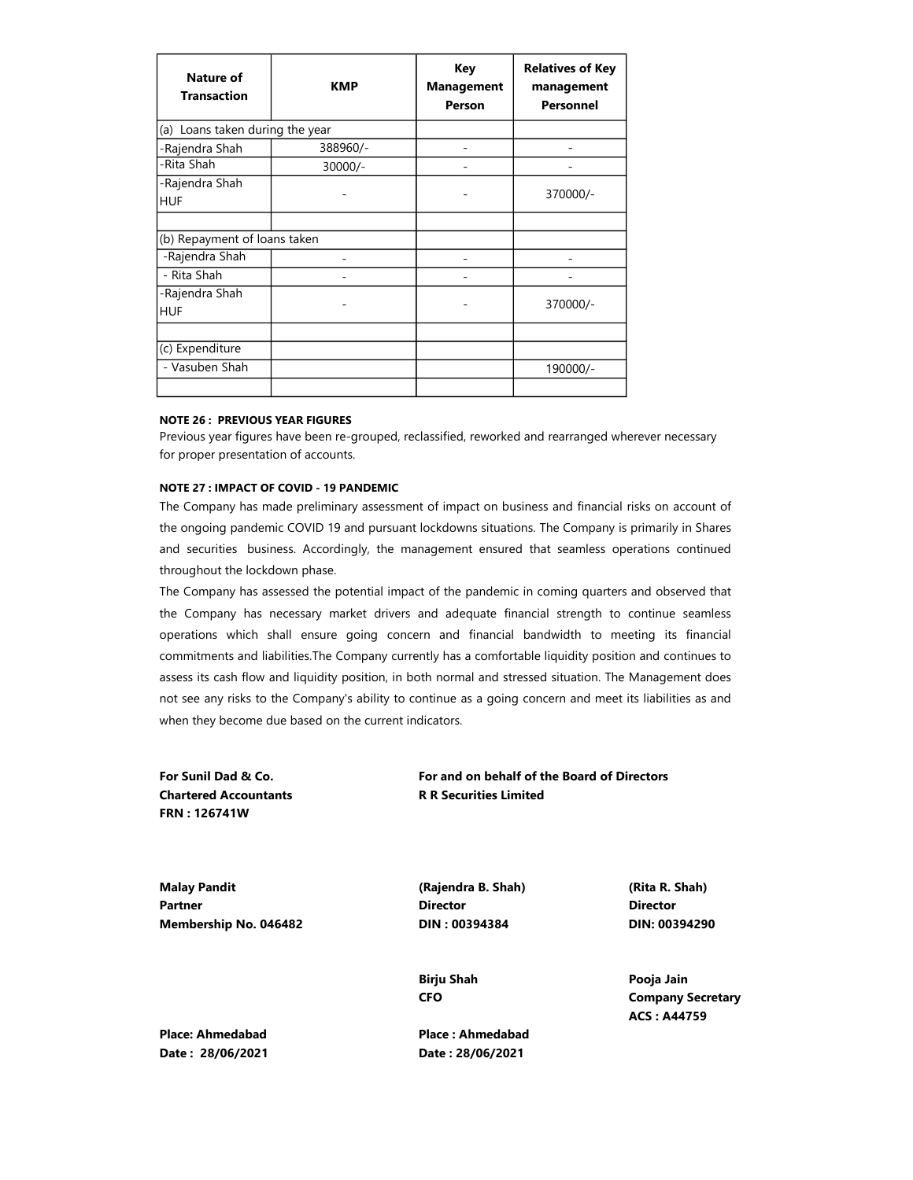| Nature of Transaction | KMP | Key Management Person | Relatives of Key management Personnel |
|---|---|---|---|
| (a) Loans taken during the year | | | |
| -Rajendra Shah | 388960/- | - | - |
| -Rita Shah | 30000/- | - | - |
| -Rajendra Shah HUF | - | - | 370000/- |
| | | | |
| (b) Repayment of loans taken | | | |
| -Rajendra Shah | - | - | - |
| - Rita Shah | - | - | - |
| -Rajendra Shah HUF | - | - | 370000/- |
| | | | |
| (c) Expenditure | | | |
| - Vasuben Shah | | | 190000/- |
| | | | |

**NOTE 26 : PREVIOUS YEAR FIGURES**

Previous year figures have been re-grouped, reclassified, reworked and rearranged wherever necessary for proper presentation of accounts.

**NOTE 27 : IMPACT OF COVID - 19 PANDEMIC**

The Company has made preliminary assessment of impact on business and financial risks on account of the ongoing pandemic COVID 19 and pursuant lockdowns situations. The Company is primarily in Shares and securities business. Accordingly, the management ensured that seamless operations continued throughout the lockdown phase.

The Company has assessed the potential impact of the pandemic in coming quarters and observed that the Company has necessary market drivers and adequate financial strength to continue seamless operations which shall ensure going concern and financial bandwidth to meeting its financial commitments and liabilities.The Company currently has a comfortable liquidity position and continues to assess its cash flow and liquidity position, in both normal and stressed situation. The Management does not see any risks to the Company's ability to continue as a going concern and meet its liabilities as and when they become due based on the current indicators.

**For Sunil Dad & Co.**
**Chartered Accountants**
**FRN : 126741W**

**Malay Pandit**
**Partner**
**Membership No. 046482**

**Place: Ahmedabad**
**Date : 28/06/2021**

**For and on behalf of the Board of Directors**
**R R Securities Limited**

**(Rajendra B. Shah)**
**Director**
**DIN : 00394384**

**(Rita R. Shah)**
**Director**
**DIN: 00394290**

**Birju Shah**
**CFO**

**Pooja Jain**
**Company Secretary**
**ACS : A44759**

**Place : Ahmedabad**
**Date : 28/06/2021**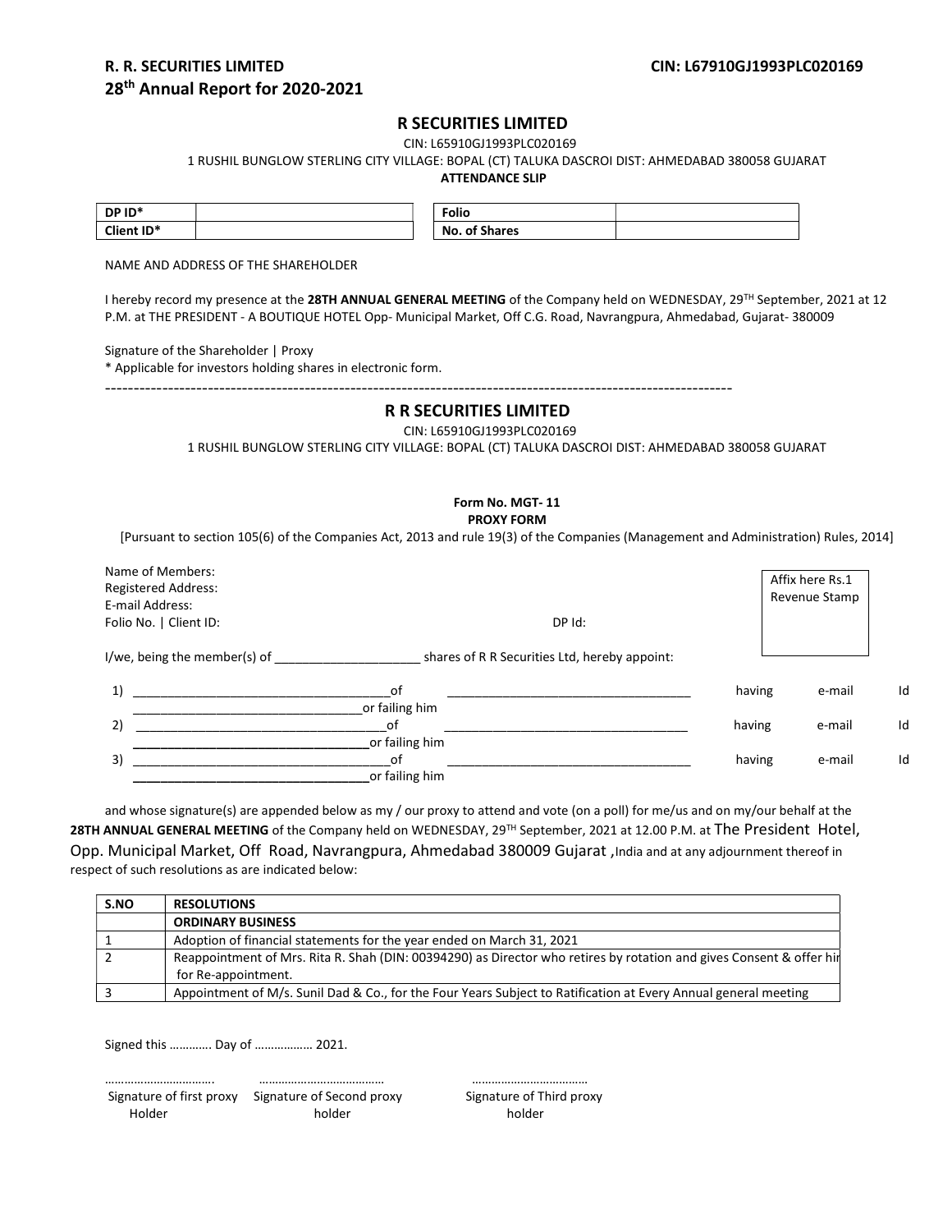# R SECURITIES LIMITED

CIN: L65910GJ1993PLC020169

1 RUSHIL BUNGLOW STERLING CITY VILLAGE: BOPAL (CT) TALUKA DASCROI DIST: AHMEDABAD 380058 GUJARAT

**ATTENDANCE SLIP**

| | | | |
|---|---|---|---|
| **DP ID*** | | **Folio** | |
| **Client ID*** | | **No. of Shares** | |

NAME AND ADDRESS OF THE SHAREHOLDER

I hereby record my presence at the **28TH ANNUAL GENERAL MEETING** of the Company held on WEDNESDAY, 29TH September, 2021 at 12 P.M. at THE PRESIDENT - A BOUTIQUE HOTEL Opp- Municipal Market, Off C.G. Road, Navrangpura, Ahmedabad, Gujarat- 380009

Signature of the Shareholder | Proxy

* Applicable for investors holding shares in electronic form.

---

# R R SECURITIES LIMITED

CIN: L65910GJ1993PLC020169

1 RUSHIL BUNGLOW STERLING CITY VILLAGE: BOPAL (CT) TALUKA DASCROI DIST: AHMEDABAD 380058 GUJARAT

**Form No. MGT- 11**
**PROXY FORM**

[Pursuant to section 105(6) of the Companies Act, 2013 and rule 19(3) of the Companies (Management and Administration) Rules, 2014]

Name of Members:
Registered Address:
E-mail Address:
Folio No. | Client ID: DP Id:

Affix here Rs.1 Revenue Stamp

I/we, being the member(s) of ____________________ shares of R R Securities Ltd, hereby appoint:

1) ___________________________________of ___________________________________ having e-mail Id ________________________________or failing him
2) ___________________________________of ___________________________________ having e-mail Id ________________________________or failing him
3) ___________________________________of ___________________________________ having e-mail Id ________________________________or failing him

and whose signature(s) are appended below as my / our proxy to attend and vote (on a poll) for me/us and on my/our behalf at the **28TH ANNUAL GENERAL MEETING** of the Company held on WEDNESDAY, 29TH September, 2021 at 12.00 P.M. at The President Hotel, Opp. Municipal Market, Off Road, Navrangpura, Ahmedabad 380009 Gujarat ,India and at any adjournment thereof in respect of such resolutions as are indicated below:

| S.NO | RESOLUTIONS |
|---|---|
| | **ORDINARY BUSINESS** |
| 1 | Adoption of financial statements for the year ended on March 31, 2021 |
| 2 | Reappointment of Mrs. Rita R. Shah (DIN: 00394290) as Director who retires by rotation and gives Consent & offer hir for Re-appointment. |
| 3 | Appointment of M/s. Sunil Dad & Co., for the Four Years Subject to Ratification at Every Annual general meeting |

Signed this …………. Day of ……………… 2021.

…………………………… Signature of first proxy Holder

……………………………… Signature of Second proxy holder

……………………………… Signature of Third proxy holder